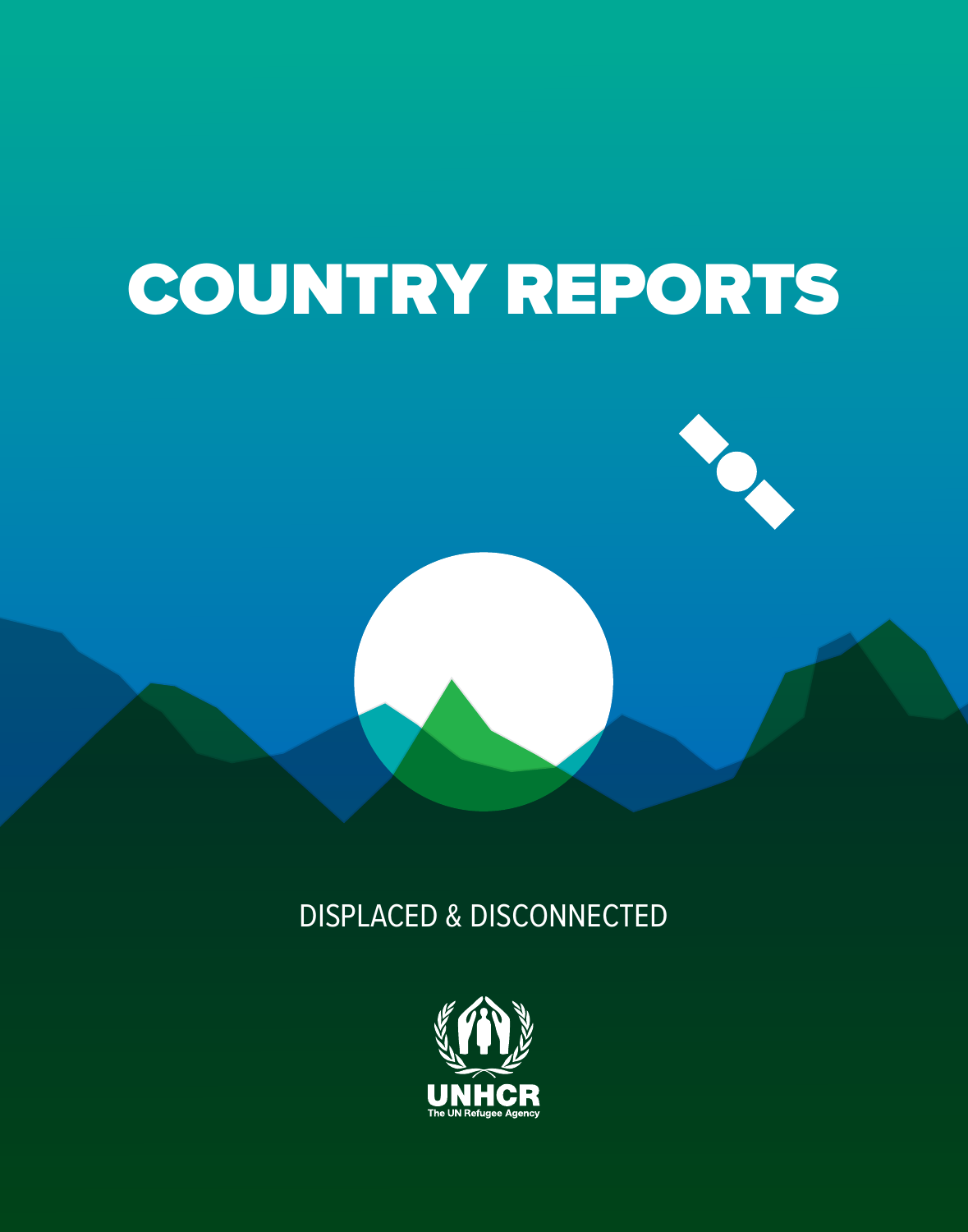# COUNTRY REPORTS

DISPLACED & DISCONNECTED

UNHCR
The UN Refugee Agency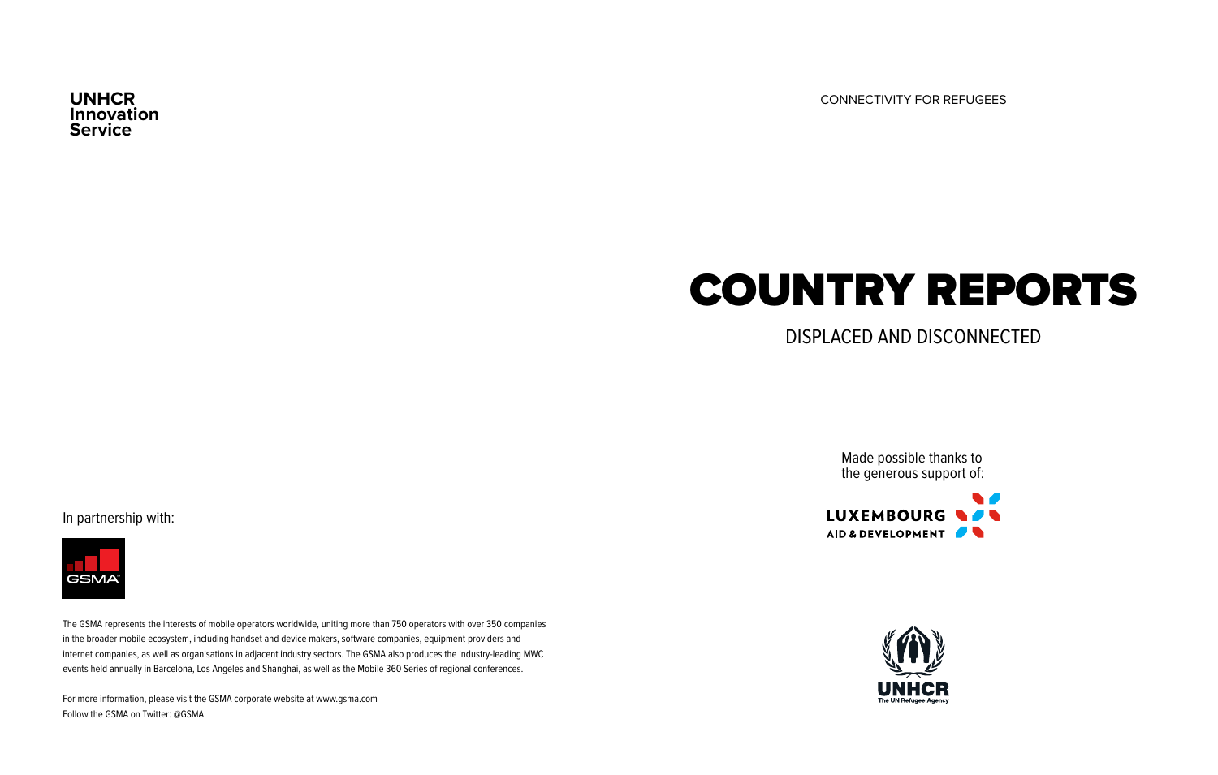**UNHCR Innovation Service**

CONNECTIVITY FOR REFUGEES

# COUNTRY REPORTS

## DISPLACED AND DISCONNECTED

Made possible thanks to the generous support of:

LUXEMBOURG AID & DEVELOPMENT

UNHCR The UN Refugee Agency

In partnership with:

GSMA

The GSMA represents the interests of mobile operators worldwide, uniting more than 750 operators with over 350 companies in the broader mobile ecosystem, including handset and device makers, software companies, equipment providers and internet companies, as well as organisations in adjacent industry sectors. The GSMA also produces the industry-leading MWC events held annually in Barcelona, Los Angeles and Shanghai, as well as the Mobile 360 Series of regional conferences.

For more information, please visit the GSMA corporate website at www.gsma.com
Follow the GSMA on Twitter: @GSMA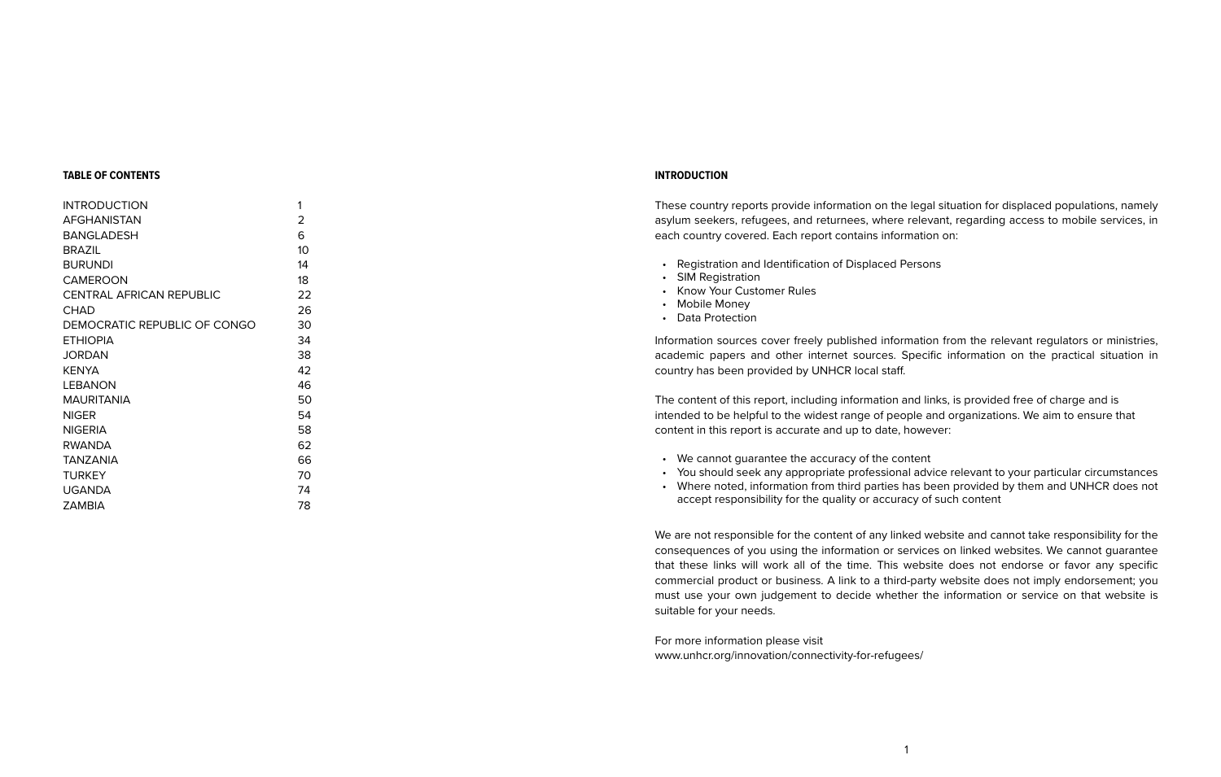## TABLE OF CONTENTS

| | |
|---|---|
| INTRODUCTION | 1 |
| AFGHANISTAN | 2 |
| BANGLADESH | 6 |
| BRAZIL | 10 |
| BURUNDI | 14 |
| CAMEROON | 18 |
| CENTRAL AFRICAN REPUBLIC | 22 |
| CHAD | 26 |
| DEMOCRATIC REPUBLIC OF CONGO | 30 |
| ETHIOPIA | 34 |
| JORDAN | 38 |
| KENYA | 42 |
| LEBANON | 46 |
| MAURITANIA | 50 |
| NIGER | 54 |
| NIGERIA | 58 |
| RWANDA | 62 |
| TANZANIA | 66 |
| TURKEY | 70 |
| UGANDA | 74 |
| ZAMBIA | 78 |

## INTRODUCTION

These country reports provide information on the legal situation for displaced populations, namely asylum seekers, refugees, and returnees, where relevant, regarding access to mobile services, in each country covered. Each report contains information on:

- Registration and Identification of Displaced Persons
- SIM Registration
- Know Your Customer Rules
- Mobile Money
- Data Protection

Information sources cover freely published information from the relevant regulators or ministries, academic papers and other internet sources. Specific information on the practical situation in country has been provided by UNHCR local staff.

The content of this report, including information and links, is provided free of charge and is intended to be helpful to the widest range of people and organizations. We aim to ensure that content in this report is accurate and up to date, however:

- We cannot guarantee the accuracy of the content
- You should seek any appropriate professional advice relevant to your particular circumstances
- Where noted, information from third parties has been provided by them and UNHCR does not accept responsibility for the quality or accuracy of such content

We are not responsible for the content of any linked website and cannot take responsibility for the consequences of you using the information or services on linked websites. We cannot guarantee that these links will work all of the time. This website does not endorse or favor any specific commercial product or business. A link to a third-party website does not imply endorsement; you must use your own judgement to decide whether the information or service on that website is suitable for your needs.

For more information please visit
www.unhcr.org/innovation/connectivity-for-refugees/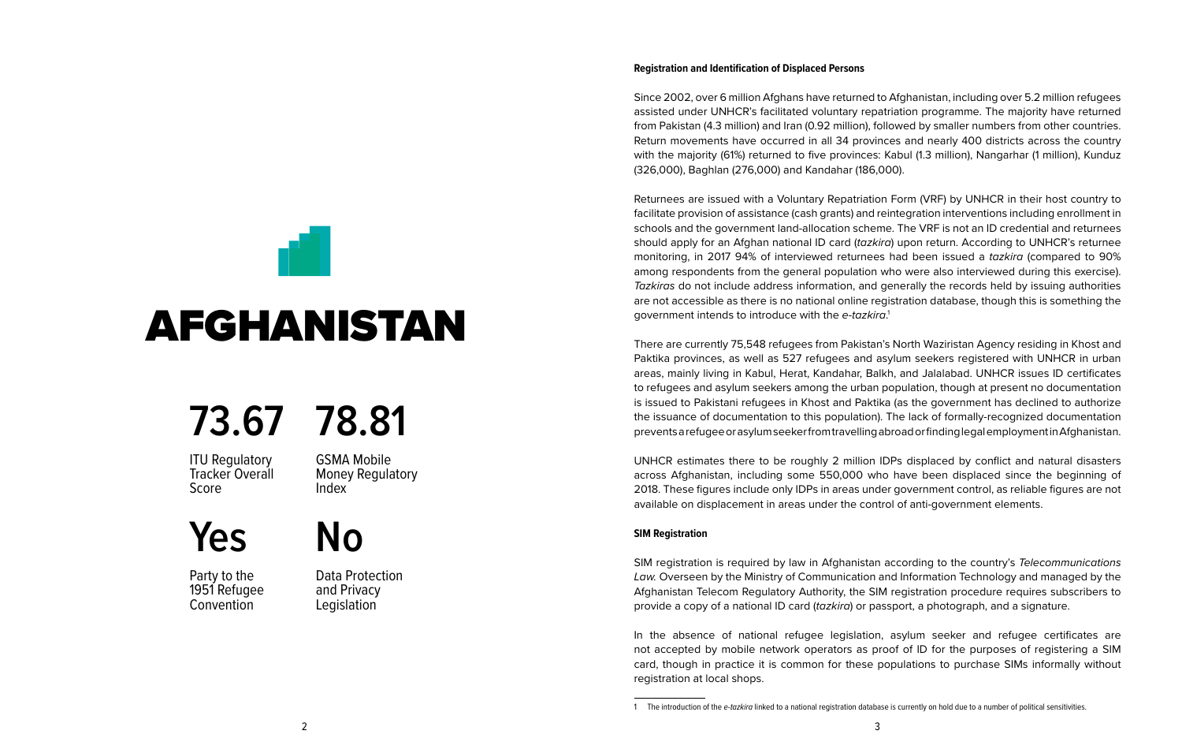# AFGHANISTAN

**73.67**

ITU Regulatory Tracker Overall Score

**78.81**

GSMA Mobile Money Regulatory Index

**Yes**

Party to the 1951 Refugee Convention

**No**

Data Protection and Privacy Legislation

**Registration and Identification of Displaced Persons**

Since 2002, over 6 million Afghans have returned to Afghanistan, including over 5.2 million refugees assisted under UNHCR's facilitated voluntary repatriation programme. The majority have returned from Pakistan (4.3 million) and Iran (0.92 million), followed by smaller numbers from other countries. Return movements have occurred in all 34 provinces and nearly 400 districts across the country with the majority (61%) returned to five provinces: Kabul (1.3 million), Nangarhar (1 million), Kunduz (326,000), Baghlan (276,000) and Kandahar (186,000).

Returnees are issued with a Voluntary Repatriation Form (VRF) by UNHCR in their host country to facilitate provision of assistance (cash grants) and reintegration interventions including enrollment in schools and the government land-allocation scheme. The VRF is not an ID credential and returnees should apply for an Afghan national ID card (*tazkira*) upon return. According to UNHCR's returnee monitoring, in 2017 94% of interviewed returnees had been issued a *tazkira* (compared to 90% among respondents from the general population who were also interviewed during this exercise). *Tazkiras* do not include address information, and generally the records held by issuing authorities are not accessible as there is no national online registration database, though this is something the government intends to introduce with the *e-tazkira*.[1]

There are currently 75,548 refugees from Pakistan's North Waziristan Agency residing in Khost and Paktika provinces, as well as 527 refugees and asylum seekers registered with UNHCR in urban areas, mainly living in Kabul, Herat, Kandahar, Balkh, and Jalalabad. UNHCR issues ID certificates to refugees and asylum seekers among the urban population, though at present no documentation is issued to Pakistani refugees in Khost and Paktika (as the government has declined to authorize the issuance of documentation to this population). The lack of formally-recognized documentation prevents a refugee or asylum seeker from travelling abroad or finding legal employment in Afghanistan.

UNHCR estimates there to be roughly 2 million IDPs displaced by conflict and natural disasters across Afghanistan, including some 550,000 who have been displaced since the beginning of 2018. These figures include only IDPs in areas under government control, as reliable figures are not available on displacement in areas under the control of anti-government elements.

**SIM Registration**

SIM registration is required by law in Afghanistan according to the country's *Telecommunications Law.* Overseen by the Ministry of Communication and Information Technology and managed by the Afghanistan Telecom Regulatory Authority, the SIM registration procedure requires subscribers to provide a copy of a national ID card (*tazkira*) or passport, a photograph, and a signature.

In the absence of national refugee legislation, asylum seeker and refugee certificates are not accepted by mobile network operators as proof of ID for the purposes of registering a SIM card, though in practice it is common for these populations to purchase SIMs informally without registration at local shops.

[1] The introduction of the *e-tazkira* linked to a national registration database is currently on hold due to a number of political sensitivities.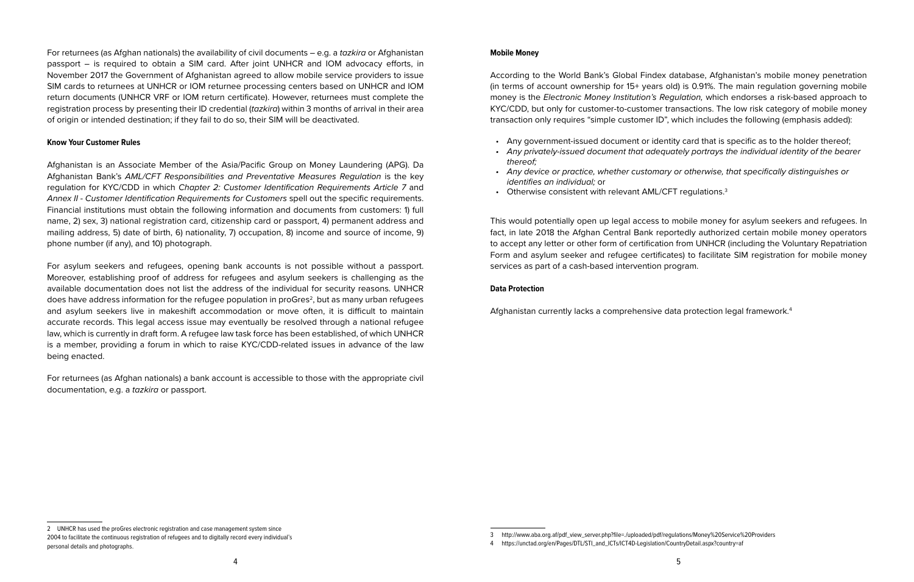For returnees (as Afghan nationals) the availability of civil documents – e.g. a *tazkira* or Afghanistan passport – is required to obtain a SIM card. After joint UNHCR and IOM advocacy efforts, in November 2017 the Government of Afghanistan agreed to allow mobile service providers to issue SIM cards to returnees at UNHCR or IOM returnee processing centers based on UNHCR and IOM return documents (UNHCR VRF or IOM return certificate). However, returnees must complete the registration process by presenting their ID credential (*tazkira*) within 3 months of arrival in their area of origin or intended destination; if they fail to do so, their SIM will be deactivated.

#### Know Your Customer Rules

Afghanistan is an Associate Member of the Asia/Pacific Group on Money Laundering (APG). Da Afghanistan Bank's *AML/CFT Responsibilities and Preventative Measures Regulation* is the key regulation for KYC/CDD in which *Chapter 2: Customer Identification Requirements Article 7* and *Annex II - Customer Identification Requirements for Customers* spell out the specific requirements. Financial institutions must obtain the following information and documents from customers: 1) full name, 2) sex, 3) national registration card, citizenship card or passport, 4) permanent address and mailing address, 5) date of birth, 6) nationality, 7) occupation, 8) income and source of income, 9) phone number (if any), and 10) photograph.

For asylum seekers and refugees, opening bank accounts is not possible without a passport. Moreover, establishing proof of address for refugees and asylum seekers is challenging as the available documentation does not list the address of the individual for security reasons. UNHCR does have address information for the refugee population in proGres[2], but as many urban refugees and asylum seekers live in makeshift accommodation or move often, it is difficult to maintain accurate records. This legal access issue may eventually be resolved through a national refugee law, which is currently in draft form. A refugee law task force has been established, of which UNHCR is a member, providing a forum in which to raise KYC/CDD-related issues in advance of the law being enacted.

For returnees (as Afghan nationals) a bank account is accessible to those with the appropriate civil documentation, e.g. a *tazkira* or passport.

#### Mobile Money

According to the World Bank's Global Findex database, Afghanistan's mobile money penetration (in terms of account ownership for 15+ years old) is 0.91%. The main regulation governing mobile money is the *Electronic Money Institution's Regulation,* which endorses a risk-based approach to KYC/CDD, but only for customer-to-customer transactions. The low risk category of mobile money transaction only requires "simple customer ID", which includes the following (emphasis added):

- Any government-issued document or identity card that is specific as to the holder thereof;
- *Any privately-issued document that adequately portrays the individual identity of the bearer thereof;*
- *Any device or practice, whether customary or otherwise, that specifically distinguishes or identifies an individual;* or
- Otherwise consistent with relevant AML/CFT regulations.[3]

This would potentially open up legal access to mobile money for asylum seekers and refugees. In fact, in late 2018 the Afghan Central Bank reportedly authorized certain mobile money operators to accept any letter or other form of certification from UNHCR (including the Voluntary Repatriation Form and asylum seeker and refugee certificates) to facilitate SIM registration for mobile money services as part of a cash-based intervention program.

#### Data Protection

Afghanistan currently lacks a comprehensive data protection legal framework.[4]

---

2 UNHCR has used the proGres electronic registration and case management system since 2004 to facilitate the continuous registration of refugees and to digitally record every individual's personal details and photographs.

3 http://www.aba.org.af/pdf_view_server.php?file=./uploaded/pdf/regulations/Money%20Service%20Providers

4 https://unctad.org/en/Pages/DTL/STI_and_ICTs/ICT4D-Legislation/CountryDetail.aspx?country=af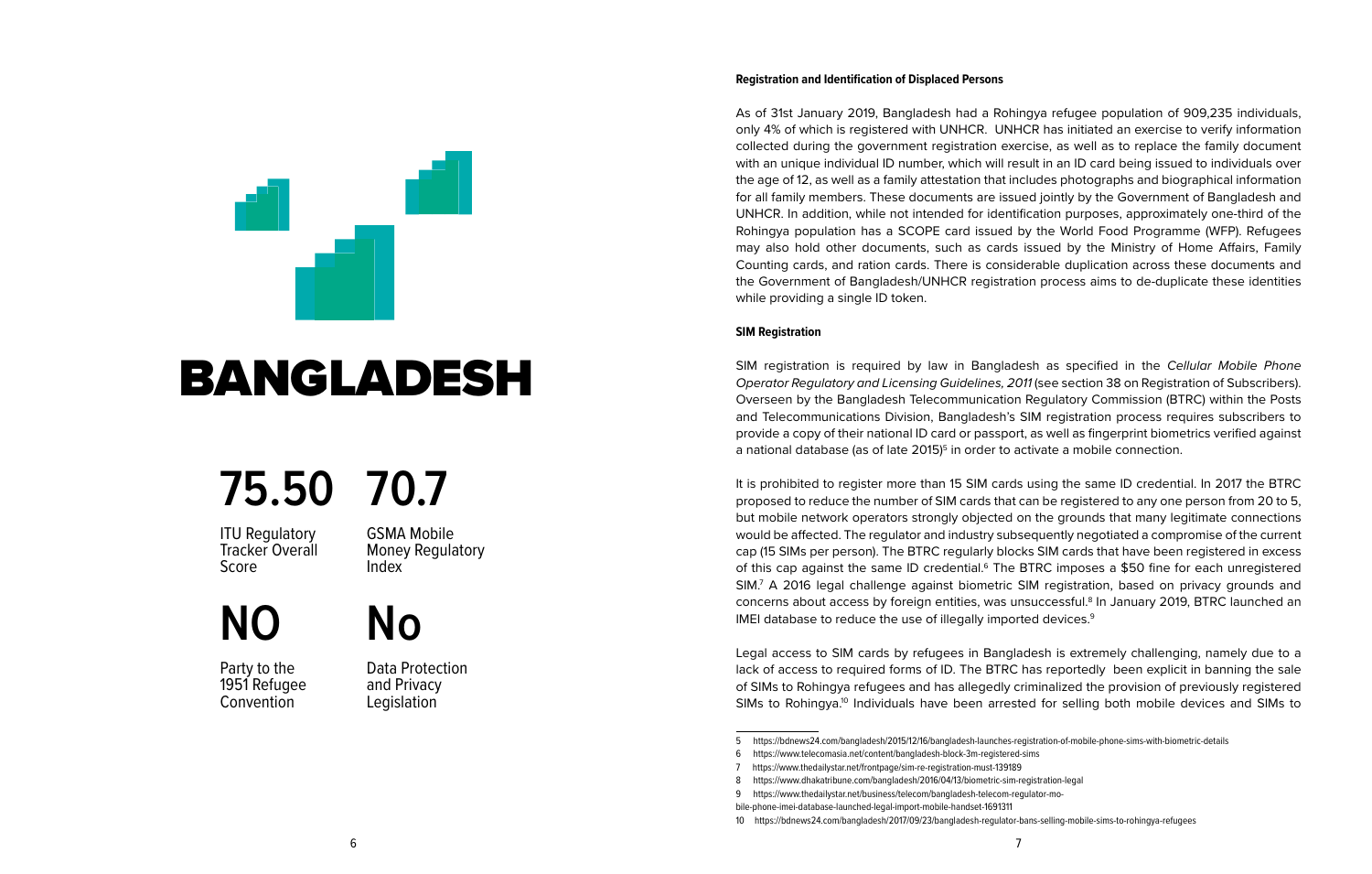# BANGLADESH

**75.50**

ITU Regulatory Tracker Overall Score

**70.7**

GSMA Mobile Money Regulatory Index

**NO**

Party to the 1951 Refugee Convention

**No**

Data Protection and Privacy Legislation

### Registration and Identification of Displaced Persons

As of 31st January 2019, Bangladesh had a Rohingya refugee population of 909,235 individuals, only 4% of which is registered with UNHCR. UNHCR has initiated an exercise to verify information collected during the government registration exercise, as well as to replace the family document with an unique individual ID number, which will result in an ID card being issued to individuals over the age of 12, as well as a family attestation that includes photographs and biographical information for all family members. These documents are issued jointly by the Government of Bangladesh and UNHCR. In addition, while not intended for identification purposes, approximately one-third of the Rohingya population has a SCOPE card issued by the World Food Programme (WFP). Refugees may also hold other documents, such as cards issued by the Ministry of Home Affairs, Family Counting cards, and ration cards. There is considerable duplication across these documents and the Government of Bangladesh/UNHCR registration process aims to de-duplicate these identities while providing a single ID token.

### SIM Registration

SIM registration is required by law in Bangladesh as specified in the *Cellular Mobile Phone Operator Regulatory and Licensing Guidelines, 2011* (see section 38 on Registration of Subscribers). Overseen by the Bangladesh Telecommunication Regulatory Commission (BTRC) within the Posts and Telecommunications Division, Bangladesh's SIM registration process requires subscribers to provide a copy of their national ID card or passport, as well as fingerprint biometrics verified against a national database (as of late 2015)[5] in order to activate a mobile connection.

It is prohibited to register more than 15 SIM cards using the same ID credential. In 2017 the BTRC proposed to reduce the number of SIM cards that can be registered to any one person from 20 to 5, but mobile network operators strongly objected on the grounds that many legitimate connections would be affected. The regulator and industry subsequently negotiated a compromise of the current cap (15 SIMs per person). The BTRC regularly blocks SIM cards that have been registered in excess of this cap against the same ID credential.[6] The BTRC imposes a $50 fine for each unregistered SIM.[7] A 2016 legal challenge against biometric SIM registration, based on privacy grounds and concerns about access by foreign entities, was unsuccessful.[8] In January 2019, BTRC launched an IMEI database to reduce the use of illegally imported devices.[9]

Legal access to SIM cards by refugees in Bangladesh is extremely challenging, namely due to a lack of access to required forms of ID. The BTRC has reportedly been explicit in banning the sale of SIMs to Rohingya refugees and has allegedly criminalized the provision of previously registered SIMs to Rohingya.[10] Individuals have been arrested for selling both mobile devices and SIMs to

---

5 https://bdnews24.com/bangladesh/2015/12/16/bangladesh-launches-registration-of-mobile-phone-sims-with-biometric-details

6 https://www.telecomasia.net/content/bangladesh-block-3m-registered-sims

7 https://www.thedailystar.net/frontpage/sim-re-registration-must-139189

8 https://www.dhakatribune.com/bangladesh/2016/04/13/biometric-sim-registration-legal

9 https://www.thedailystar.net/business/telecom/bangladesh-telecom-regulator-mobile-phone-imei-database-launched-legal-import-mobile-handset-1691311

10 https://bdnews24.com/bangladesh/2017/09/23/bangladesh-regulator-bans-selling-mobile-sims-to-rohingya-refugees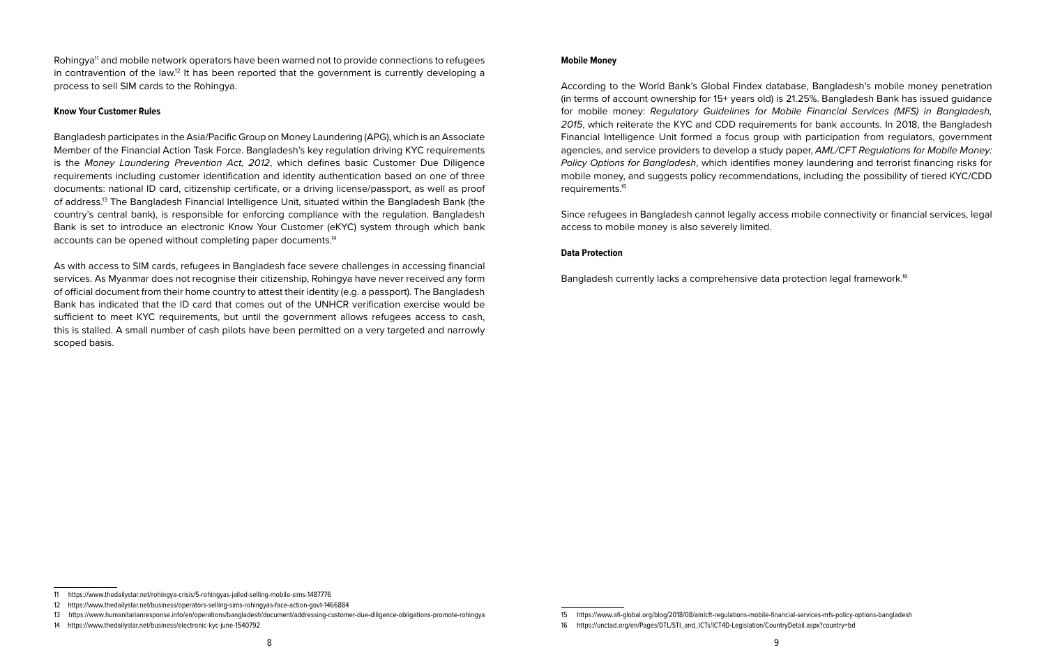Rohingya[11] and mobile network operators have been warned not to provide connections to refugees in contravention of the law.[12] It has been reported that the government is currently developing a process to sell SIM cards to the Rohingya.

#### Know Your Customer Rules

Bangladesh participates in the Asia/Pacific Group on Money Laundering (APG), which is an Associate Member of the Financial Action Task Force. Bangladesh's key regulation driving KYC requirements is the *Money Laundering Prevention Act, 2012*, which defines basic Customer Due Diligence requirements including customer identification and identity authentication based on one of three documents: national ID card, citizenship certificate, or a driving license/passport, as well as proof of address.[13] The Bangladesh Financial Intelligence Unit, situated within the Bangladesh Bank (the country's central bank), is responsible for enforcing compliance with the regulation. Bangladesh Bank is set to introduce an electronic Know Your Customer (eKYC) system through which bank accounts can be opened without completing paper documents.[14]

As with access to SIM cards, refugees in Bangladesh face severe challenges in accessing financial services. As Myanmar does not recognise their citizenship, Rohingya have never received any form of official document from their home country to attest their identity (e.g. a passport). The Bangladesh Bank has indicated that the ID card that comes out of the UNHCR verification exercise would be sufficient to meet KYC requirements, but until the government allows refugees access to cash, this is stalled. A small number of cash pilots have been permitted on a very targeted and narrowly scoped basis.

#### Mobile Money

According to the World Bank's Global Findex database, Bangladesh's mobile money penetration (in terms of account ownership for 15+ years old) is 21.25%. Bangladesh Bank has issued guidance for mobile money: *Regulatory Guidelines for Mobile Financial Services (MFS) in Bangladesh, 2015*, which reiterate the KYC and CDD requirements for bank accounts. In 2018, the Bangladesh Financial Intelligence Unit formed a focus group with participation from regulators, government agencies, and service providers to develop a study paper, *AML/CFT Regulations for Mobile Money: Policy Options for Bangladesh*, which identifies money laundering and terrorist financing risks for mobile money, and suggests policy recommendations, including the possibility of tiered KYC/CDD requirements.[15]

Since refugees in Bangladesh cannot legally access mobile connectivity or financial services, legal access to mobile money is also severely limited.

#### Data Protection

Bangladesh currently lacks a comprehensive data protection legal framework.[16]

---

11 https://www.thedailystar.net/rohingya-crisis/5-rohingyas-jailed-selling-mobile-sims-1487776

12 https://www.thedailystar.net/business/operators-selling-sims-rohingyas-face-action-govt-1466884

13 https://www.humanitarianresponse.info/en/operations/bangladesh/document/addressing-customer-due-diligence-obligations-promote-rohingya

14 https://www.thedailystar.net/business/electronic-kyc-june-1540792

15 https://www.afi-global.org/blog/2018/08/amlcft-regulations-mobile-financial-services-mfs-policy-options-bangladesh

16 https://unctad.org/en/Pages/DTL/STI_and_ICTs/ICT4D-Legislation/CountryDetail.aspx?country=bd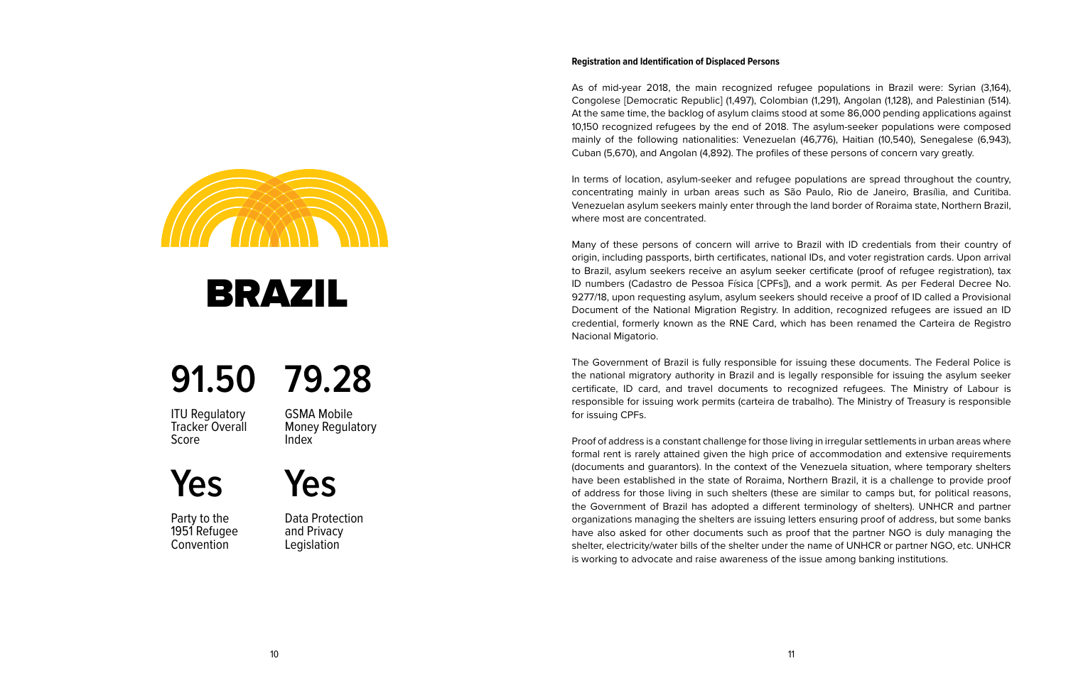# BRAZIL

**91.50**

ITU Regulatory Tracker Overall Score

**79.28**

GSMA Mobile Money Regulatory Index

**Yes**

Party to the 1951 Refugee Convention

**Yes**

Data Protection and Privacy Legislation

**Registration and Identification of Displaced Persons**

As of mid-year 2018, the main recognized refugee populations in Brazil were: Syrian (3,164), Congolese [Democratic Republic] (1,497), Colombian (1,291), Angolan (1,128), and Palestinian (514). At the same time, the backlog of asylum claims stood at some 86,000 pending applications against 10,150 recognized refugees by the end of 2018. The asylum-seeker populations were composed mainly of the following nationalities: Venezuelan (46,776), Haitian (10,540), Senegalese (6,943), Cuban (5,670), and Angolan (4,892). The profiles of these persons of concern vary greatly.

In terms of location, asylum-seeker and refugee populations are spread throughout the country, concentrating mainly in urban areas such as São Paulo, Rio de Janeiro, Brasília, and Curitiba. Venezuelan asylum seekers mainly enter through the land border of Roraima state, Northern Brazil, where most are concentrated.

Many of these persons of concern will arrive to Brazil with ID credentials from their country of origin, including passports, birth certificates, national IDs, and voter registration cards. Upon arrival to Brazil, asylum seekers receive an asylum seeker certificate (proof of refugee registration), tax ID numbers (Cadastro de Pessoa Física [CPFs]), and a work permit. As per Federal Decree No. 9277/18, upon requesting asylum, asylum seekers should receive a proof of ID called a Provisional Document of the National Migration Registry. In addition, recognized refugees are issued an ID credential, formerly known as the RNE Card, which has been renamed the Carteira de Registro Nacional Migatorio.

The Government of Brazil is fully responsible for issuing these documents. The Federal Police is the national migratory authority in Brazil and is legally responsible for issuing the asylum seeker certificate, ID card, and travel documents to recognized refugees. The Ministry of Labour is responsible for issuing work permits (carteira de trabalho). The Ministry of Treasury is responsible for issuing CPFs.

Proof of address is a constant challenge for those living in irregular settlements in urban areas where formal rent is rarely attained given the high price of accommodation and extensive requirements (documents and guarantors). In the context of the Venezuela situation, where temporary shelters have been established in the state of Roraima, Northern Brazil, it is a challenge to provide proof of address for those living in such shelters (these are similar to camps but, for political reasons, the Government of Brazil has adopted a different terminology of shelters). UNHCR and partner organizations managing the shelters are issuing letters ensuring proof of address, but some banks have also asked for other documents such as proof that the partner NGO is duly managing the shelter, electricity/water bills of the shelter under the name of UNHCR or partner NGO, etc. UNHCR is working to advocate and raise awareness of the issue among banking institutions.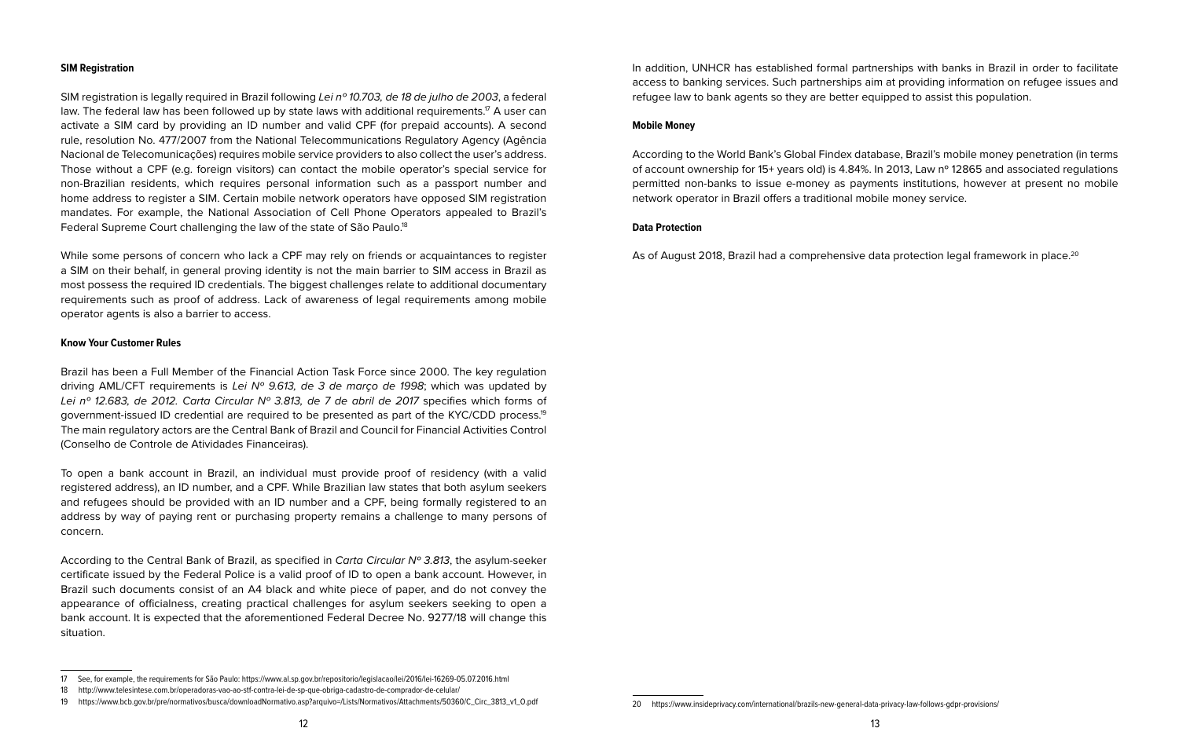#### SIM Registration

SIM registration is legally required in Brazil following *Lei nº 10.703, de 18 de julho de 2003*, a federal law. The federal law has been followed up by state laws with additional requirements.[17] A user can activate a SIM card by providing an ID number and valid CPF (for prepaid accounts). A second rule, resolution No. 477/2007 from the National Telecommunications Regulatory Agency (Agência Nacional de Telecomunicações) requires mobile service providers to also collect the user's address. Those without a CPF (e.g. foreign visitors) can contact the mobile operator's special service for non-Brazilian residents, which requires personal information such as a passport number and home address to register a SIM. Certain mobile network operators have opposed SIM registration mandates. For example, the National Association of Cell Phone Operators appealed to Brazil's Federal Supreme Court challenging the law of the state of São Paulo.[18]

While some persons of concern who lack a CPF may rely on friends or acquaintances to register a SIM on their behalf, in general proving identity is not the main barrier to SIM access in Brazil as most possess the required ID credentials. The biggest challenges relate to additional documentary requirements such as proof of address. Lack of awareness of legal requirements among mobile operator agents is also a barrier to access.

#### Know Your Customer Rules

Brazil has been a Full Member of the Financial Action Task Force since 2000. The key regulation driving AML/CFT requirements is *Lei Nº 9.613, de 3 de março de 1998*; which was updated by *Lei nº 12.683, de 2012. Carta Circular Nº 3.813, de 7 de abril de 2017* specifies which forms of government-issued ID credential are required to be presented as part of the KYC/CDD process.[19] The main regulatory actors are the Central Bank of Brazil and Council for Financial Activities Control (Conselho de Controle de Atividades Financeiras).

To open a bank account in Brazil, an individual must provide proof of residency (with a valid registered address), an ID number, and a CPF. While Brazilian law states that both asylum seekers and refugees should be provided with an ID number and a CPF, being formally registered to an address by way of paying rent or purchasing property remains a challenge to many persons of concern.

According to the Central Bank of Brazil, as specified in *Carta Circular Nº 3.813*, the asylum-seeker certificate issued by the Federal Police is a valid proof of ID to open a bank account. However, in Brazil such documents consist of an A4 black and white piece of paper, and do not convey the appearance of officialness, creating practical challenges for asylum seekers seeking to open a bank account. It is expected that the aforementioned Federal Decree No. 9277/18 will change this situation.

In addition, UNHCR has established formal partnerships with banks in Brazil in order to facilitate access to banking services. Such partnerships aim at providing information on refugee issues and refugee law to bank agents so they are better equipped to assist this population.

#### Mobile Money

According to the World Bank's Global Findex database, Brazil's mobile money penetration (in terms of account ownership for 15+ years old) is 4.84%. In 2013, Law nº 12865 and associated regulations permitted non-banks to issue e-money as payments institutions, however at present no mobile network operator in Brazil offers a traditional mobile money service.

#### Data Protection

As of August 2018, Brazil had a comprehensive data protection legal framework in place.[20]

---

17 See, for example, the requirements for São Paulo: https://www.al.sp.gov.br/repositorio/legislacao/lei/2016/lei-16269-05.07.2016.html

18 http://www.telesintese.com.br/operadoras-vao-ao-stf-contra-lei-de-sp-que-obriga-cadastro-de-comprador-de-celular/

19 https://www.bcb.gov.br/pre/normativos/busca/downloadNormativo.asp?arquivo=/Lists/Normativos/Attachments/50360/C_Circ_3813_v1_O.pdf

20 https://www.insideprivacy.com/international/brazils-new-general-data-privacy-law-follows-gdpr-provisions/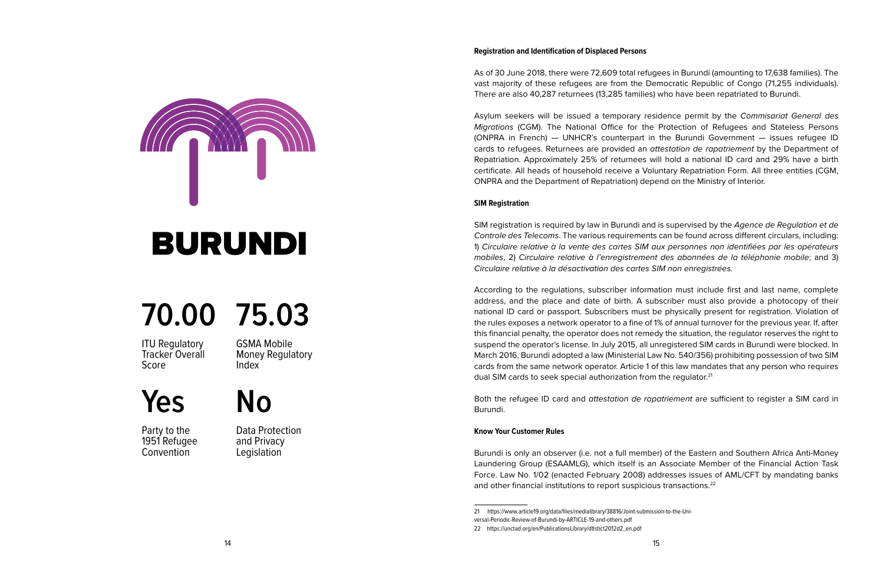# BURUNDI

**70.00** ITU Regulatory Tracker Overall Score

**75.03** GSMA Mobile Money Regulatory Index

**Yes** Party to the 1951 Refugee Convention

**No** Data Protection and Privacy Legislation

**Registration and Identification of Displaced Persons**

As of 30 June 2018, there were 72,609 total refugees in Burundi (amounting to 17,638 families). The vast majority of these refugees are from the Democratic Republic of Congo (71,255 individuals). There are also 40,287 returnees (13,285 families) who have been repatriated to Burundi.

Asylum seekers will be issued a temporary residence permit by the *Commisariat General des Migrations* (CGM). The National Office for the Protection of Refugees and Stateless Persons (ONPRA in French) — UNHCR's counterpart in the Burundi Government — issues refugee ID cards to refugees. Returnees are provided an *attestation de rapatriement* by the Department of Repatriation. Approximately 25% of returnees will hold a national ID card and 29% have a birth certificate. All heads of household receive a Voluntary Repatriation Form. All three entities (CGM, ONPRA and the Department of Repatriation) depend on the Ministry of Interior.

**SIM Registration**

SIM registration is required by law in Burundi and is supervised by the *Agence de Regulation et de Controle des Telecoms*. The various requirements can be found across different circulars, including: 1) *Circulaire relative à la vente des cartes SIM aux personnes non identifiées par les opérateurs mobiles*, 2) *Circulaire relative à l'enregistrement des abonnées de la téléphonie mobile*; and 3) *Circulaire relative à la désactivation des cartes SIM non enregistrées.*

According to the regulations, subscriber information must include first and last name, complete address, and the place and date of birth. A subscriber must also provide a photocopy of their national ID card or passport. Subscribers must be physically present for registration. Violation of the rules exposes a network operator to a fine of 1% of annual turnover for the previous year. If, after this financial penalty, the operator does not remedy the situation, the regulator reserves the right to suspend the operator's license. In July 2015, all unregistered SIM cards in Burundi were blocked. In March 2016, Burundi adopted a law (Ministerial Law No. 540/356) prohibiting possession of two SIM cards from the same network operator. Article 1 of this law mandates that any person who requires dual SIM cards to seek special authorization from the regulator.[21]

Both the refugee ID card and *attestation de rapatriement* are sufficient to register a SIM card in Burundi.

**Know Your Customer Rules**

Burundi is only an observer (i.e. not a full member) of the Eastern and Southern Africa Anti-Money Laundering Group (ESAAMLG), which itself is an Associate Member of the Financial Action Task Force. Law No. 1/02 (enacted February 2008) addresses issues of AML/CFT by mandating banks and other financial institutions to report suspicious transactions.[22]

---

21 https://www.article19.org/data/files/medialibrary/38816/Joint-submission-to-the-Universal-Periodic-Review-of-Burundi-by-ARTICLE-19-and-others.pdf

22 https://unctad.org/en/PublicationsLibrary/dtlstict2012d2_en.pdf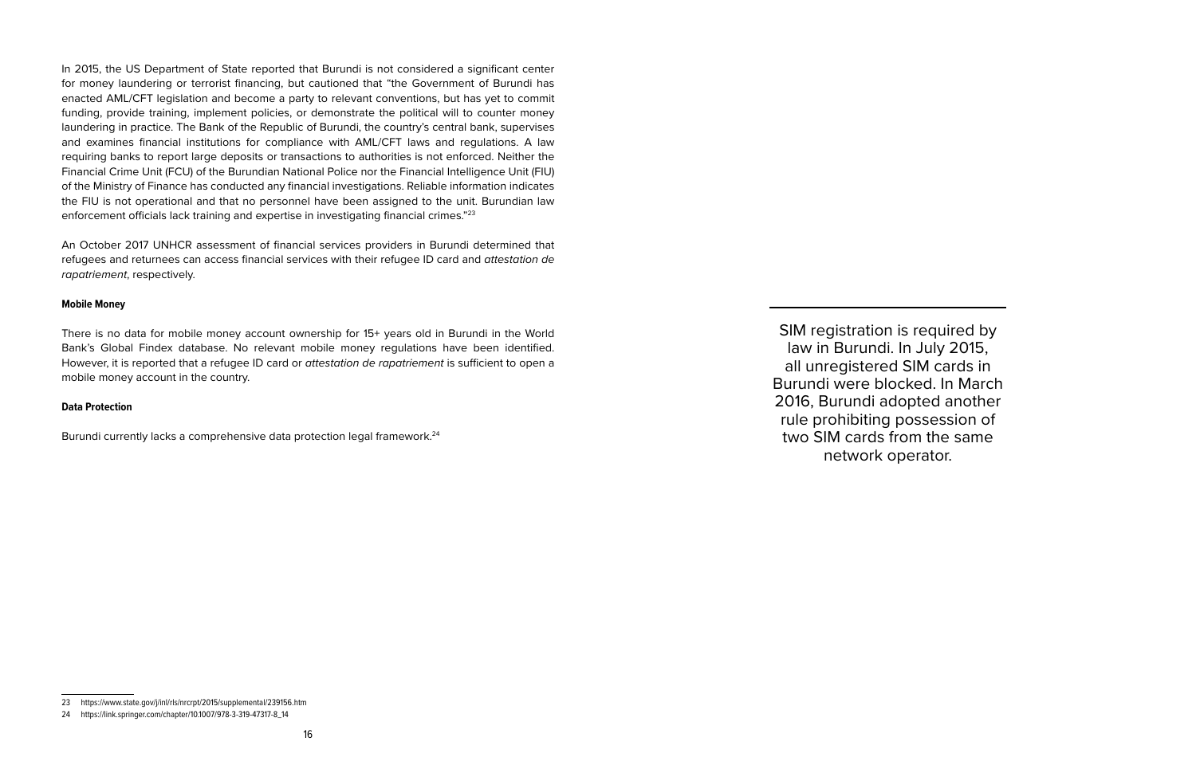In 2015, the US Department of State reported that Burundi is not considered a significant center for money laundering or terrorist financing, but cautioned that "the Government of Burundi has enacted AML/CFT legislation and become a party to relevant conventions, but has yet to commit funding, provide training, implement policies, or demonstrate the political will to counter money laundering in practice. The Bank of the Republic of Burundi, the country's central bank, supervises and examines financial institutions for compliance with AML/CFT laws and regulations. A law requiring banks to report large deposits or transactions to authorities is not enforced. Neither the Financial Crime Unit (FCU) of the Burundian National Police nor the Financial Intelligence Unit (FIU) of the Ministry of Finance has conducted any financial investigations. Reliable information indicates the FIU is not operational and that no personnel have been assigned to the unit. Burundian law enforcement officials lack training and expertise in investigating financial crimes."[23]

An October 2017 UNHCR assessment of financial services providers in Burundi determined that refugees and returnees can access financial services with their refugee ID card and *attestation de rapatriement*, respectively.

#### Mobile Money

There is no data for mobile money account ownership for 15+ years old in Burundi in the World Bank's Global Findex database. No relevant mobile money regulations have been identified. However, it is reported that a refugee ID card or *attestation de rapatriement* is sufficient to open a mobile money account in the country.

#### Data Protection

Burundi currently lacks a comprehensive data protection legal framework.[24]

> SIM registration is required by law in Burundi. In July 2015, all unregistered SIM cards in Burundi were blocked. In March 2016, Burundi adopted another rule prohibiting possession of two SIM cards from the same network operator.

---

23 https://www.state.gov/j/inl/rls/nrcrpt/2015/supplemental/239156.htm

24 https://link.springer.com/chapter/10.1007/978-3-319-47317-8_14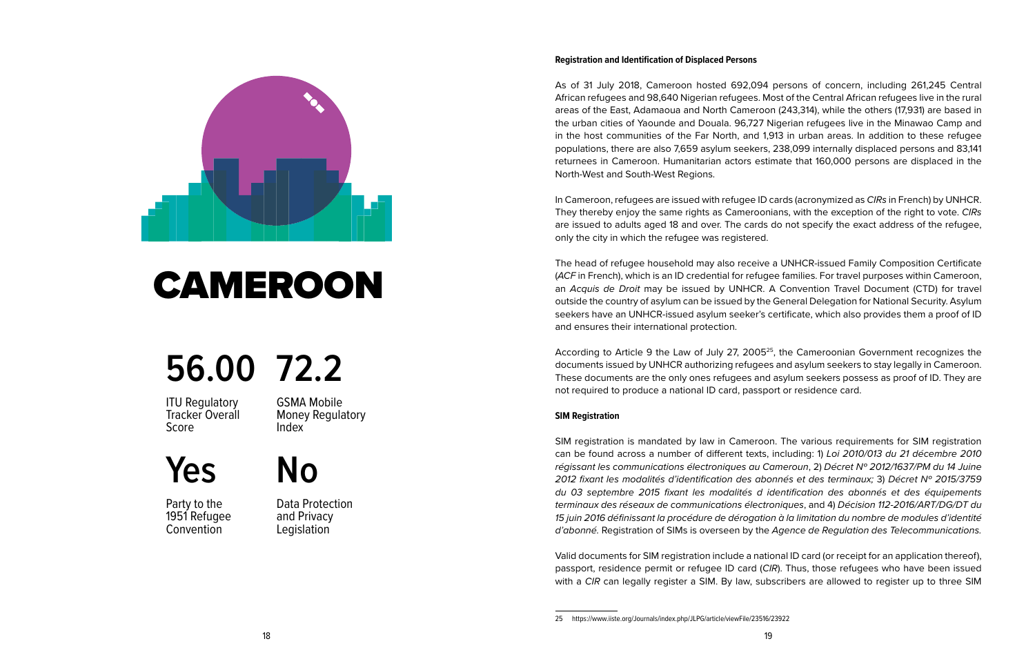# CAMEROON

**56.00**

ITU Regulatory Tracker Overall Score

**72.2**

GSMA Mobile Money Regulatory Index

**Yes**

Party to the 1951 Refugee Convention

**No**

Data Protection and Privacy Legislation

**Registration and Identification of Displaced Persons**

As of 31 July 2018, Cameroon hosted 692,094 persons of concern, including 261,245 Central African refugees and 98,640 Nigerian refugees. Most of the Central African refugees live in the rural areas of the East, Adamaoua and North Cameroon (243,314), while the others (17,931) are based in the urban cities of Yaounde and Douala. 96,727 Nigerian refugees live in the Minawao Camp and in the host communities of the Far North, and 1,913 in urban areas. In addition to these refugee populations, there are also 7,659 asylum seekers, 238,099 internally displaced persons and 83,141 returnees in Cameroon. Humanitarian actors estimate that 160,000 persons are displaced in the North-West and South-West Regions.

In Cameroon, refugees are issued with refugee ID cards (acronymized as *CIRs* in French) by UNHCR. They thereby enjoy the same rights as Cameroonians, with the exception of the right to vote. *CIRs* are issued to adults aged 18 and over. The cards do not specify the exact address of the refugee, only the city in which the refugee was registered.

The head of refugee household may also receive a UNHCR-issued Family Composition Certificate (*ACF* in French), which is an ID credential for refugee families. For travel purposes within Cameroon, an *Acquis de Droit* may be issued by UNHCR. A Convention Travel Document (CTD) for travel outside the country of asylum can be issued by the General Delegation for National Security. Asylum seekers have an UNHCR-issued asylum seeker's certificate, which also provides them a proof of ID and ensures their international protection.

According to Article 9 the Law of July 27, 2005[25], the Cameroonian Government recognizes the documents issued by UNHCR authorizing refugees and asylum seekers to stay legally in Cameroon. These documents are the only ones refugees and asylum seekers possess as proof of ID. They are not required to produce a national ID card, passport or residence card.

**SIM Registration**

SIM registration is mandated by law in Cameroon. The various requirements for SIM registration can be found across a number of different texts, including: 1) *Loi 2010/013 du 21 décembre 2010 régissant les communications électroniques au Cameroun*, 2) *Décret N° 2012/1637/PM du 14 Juine 2012 fixant les modalités d'identification des abonnés et des terminaux;* 3) *Décret N° 2015/3759 du 03 septembre 2015 fixant les modalités d identification des abonnés et des équipements terminaux des réseaux de communications électroniques*, and 4) *Décision 112-2016/ART/DG/DT du 15 juin 2016 définissant la procédure de dérogation à la limitation du nombre de modules d'identité d'abonné*. Registration of SIMs is overseen by the *Agence de Regulation des Telecommunications.*

Valid documents for SIM registration include a national ID card (or receipt for an application thereof), passport, residence permit or refugee ID card (*CIR*). Thus, those refugees who have been issued with a *CIR* can legally register a SIM. By law, subscribers are allowed to register up to three SIM

25 https://www.iiste.org/Journals/index.php/JLPG/article/viewFile/23516/23922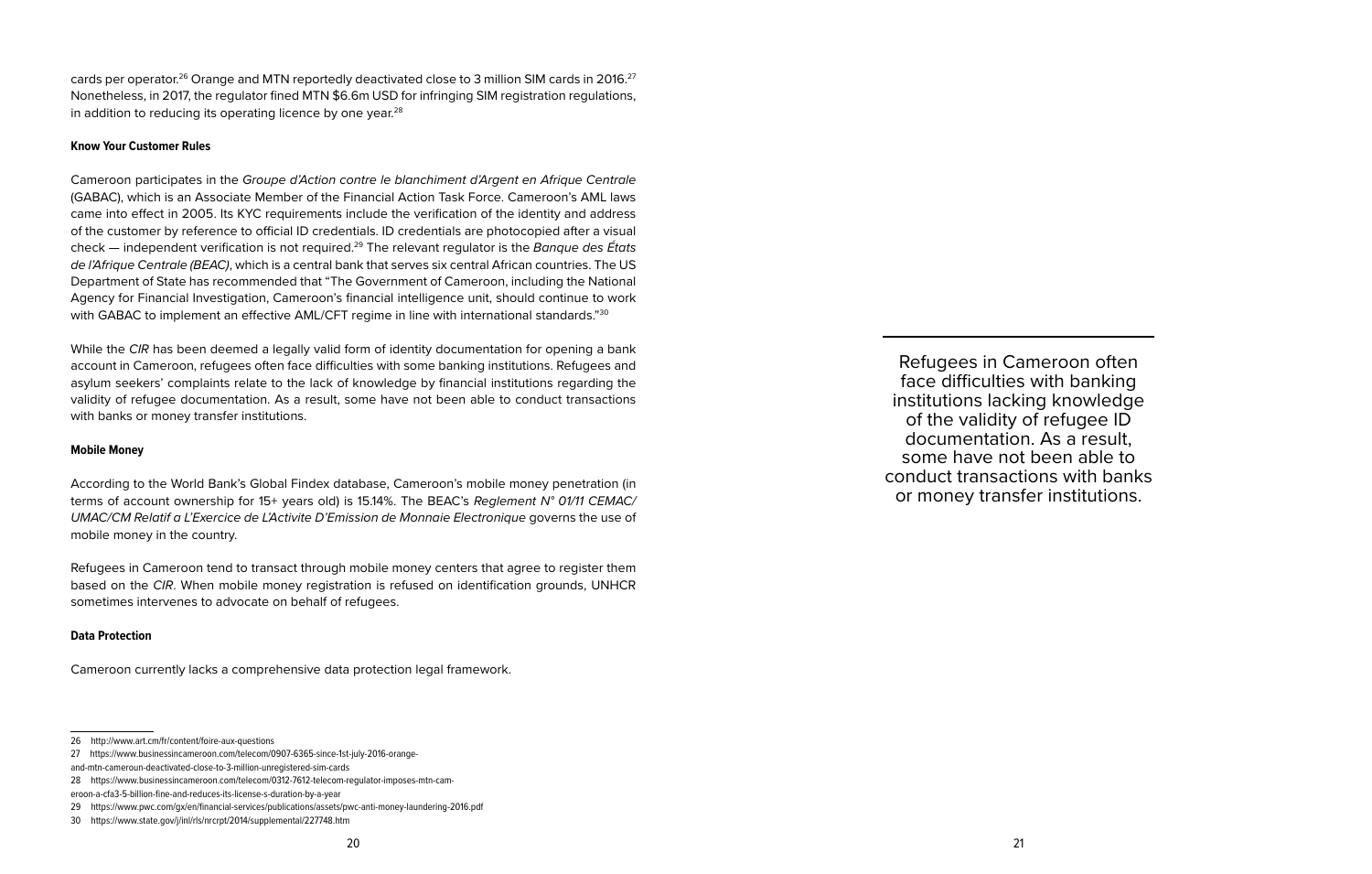cards per operator.[26] Orange and MTN reportedly deactivated close to 3 million SIM cards in 2016.[27] Nonetheless, in 2017, the regulator fined MTN $6.6m USD for infringing SIM registration regulations, in addition to reducing its operating licence by one year.[28]

#### Know Your Customer Rules

Cameroon participates in the *Groupe d'Action contre le blanchiment d'Argent en Afrique Centrale* (GABAC), which is an Associate Member of the Financial Action Task Force. Cameroon's AML laws came into effect in 2005. Its KYC requirements include the verification of the identity and address of the customer by reference to official ID credentials. ID credentials are photocopied after a visual check — independent verification is not required.[29] The relevant regulator is the *Banque des États de l'Afrique Centrale (BEAC)*, which is a central bank that serves six central African countries. The US Department of State has recommended that "The Government of Cameroon, including the National Agency for Financial Investigation, Cameroon's financial intelligence unit, should continue to work with GABAC to implement an effective AML/CFT regime in line with international standards."[30]

While the *CIR* has been deemed a legally valid form of identity documentation for opening a bank account in Cameroon, refugees often face difficulties with some banking institutions. Refugees and asylum seekers' complaints relate to the lack of knowledge by financial institutions regarding the validity of refugee documentation. As a result, some have not been able to conduct transactions with banks or money transfer institutions.

#### Mobile Money

According to the World Bank's Global Findex database, Cameroon's mobile money penetration (in terms of account ownership for 15+ years old) is 15.14%. The BEAC's *Reglement N° 01/11 CEMAC/UMAC/CM Relatif a L'Exercice de L'Activite D'Emission de Monnaie Electronique* governs the use of mobile money in the country.

Refugees in Cameroon tend to transact through mobile money centers that agree to register them based on the *CIR*. When mobile money registration is refused on identification grounds, UNHCR sometimes intervenes to advocate on behalf of refugees.

#### Data Protection

Cameroon currently lacks a comprehensive data protection legal framework.

> Refugees in Cameroon often face difficulties with banking institutions lacking knowledge of the validity of refugee ID documentation. As a result, some have not been able to conduct transactions with banks or money transfer institutions.

---

26 http://www.art.cm/fr/content/foire-aux-questions

27 https://www.businessincameroon.com/telecom/0907-6365-since-1st-july-2016-orange-and-mtn-cameroun-deactivated-close-to-3-million-unregistered-sim-cards

28 https://www.businessincameroon.com/telecom/0312-7612-telecom-regulator-imposes-mtn-cameroon-a-cfa3-5-billion-fine-and-reduces-its-license-s-duration-by-a-year

29 https://www.pwc.com/gx/en/financial-services/publications/assets/pwc-anti-money-laundering-2016.pdf

30 https://www.state.gov/j/inl/rls/nrcrpt/2014/supplemental/227748.htm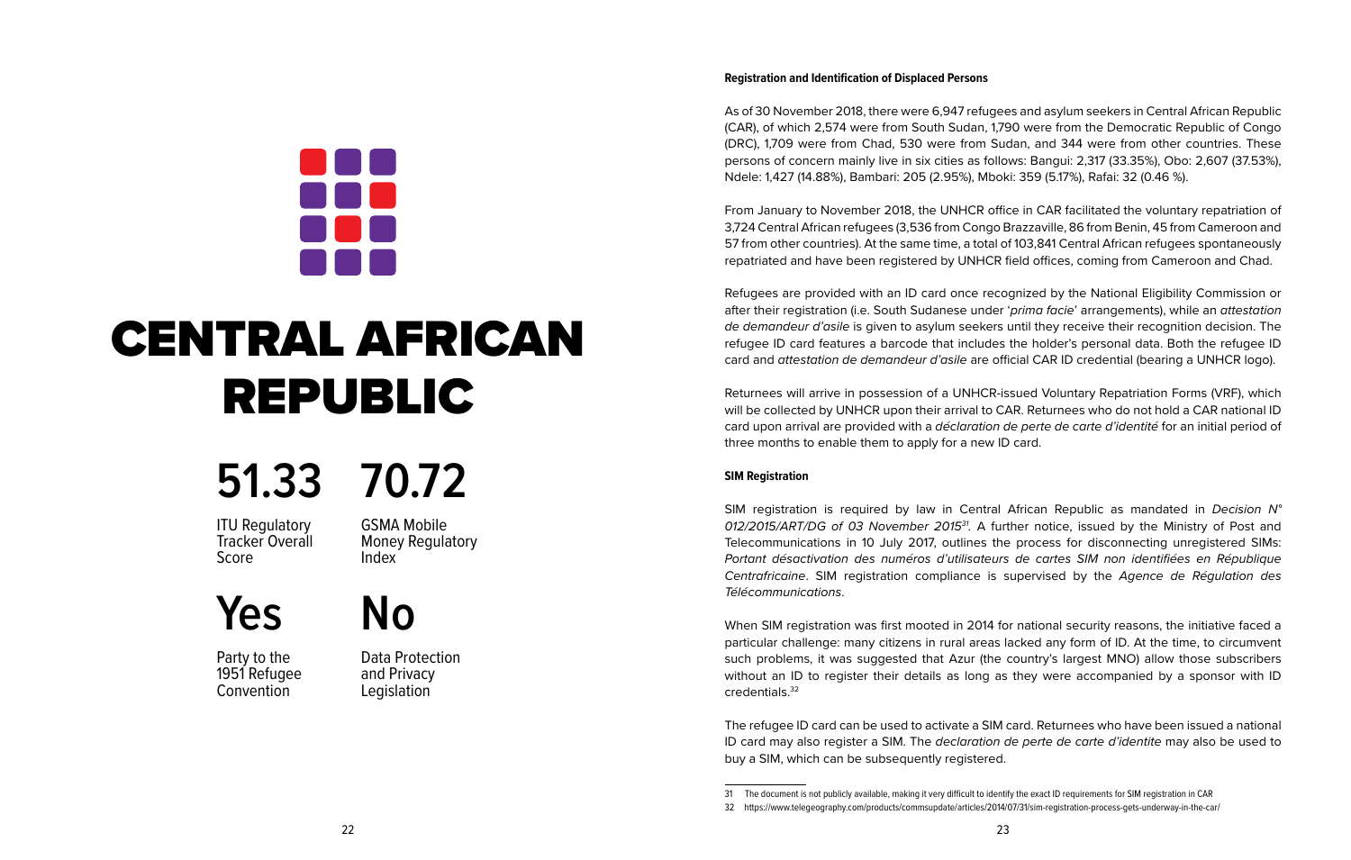# CENTRAL AFRICAN REPUBLIC

**51.33**

ITU Regulatory Tracker Overall Score

**70.72**

GSMA Mobile Money Regulatory Index

**Yes**

Party to the 1951 Refugee Convention

**No**

Data Protection and Privacy Legislation

**Registration and Identification of Displaced Persons**

As of 30 November 2018, there were 6,947 refugees and asylum seekers in Central African Republic (CAR), of which 2,574 were from South Sudan, 1,790 were from the Democratic Republic of Congo (DRC), 1,709 were from Chad, 530 were from Sudan, and 344 were from other countries. These persons of concern mainly live in six cities as follows: Bangui: 2,317 (33.35%), Obo: 2,607 (37.53%), Ndele: 1,427 (14.88%), Bambari: 205 (2.95%), Mboki: 359 (5.17%), Rafai: 32 (0.46 %).

From January to November 2018, the UNHCR office in CAR facilitated the voluntary repatriation of 3,724 Central African refugees (3,536 from Congo Brazzaville, 86 from Benin, 45 from Cameroon and 57 from other countries). At the same time, a total of 103,841 Central African refugees spontaneously repatriated and have been registered by UNHCR field offices, coming from Cameroon and Chad.

Refugees are provided with an ID card once recognized by the National Eligibility Commission or after their registration (i.e. South Sudanese under '*prima facie*' arrangements), while an *attestation de demandeur d'asile* is given to asylum seekers until they receive their recognition decision. The refugee ID card features a barcode that includes the holder's personal data. Both the refugee ID card and *attestation de demandeur d'asile* are official CAR ID credential (bearing a UNHCR logo).

Returnees will arrive in possession of a UNHCR-issued Voluntary Repatriation Forms (VRF), which will be collected by UNHCR upon their arrival to CAR. Returnees who do not hold a CAR national ID card upon arrival are provided with a *déclaration de perte de carte d'identité* for an initial period of three months to enable them to apply for a new ID card.

**SIM Registration**

SIM registration is required by law in Central African Republic as mandated in *Decision N° 012/2015/ART/DG of 03 November 2015*[31]. A further notice, issued by the Ministry of Post and Telecommunications in 10 July 2017, outlines the process for disconnecting unregistered SIMs: *Portant désactivation des numéros d'utilisateurs de cartes SIM non identifiées en République Centrafricaine*. SIM registration compliance is supervised by the *Agence de Régulation des Télécommunications*.

When SIM registration was first mooted in 2014 for national security reasons, the initiative faced a particular challenge: many citizens in rural areas lacked any form of ID. At the time, to circumvent such problems, it was suggested that Azur (the country's largest MNO) allow those subscribers without an ID to register their details as long as they were accompanied by a sponsor with ID credentials.[32]

The refugee ID card can be used to activate a SIM card. Returnees who have been issued a national ID card may also register a SIM. The *declaration de perte de carte d'identite* may also be used to buy a SIM, which can be subsequently registered.

---

31 The document is not publicly available, making it very difficult to identify the exact ID requirements for SIM registration in CAR

32 https://www.telegeography.com/products/commsupdate/articles/2014/07/31/sim-registration-process-gets-underway-in-the-car/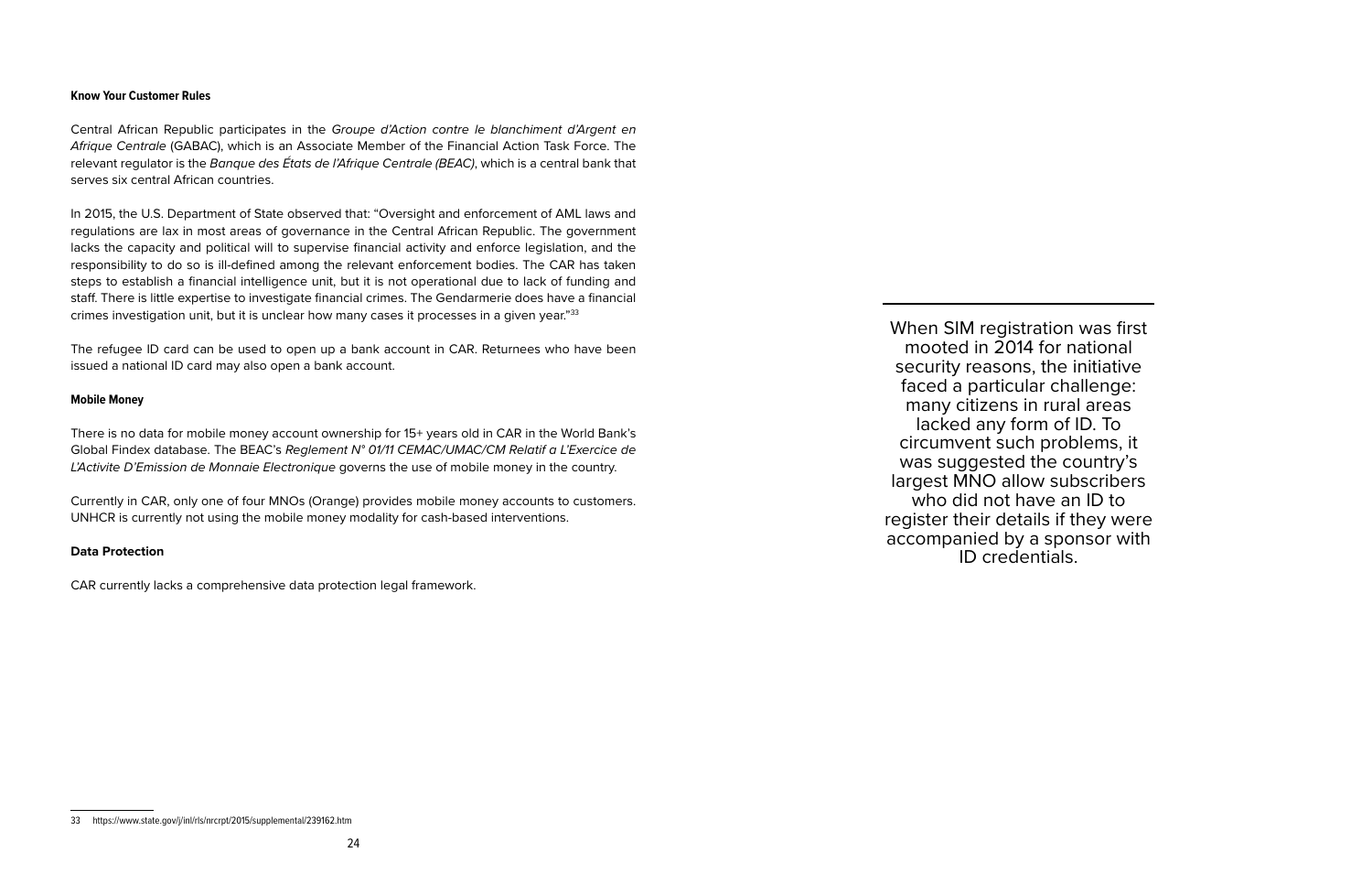#### Know Your Customer Rules

Central African Republic participates in the *Groupe d'Action contre le blanchiment d'Argent en Afrique Centrale* (GABAC), which is an Associate Member of the Financial Action Task Force. The relevant regulator is the *Banque des États de l'Afrique Centrale (BEAC)*, which is a central bank that serves six central African countries.

In 2015, the U.S. Department of State observed that: "Oversight and enforcement of AML laws and regulations are lax in most areas of governance in the Central African Republic. The government lacks the capacity and political will to supervise financial activity and enforce legislation, and the responsibility to do so is ill-defined among the relevant enforcement bodies. The CAR has taken steps to establish a financial intelligence unit, but it is not operational due to lack of funding and staff. There is little expertise to investigate financial crimes. The Gendarmerie does have a financial crimes investigation unit, but it is unclear how many cases it processes in a given year."[33]

The refugee ID card can be used to open up a bank account in CAR. Returnees who have been issued a national ID card may also open a bank account.

#### Mobile Money

There is no data for mobile money account ownership for 15+ years old in CAR in the World Bank's Global Findex database. The BEAC's *Reglement N° 01/11 CEMAC/UMAC/CM Relatif a L'Exercice de L'Activite D'Emission de Monnaie Electronique* governs the use of mobile money in the country.

Currently in CAR, only one of four MNOs (Orange) provides mobile money accounts to customers. UNHCR is currently not using the mobile money modality for cash-based interventions.

#### Data Protection

CAR currently lacks a comprehensive data protection legal framework.

---

When SIM registration was first mooted in 2014 for national security reasons, the initiative faced a particular challenge: many citizens in rural areas lacked any form of ID. To circumvent such problems, it was suggested the country's largest MNO allow subscribers who did not have an ID to register their details if they were accompanied by a sponsor with ID credentials.

---

33 https://www.state.gov/j/inl/rls/nrcrpt/2015/supplemental/239162.htm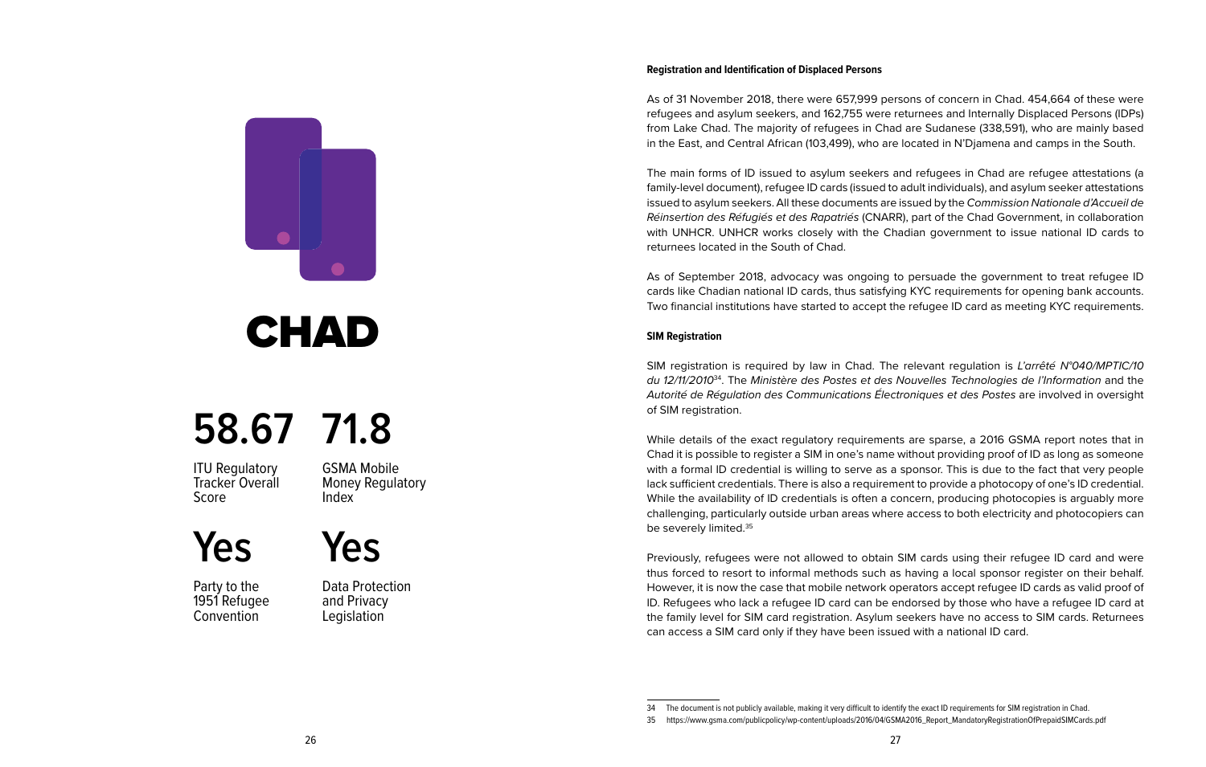# CHAD

**58.67**
ITU Regulatory Tracker Overall Score

**71.8**
GSMA Mobile Money Regulatory Index

**Yes**
Party to the 1951 Refugee Convention

**Yes**
Data Protection and Privacy Legislation

**Registration and Identification of Displaced Persons**

As of 31 November 2018, there were 657,999 persons of concern in Chad. 454,664 of these were refugees and asylum seekers, and 162,755 were returnees and Internally Displaced Persons (IDPs) from Lake Chad. The majority of refugees in Chad are Sudanese (338,591), who are mainly based in the East, and Central African (103,499), who are located in N'Djamena and camps in the South.

The main forms of ID issued to asylum seekers and refugees in Chad are refugee attestations (a family-level document), refugee ID cards (issued to adult individuals), and asylum seeker attestations issued to asylum seekers. All these documents are issued by the *Commission Nationale d'Accueil de Réinsertion des Réfugiés et des Rapatriés* (CNARR), part of the Chad Government, in collaboration with UNHCR. UNHCR works closely with the Chadian government to issue national ID cards to returnees located in the South of Chad.

As of September 2018, advocacy was ongoing to persuade the government to treat refugee ID cards like Chadian national ID cards, thus satisfying KYC requirements for opening bank accounts. Two financial institutions have started to accept the refugee ID card as meeting KYC requirements.

**SIM Registration**

SIM registration is required by law in Chad. The relevant regulation is *L'arrêté N°040/MPTIC/10 du 12/11/2010*[34]. The *Ministère des Postes et des Nouvelles Technologies de l'Information* and the *Autorité de Régulation des Communications Électroniques et des Postes* are involved in oversight of SIM registration.

While details of the exact regulatory requirements are sparse, a 2016 GSMA report notes that in Chad it is possible to register a SIM in one's name without providing proof of ID as long as someone with a formal ID credential is willing to serve as a sponsor. This is due to the fact that very people lack sufficient credentials. There is also a requirement to provide a photocopy of one's ID credential. While the availability of ID credentials is often a concern, producing photocopies is arguably more challenging, particularly outside urban areas where access to both electricity and photocopiers can be severely limited.[35]

Previously, refugees were not allowed to obtain SIM cards using their refugee ID card and were thus forced to resort to informal methods such as having a local sponsor register on their behalf. However, it is now the case that mobile network operators accept refugee ID cards as valid proof of ID. Refugees who lack a refugee ID card can be endorsed by those who have a refugee ID card at the family level for SIM card registration. Asylum seekers have no access to SIM cards. Returnees can access a SIM card only if they have been issued with a national ID card.

---

34 The document is not publicly available, making it very difficult to identify the exact ID requirements for SIM registration in Chad.

35 https://www.gsma.com/publicpolicy/wp-content/uploads/2016/04/GSMA2016_Report_MandatoryRegistrationOfPrepaidSIMCards.pdf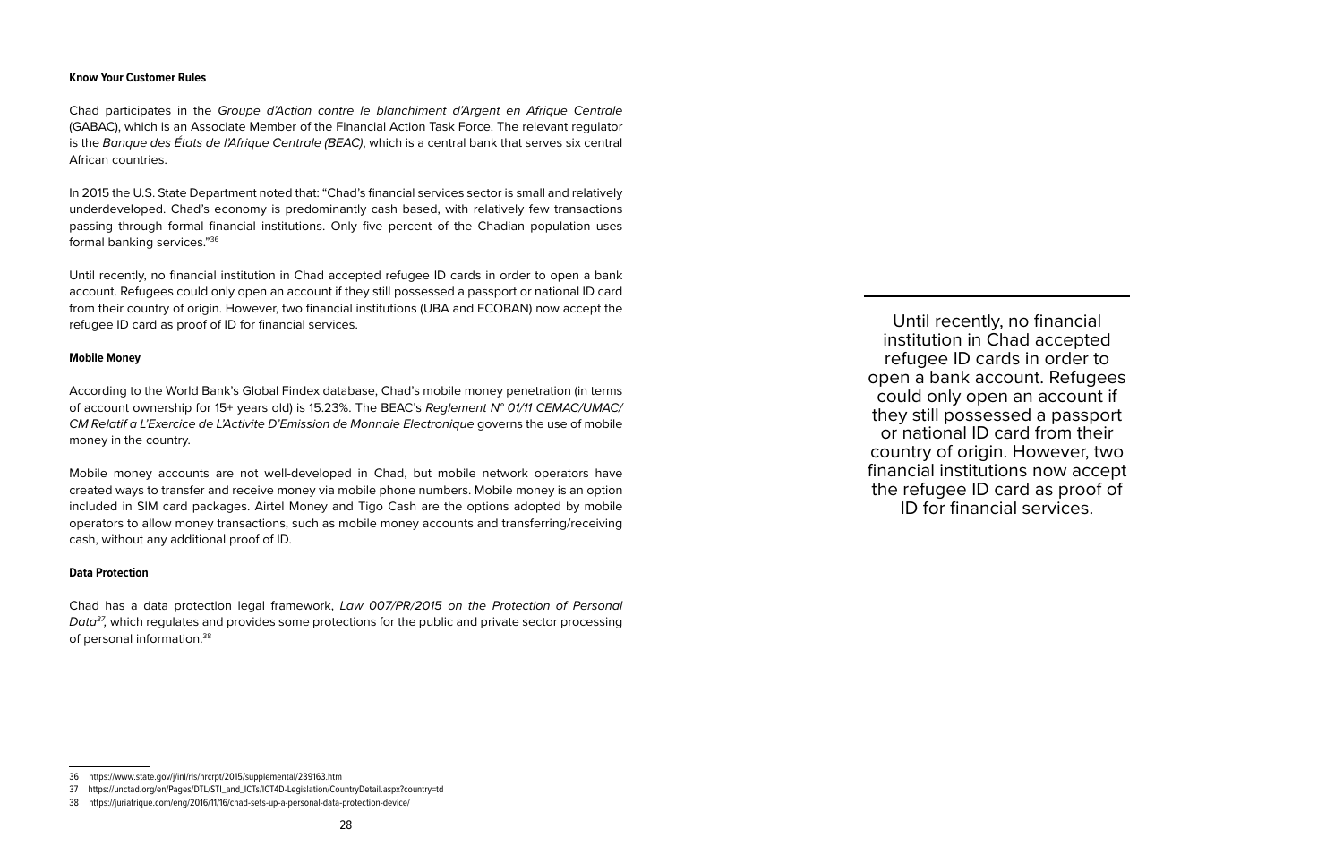#### Know Your Customer Rules

Chad participates in the *Groupe d'Action contre le blanchiment d'Argent en Afrique Centrale* (GABAC), which is an Associate Member of the Financial Action Task Force. The relevant regulator is the *Banque des États de l'Afrique Centrale (BEAC)*, which is a central bank that serves six central African countries.

In 2015 the U.S. State Department noted that: "Chad's financial services sector is small and relatively underdeveloped. Chad's economy is predominantly cash based, with relatively few transactions passing through formal financial institutions. Only five percent of the Chadian population uses formal banking services."[36]

Until recently, no financial institution in Chad accepted refugee ID cards in order to open a bank account. Refugees could only open an account if they still possessed a passport or national ID card from their country of origin. However, two financial institutions (UBA and ECOBAN) now accept the refugee ID card as proof of ID for financial services.

> Until recently, no financial institution in Chad accepted refugee ID cards in order to open a bank account. Refugees could only open an account if they still possessed a passport or national ID card from their country of origin. However, two financial institutions now accept the refugee ID card as proof of ID for financial services.

#### Mobile Money

According to the World Bank's Global Findex database, Chad's mobile money penetration (in terms of account ownership for 15+ years old) is 15.23%. The BEAC's *Reglement N° 01/11 CEMAC/UMAC/CM Relatif a L'Exercice de L'Activite D'Emission de Monnaie Electronique* governs the use of mobile money in the country.

Mobile money accounts are not well-developed in Chad, but mobile network operators have created ways to transfer and receive money via mobile phone numbers. Mobile money is an option included in SIM card packages. Airtel Money and Tigo Cash are the options adopted by mobile operators to allow money transactions, such as mobile money accounts and transferring/receiving cash, without any additional proof of ID.

#### Data Protection

Chad has a data protection legal framework, *Law 007/PR/2015 on the Protection of Personal Data*[37], which regulates and provides some protections for the public and private sector processing of personal information.[38]

---

36 https://www.state.gov/j/inl/rls/nrcrpt/2015/supplemental/239163.htm

37 https://unctad.org/en/Pages/DTL/STI_and_ICTs/ICT4D-Legislation/CountryDetail.aspx?country=td

38 https://juriafrique.com/eng/2016/11/16/chad-sets-up-a-personal-data-protection-device/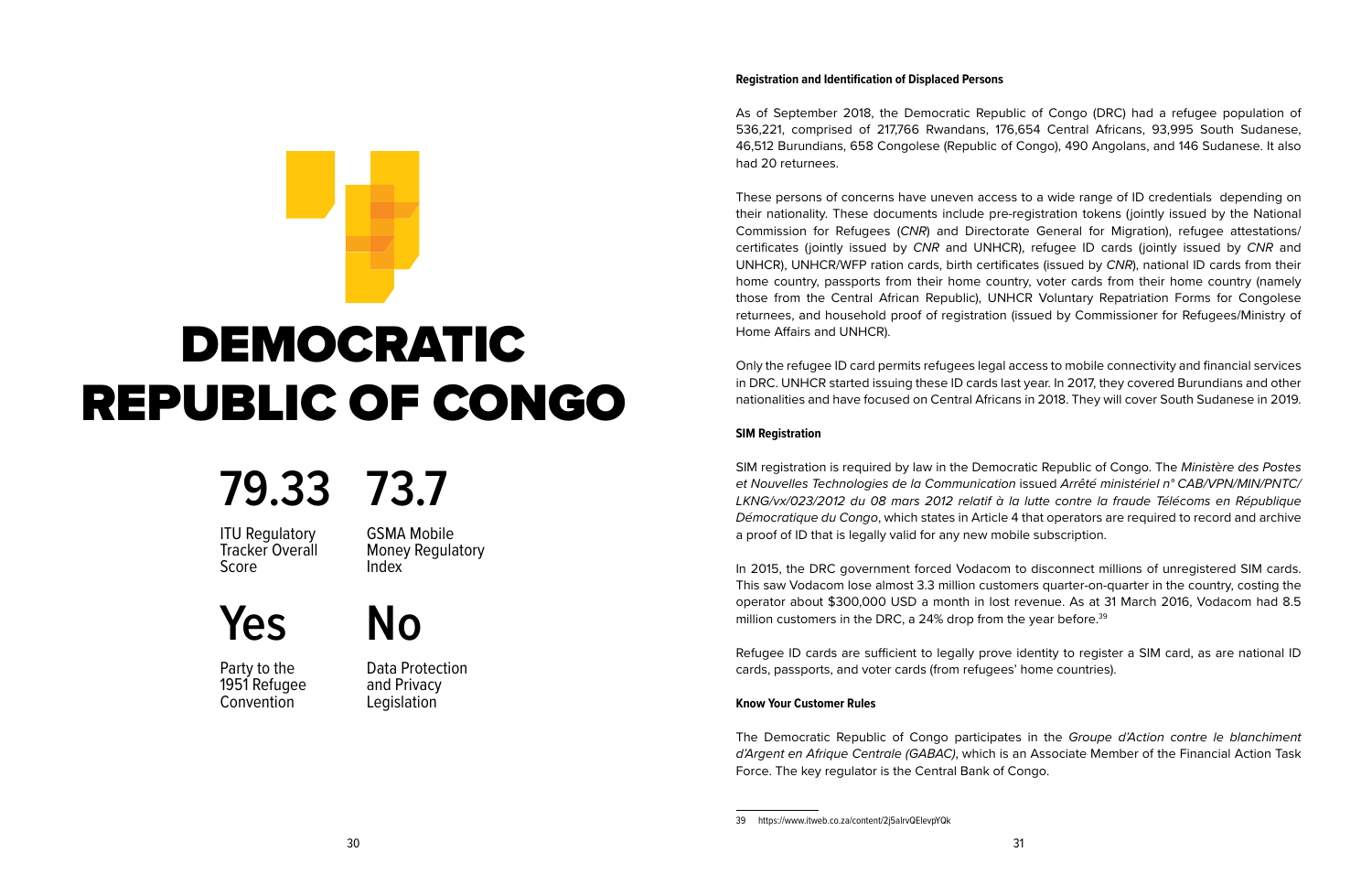# DEMOCRATIC REPUBLIC OF CONGO

**79.33**
ITU Regulatory Tracker Overall Score

**73.7**
GSMA Mobile Money Regulatory Index

**Yes**
Party to the 1951 Refugee Convention

**No**
Data Protection and Privacy Legislation

#### Registration and Identification of Displaced Persons

As of September 2018, the Democratic Republic of Congo (DRC) had a refugee population of 536,221, comprised of 217,766 Rwandans, 176,654 Central Africans, 93,995 South Sudanese, 46,512 Burundians, 658 Congolese (Republic of Congo), 490 Angolans, and 146 Sudanese. It also had 20 returnees.

These persons of concerns have uneven access to a wide range of ID credentials depending on their nationality. These documents include pre-registration tokens (jointly issued by the National Commission for Refugees (*CNR*) and Directorate General for Migration), refugee attestations/ certificates (jointly issued by *CNR* and UNHCR), refugee ID cards (jointly issued by *CNR* and UNHCR), UNHCR/WFP ration cards, birth certificates (issued by *CNR*), national ID cards from their home country, passports from their home country, voter cards from their home country (namely those from the Central African Republic), UNHCR Voluntary Repatriation Forms for Congolese returnees, and household proof of registration (issued by Commissioner for Refugees/Ministry of Home Affairs and UNHCR).

Only the refugee ID card permits refugees legal access to mobile connectivity and financial services in DRC. UNHCR started issuing these ID cards last year. In 2017, they covered Burundians and other nationalities and have focused on Central Africans in 2018. They will cover South Sudanese in 2019.

#### SIM Registration

SIM registration is required by law in the Democratic Republic of Congo. The *Ministère des Postes et Nouvelles Technologies de la Communication* issued *Arrêté ministériel n° CAB/VPN/MIN/PNTC/LKNG/vx/023/2012 du 08 mars 2012 relatif à la lutte contre la fraude Télécoms en République Démocratique du Congo*, which states in Article 4 that operators are required to record and archive a proof of ID that is legally valid for any new mobile subscription.

In 2015, the DRC government forced Vodacom to disconnect millions of unregistered SIM cards. This saw Vodacom lose almost 3.3 million customers quarter-on-quarter in the country, costing the operator about $300,000 USD a month in lost revenue. As at 31 March 2016, Vodacom had 8.5 million customers in the DRC, a 24% drop from the year before.[39]

Refugee ID cards are sufficient to legally prove identity to register a SIM card, as are national ID cards, passports, and voter cards (from refugees' home countries).

#### Know Your Customer Rules

The Democratic Republic of Congo participates in the *Groupe d'Action contre le blanchiment d'Argent en Afrique Centrale (GABAC)*, which is an Associate Member of the Financial Action Task Force. The key regulator is the Central Bank of Congo.

39 https://www.itweb.co.za/content/2j5alrvQElevpYQk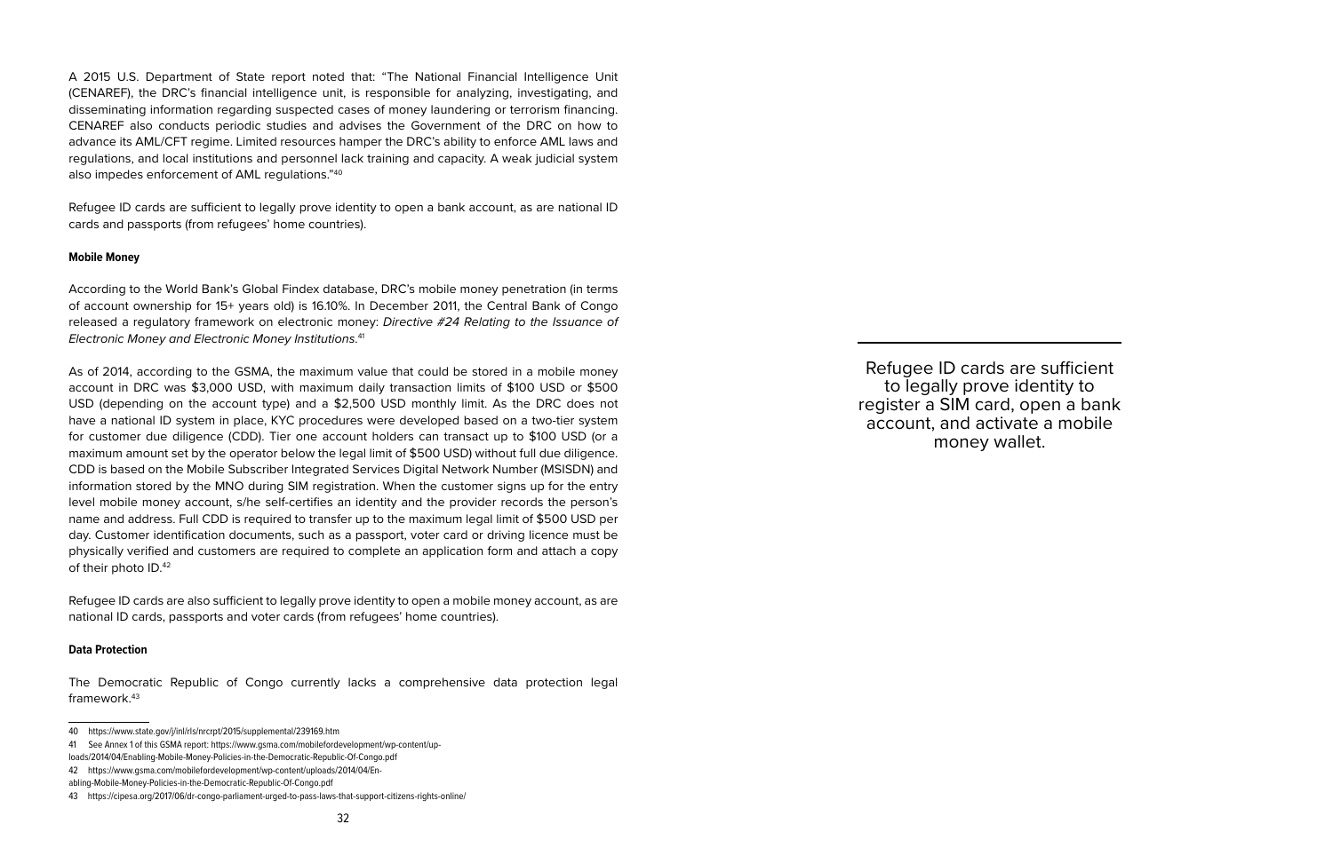A 2015 U.S. Department of State report noted that: "The National Financial Intelligence Unit (CENAREF), the DRC's financial intelligence unit, is responsible for analyzing, investigating, and disseminating information regarding suspected cases of money laundering or terrorism financing. CENAREF also conducts periodic studies and advises the Government of the DRC on how to advance its AML/CFT regime. Limited resources hamper the DRC's ability to enforce AML laws and regulations, and local institutions and personnel lack training and capacity. A weak judicial system also impedes enforcement of AML regulations."[40]

Refugee ID cards are sufficient to legally prove identity to open a bank account, as are national ID cards and passports (from refugees' home countries).

#### Mobile Money

According to the World Bank's Global Findex database, DRC's mobile money penetration (in terms of account ownership for 15+ years old) is 16.10%. In December 2011, the Central Bank of Congo released a regulatory framework on electronic money: *Directive #24 Relating to the Issuance of Electronic Money and Electronic Money Institutions*.[41]

As of 2014, according to the GSMA, the maximum value that could be stored in a mobile money account in DRC was $3,000 USD, with maximum daily transaction limits of $100 USD or $500 USD (depending on the account type) and a $2,500 USD monthly limit. As the DRC does not have a national ID system in place, KYC procedures were developed based on a two-tier system for customer due diligence (CDD). Tier one account holders can transact up to $100 USD (or a maximum amount set by the operator below the legal limit of $500 USD) without full due diligence. CDD is based on the Mobile Subscriber Integrated Services Digital Network Number (MSISDN) and information stored by the MNO during SIM registration. When the customer signs up for the entry level mobile money account, s/he self-certifies an identity and the provider records the person's name and address. Full CDD is required to transfer up to the maximum legal limit of $500 USD per day. Customer identification documents, such as a passport, voter card or driving licence must be physically verified and customers are required to complete an application form and attach a copy of their photo ID.[42]

Refugee ID cards are also sufficient to legally prove identity to open a mobile money account, as are national ID cards, passports and voter cards (from refugees' home countries).

#### Data Protection

The Democratic Republic of Congo currently lacks a comprehensive data protection legal framework.[43]

> Refugee ID cards are sufficient to legally prove identity to register a SIM card, open a bank account, and activate a mobile money wallet.

---

40 https://www.state.gov/j/inl/rls/nrcrpt/2015/supplemental/239169.htm

41 See Annex 1 of this GSMA report: https://www.gsma.com/mobilefordevelopment/wp-content/uploads/2014/04/Enabling-Mobile-Money-Policies-in-the-Democratic-Republic-Of-Congo.pdf

42 https://www.gsma.com/mobilefordevelopment/wp-content/uploads/2014/04/Enabling-Mobile-Money-Policies-in-the-Democratic-Republic-Of-Congo.pdf

43 https://cipesa.org/2017/06/dr-congo-parliament-urged-to-pass-laws-that-support-citizens-rights-online/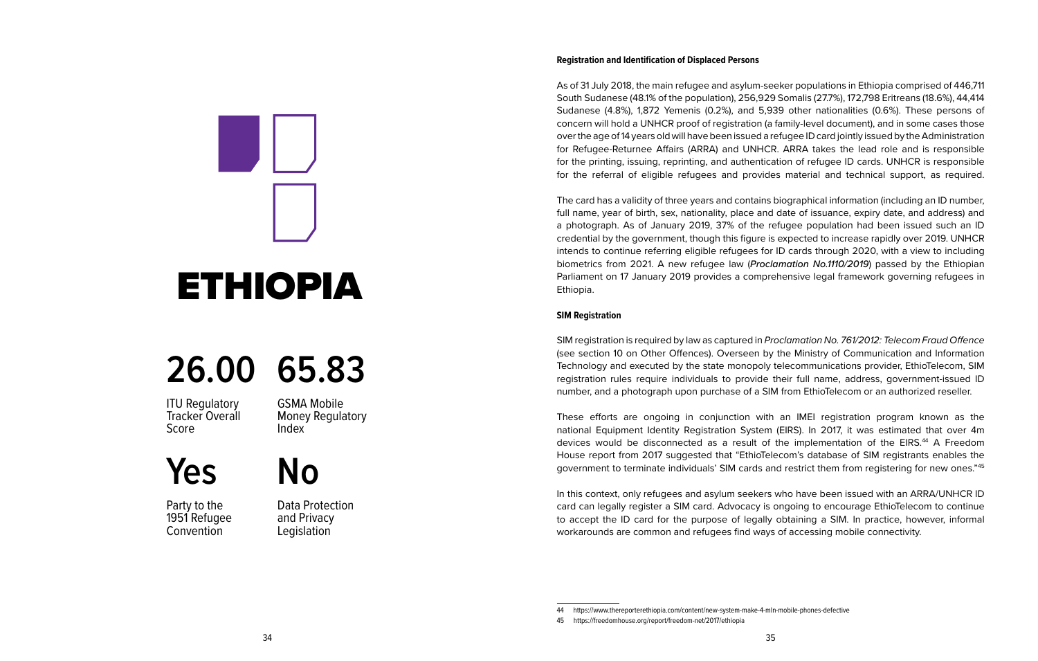# ETHIOPIA

**26.00**
ITU Regulatory Tracker Overall Score

**65.83**
GSMA Mobile Money Regulatory Index

**Yes**
Party to the 1951 Refugee Convention

**No**
Data Protection and Privacy Legislation

### Registration and Identification of Displaced Persons

As of 31 July 2018, the main refugee and asylum-seeker populations in Ethiopia comprised of 446,711 South Sudanese (48.1% of the population), 256,929 Somalis (27.7%), 172,798 Eritreans (18.6%), 44,414 Sudanese (4.8%), 1,872 Yemenis (0.2%), and 5,939 other nationalities (0.6%). These persons of concern will hold a UNHCR proof of registration (a family-level document), and in some cases those over the age of 14 years old will have been issued a refugee ID card jointly issued by the Administration for Refugee-Returnee Affairs (ARRA) and UNHCR. ARRA takes the lead role and is responsible for the printing, issuing, reprinting, and authentication of refugee ID cards. UNHCR is responsible for the referral of eligible refugees and provides material and technical support, as required.

The card has a validity of three years and contains biographical information (including an ID number, full name, year of birth, sex, nationality, place and date of issuance, expiry date, and address) and a photograph. As of January 2019, 37% of the refugee population had been issued such an ID credential by the government, though this figure is expected to increase rapidly over 2019. UNHCR intends to continue referring eligible refugees for ID cards through 2020, with a view to including biometrics from 2021. A new refugee law (*Proclamation No.1110/2019*) passed by the Ethiopian Parliament on 17 January 2019 provides a comprehensive legal framework governing refugees in Ethiopia.

### SIM Registration

SIM registration is required by law as captured in *Proclamation No. 761/2012: Telecom Fraud Offence* (see section 10 on Other Offences). Overseen by the Ministry of Communication and Information Technology and executed by the state monopoly telecommunications provider, EthioTelecom, SIM registration rules require individuals to provide their full name, address, government-issued ID number, and a photograph upon purchase of a SIM from EthioTelecom or an authorized reseller.

These efforts are ongoing in conjunction with an IMEI registration program known as the national Equipment Identity Registration System (EIRS). In 2017, it was estimated that over 4m devices would be disconnected as a result of the implementation of the EIRS.[44] A Freedom House report from 2017 suggested that "EthioTelecom's database of SIM registrants enables the government to terminate individuals' SIM cards and restrict them from registering for new ones."[45]

In this context, only refugees and asylum seekers who have been issued with an ARRA/UNHCR ID card can legally register a SIM card. Advocacy is ongoing to encourage EthioTelecom to continue to accept the ID card for the purpose of legally obtaining a SIM. In practice, however, informal workarounds are common and refugees find ways of accessing mobile connectivity.

---

44 https://www.thereporterethiopia.com/content/new-system-make-4-mln-mobile-phones-defective

45 https://freedomhouse.org/report/freedom-net/2017/ethiopia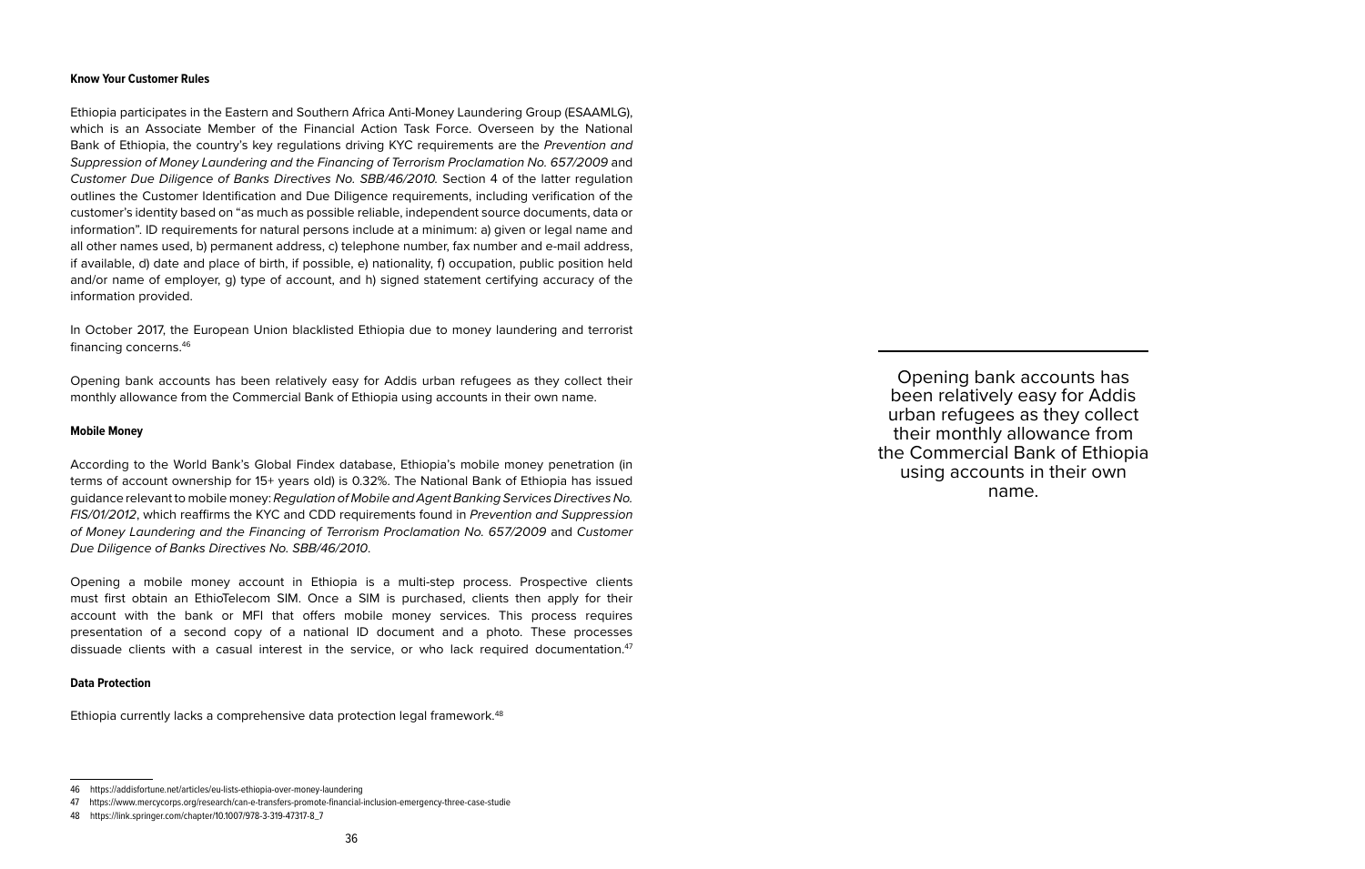### Know Your Customer Rules

Ethiopia participates in the Eastern and Southern Africa Anti-Money Laundering Group (ESAAMLG), which is an Associate Member of the Financial Action Task Force. Overseen by the National Bank of Ethiopia, the country's key regulations driving KYC requirements are the *Prevention and Suppression of Money Laundering and the Financing of Terrorism Proclamation No. 657/2009* and *Customer Due Diligence of Banks Directives No. SBB/46/2010.* Section 4 of the latter regulation outlines the Customer Identification and Due Diligence requirements, including verification of the customer's identity based on "as much as possible reliable, independent source documents, data or information". ID requirements for natural persons include at a minimum: a) given or legal name and all other names used, b) permanent address, c) telephone number, fax number and e-mail address, if available, d) date and place of birth, if possible, e) nationality, f) occupation, public position held and/or name of employer, g) type of account, and h) signed statement certifying accuracy of the information provided.

In October 2017, the European Union blacklisted Ethiopia due to money laundering and terrorist financing concerns.[46]

Opening bank accounts has been relatively easy for Addis urban refugees as they collect their monthly allowance from the Commercial Bank of Ethiopia using accounts in their own name.

> Opening bank accounts has been relatively easy for Addis urban refugees as they collect their monthly allowance from the Commercial Bank of Ethiopia using accounts in their own name.

### Mobile Money

According to the World Bank's Global Findex database, Ethiopia's mobile money penetration (in terms of account ownership for 15+ years old) is 0.32%. The National Bank of Ethiopia has issued guidance relevant to mobile money: *Regulation of Mobile and Agent Banking Services Directives No. FIS/01/2012*, which reaffirms the KYC and CDD requirements found in *Prevention and Suppression of Money Laundering and the Financing of Terrorism Proclamation No. 657/2009* and *Customer Due Diligence of Banks Directives No. SBB/46/2010*.

Opening a mobile money account in Ethiopia is a multi-step process. Prospective clients must first obtain an EthioTelecom SIM. Once a SIM is purchased, clients then apply for their account with the bank or MFI that offers mobile money services. This process requires presentation of a second copy of a national ID document and a photo. These processes dissuade clients with a casual interest in the service, or who lack required documentation.[47]

### Data Protection

Ethiopia currently lacks a comprehensive data protection legal framework.[48]

---

46 https://addisfortune.net/articles/eu-lists-ethiopia-over-money-laundering

47 https://www.mercycorps.org/research/can-e-transfers-promote-financial-inclusion-emergency-three-case-studie

48 https://link.springer.com/chapter/10.1007/978-3-319-47317-8_7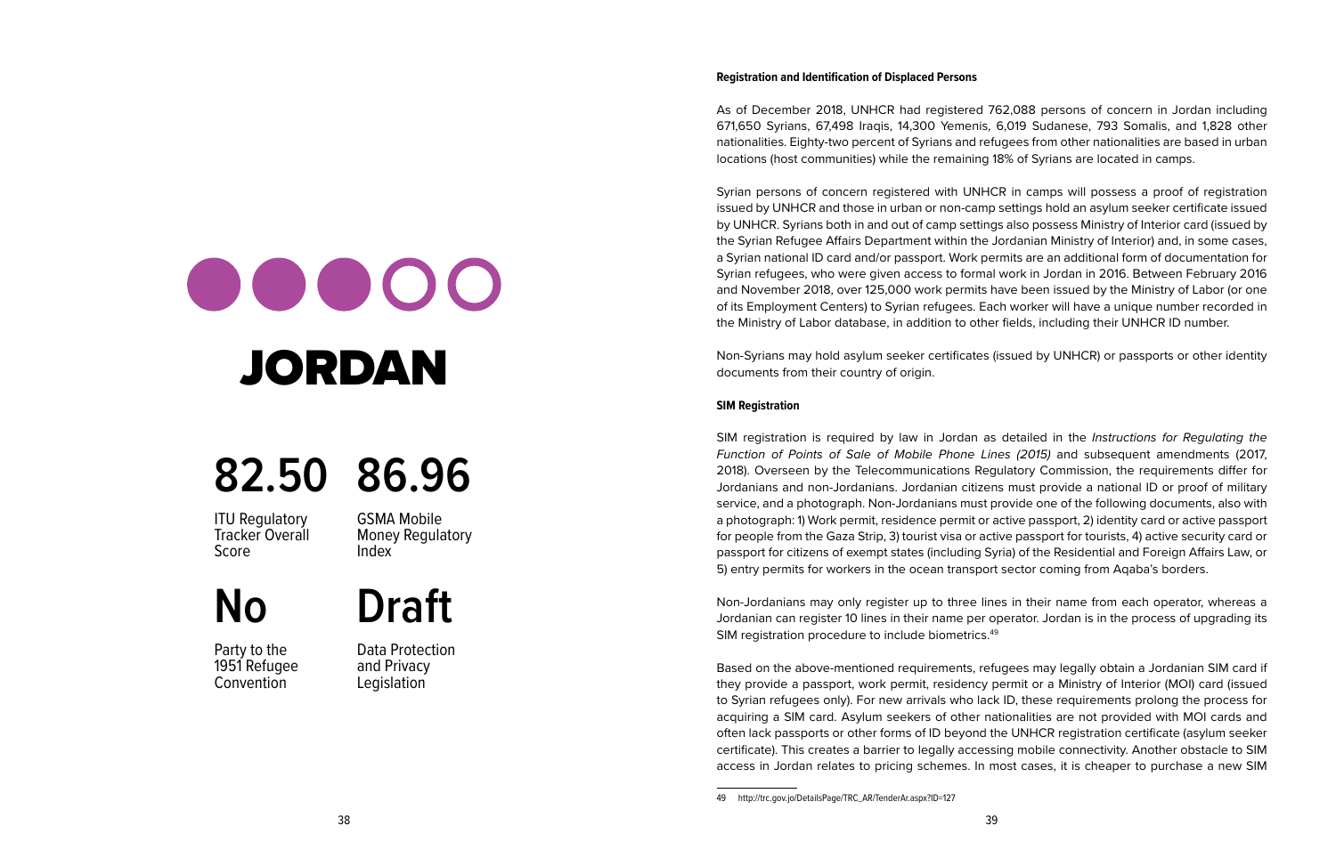# JORDAN

**82.50**
ITU Regulatory Tracker Overall Score

**86.96**
GSMA Mobile Money Regulatory Index

**No**
Party to the 1951 Refugee Convention

**Draft**
Data Protection and Privacy Legislation

**Registration and Identification of Displaced Persons**

As of December 2018, UNHCR had registered 762,088 persons of concern in Jordan including 671,650 Syrians, 67,498 Iraqis, 14,300 Yemenis, 6,019 Sudanese, 793 Somalis, and 1,828 other nationalities. Eighty-two percent of Syrians and refugees from other nationalities are based in urban locations (host communities) while the remaining 18% of Syrians are located in camps.

Syrian persons of concern registered with UNHCR in camps will possess a proof of registration issued by UNHCR and those in urban or non-camp settings hold an asylum seeker certificate issued by UNHCR. Syrians both in and out of camp settings also possess Ministry of Interior card (issued by the Syrian Refugee Affairs Department within the Jordanian Ministry of Interior) and, in some cases, a Syrian national ID card and/or passport. Work permits are an additional form of documentation for Syrian refugees, who were given access to formal work in Jordan in 2016. Between February 2016 and November 2018, over 125,000 work permits have been issued by the Ministry of Labor (or one of its Employment Centers) to Syrian refugees. Each worker will have a unique number recorded in the Ministry of Labor database, in addition to other fields, including their UNHCR ID number.

Non-Syrians may hold asylum seeker certificates (issued by UNHCR) or passports or other identity documents from their country of origin.

**SIM Registration**

SIM registration is required by law in Jordan as detailed in the *Instructions for Regulating the Function of Points of Sale of Mobile Phone Lines (2015)* and subsequent amendments (2017, 2018). Overseen by the Telecommunications Regulatory Commission, the requirements differ for Jordanians and non-Jordanians. Jordanian citizens must provide a national ID or proof of military service, and a photograph. Non-Jordanians must provide one of the following documents, also with a photograph: 1) Work permit, residence permit or active passport, 2) identity card or active passport for people from the Gaza Strip, 3) tourist visa or active passport for tourists, 4) active security card or passport for citizens of exempt states (including Syria) of the Residential and Foreign Affairs Law, or 5) entry permits for workers in the ocean transport sector coming from Aqaba's borders.

Non-Jordanians may only register up to three lines in their name from each operator, whereas a Jordanian can register 10 lines in their name per operator. Jordan is in the process of upgrading its SIM registration procedure to include biometrics.[49]

Based on the above-mentioned requirements, refugees may legally obtain a Jordanian SIM card if they provide a passport, work permit, residency permit or a Ministry of Interior (MOI) card (issued to Syrian refugees only). For new arrivals who lack ID, these requirements prolong the process for acquiring a SIM card. Asylum seekers of other nationalities are not provided with MOI cards and often lack passports or other forms of ID beyond the UNHCR registration certificate (asylum seeker certificate). This creates a barrier to legally accessing mobile connectivity. Another obstacle to SIM access in Jordan relates to pricing schemes. In most cases, it is cheaper to purchase a new SIM

---

49 http://trc.gov.jo/DetailsPage/TRC_AR/TenderAr.aspx?ID=127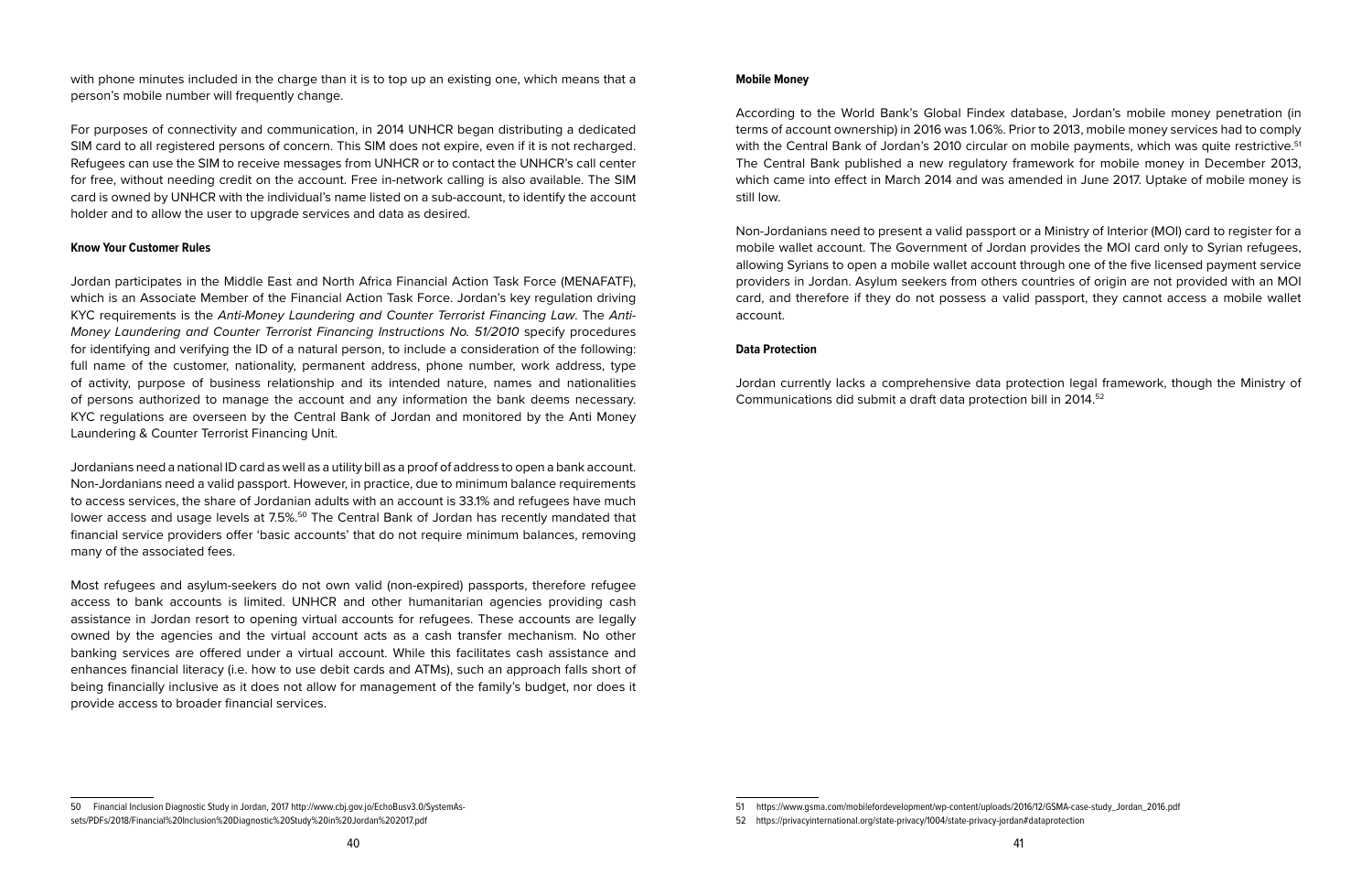with phone minutes included in the charge than it is to top up an existing one, which means that a person's mobile number will frequently change.

For purposes of connectivity and communication, in 2014 UNHCR began distributing a dedicated SIM card to all registered persons of concern. This SIM does not expire, even if it is not recharged. Refugees can use the SIM to receive messages from UNHCR or to contact the UNHCR's call center for free, without needing credit on the account. Free in-network calling is also available. The SIM card is owned by UNHCR with the individual's name listed on a sub-account, to identify the account holder and to allow the user to upgrade services and data as desired.

#### Know Your Customer Rules

Jordan participates in the Middle East and North Africa Financial Action Task Force (MENAFATF), which is an Associate Member of the Financial Action Task Force. Jordan's key regulation driving KYC requirements is the *Anti-Money Laundering and Counter Terrorist Financing Law*. The *Anti-Money Laundering and Counter Terrorist Financing Instructions No. 51/2010* specify procedures for identifying and verifying the ID of a natural person, to include a consideration of the following: full name of the customer, nationality, permanent address, phone number, work address, type of activity, purpose of business relationship and its intended nature, names and nationalities of persons authorized to manage the account and any information the bank deems necessary. KYC regulations are overseen by the Central Bank of Jordan and monitored by the Anti Money Laundering & Counter Terrorist Financing Unit.

Jordanians need a national ID card as well as a utility bill as a proof of address to open a bank account. Non-Jordanians need a valid passport. However, in practice, due to minimum balance requirements to access services, the share of Jordanian adults with an account is 33.1% and refugees have much lower access and usage levels at 7.5%.[50] The Central Bank of Jordan has recently mandated that financial service providers offer 'basic accounts' that do not require minimum balances, removing many of the associated fees.

Most refugees and asylum-seekers do not own valid (non-expired) passports, therefore refugee access to bank accounts is limited. UNHCR and other humanitarian agencies providing cash assistance in Jordan resort to opening virtual accounts for refugees. These accounts are legally owned by the agencies and the virtual account acts as a cash transfer mechanism. No other banking services are offered under a virtual account. While this facilitates cash assistance and enhances financial literacy (i.e. how to use debit cards and ATMs), such an approach falls short of being financially inclusive as it does not allow for management of the family's budget, nor does it provide access to broader financial services.

#### Mobile Money

According to the World Bank's Global Findex database, Jordan's mobile money penetration (in terms of account ownership) in 2016 was 1.06%. Prior to 2013, mobile money services had to comply with the Central Bank of Jordan's 2010 circular on mobile payments, which was quite restrictive.[51] The Central Bank published a new regulatory framework for mobile money in December 2013, which came into effect in March 2014 and was amended in June 2017. Uptake of mobile money is still low.

Non-Jordanians need to present a valid passport or a Ministry of Interior (MOI) card to register for a mobile wallet account. The Government of Jordan provides the MOI card only to Syrian refugees, allowing Syrians to open a mobile wallet account through one of the five licensed payment service providers in Jordan. Asylum seekers from others countries of origin are not provided with an MOI card, and therefore if they do not possess a valid passport, they cannot access a mobile wallet account.

#### Data Protection

Jordan currently lacks a comprehensive data protection legal framework, though the Ministry of Communications did submit a draft data protection bill in 2014.[52]

---

50 Financial Inclusion Diagnostic Study in Jordan, 2017 http://www.cbj.gov.jo/EchoBusv3.0/SystemAssets/PDFs/2018/Financial%20Inclusion%20Diagnostic%20Study%20in%20Jordan%202017.pdf

51 https://www.gsma.com/mobilefordevelopment/wp-content/uploads/2016/12/GSMA-case-study_Jordan_2016.pdf

52 https://privacyinternational.org/state-privacy/1004/state-privacy-jordan#dataprotection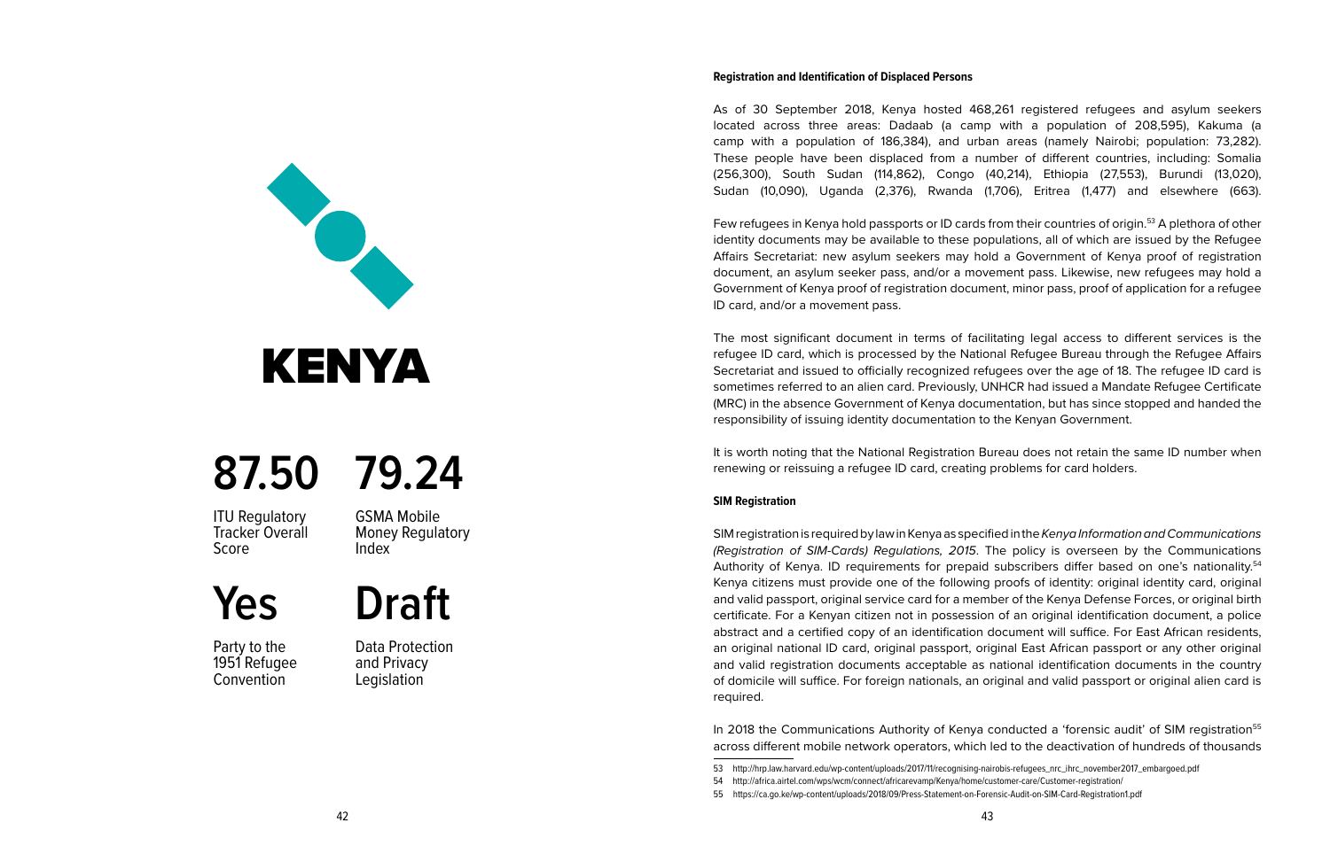# KENYA

**87.50**

ITU Regulatory Tracker Overall Score

**79.24**

GSMA Mobile Money Regulatory Index

**Yes**

Party to the 1951 Refugee Convention

**Draft**

Data Protection and Privacy Legislation

**Registration and Identification of Displaced Persons**

As of 30 September 2018, Kenya hosted 468,261 registered refugees and asylum seekers located across three areas: Dadaab (a camp with a population of 208,595), Kakuma (a camp with a population of 186,384), and urban areas (namely Nairobi; population: 73,282). These people have been displaced from a number of different countries, including: Somalia (256,300), South Sudan (114,862), Congo (40,214), Ethiopia (27,553), Burundi (13,020), Sudan (10,090), Uganda (2,376), Rwanda (1,706), Eritrea (1,477) and elsewhere (663).

Few refugees in Kenya hold passports or ID cards from their countries of origin.[53] A plethora of other identity documents may be available to these populations, all of which are issued by the Refugee Affairs Secretariat: new asylum seekers may hold a Government of Kenya proof of registration document, an asylum seeker pass, and/or a movement pass. Likewise, new refugees may hold a Government of Kenya proof of registration document, minor pass, proof of application for a refugee ID card, and/or a movement pass.

The most significant document in terms of facilitating legal access to different services is the refugee ID card, which is processed by the National Refugee Bureau through the Refugee Affairs Secretariat and issued to officially recognized refugees over the age of 18. The refugee ID card is sometimes referred to an alien card. Previously, UNHCR had issued a Mandate Refugee Certificate (MRC) in the absence Government of Kenya documentation, but has since stopped and handed the responsibility of issuing identity documentation to the Kenyan Government.

It is worth noting that the National Registration Bureau does not retain the same ID number when renewing or reissuing a refugee ID card, creating problems for card holders.

**SIM Registration**

SIM registration is required by law in Kenya as specified in the *Kenya Information and Communications (Registration of SIM-Cards) Regulations, 2015*. The policy is overseen by the Communications Authority of Kenya. ID requirements for prepaid subscribers differ based on one's nationality.[54] Kenya citizens must provide one of the following proofs of identity: original identity card, original and valid passport, original service card for a member of the Kenya Defense Forces, or original birth certificate. For a Kenyan citizen not in possession of an original identification document, a police abstract and a certified copy of an identification document will suffice. For East African residents, an original national ID card, original passport, original East African passport or any other original and valid registration documents acceptable as national identification documents in the country of domicile will suffice. For foreign nationals, an original and valid passport or original alien card is required.

In 2018 the Communications Authority of Kenya conducted a 'forensic audit' of SIM registration[55] across different mobile network operators, which led to the deactivation of hundreds of thousands

53 http://hrp.law.harvard.edu/wp-content/uploads/2017/11/recognising-nairobis-refugees_nrc_ihrc_november2017_embargoed.pdf

54 http://africa.airtel.com/wps/wcm/connect/africarevamp/Kenya/home/customer-care/Customer-registration/

55 https://ca.go.ke/wp-content/uploads/2018/09/Press-Statement-on-Forensic-Audit-on-SIM-Card-Registration1.pdf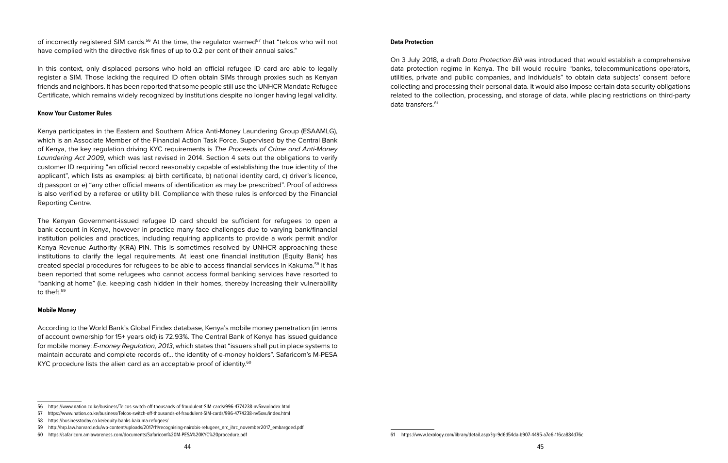of incorrectly registered SIM cards.[56] At the time, the regulator warned[57] that "telcos who will not have complied with the directive risk fines of up to 0.2 per cent of their annual sales."

In this context, only displaced persons who hold an official refugee ID card are able to legally register a SIM. Those lacking the required ID often obtain SIMs through proxies such as Kenyan friends and neighbors. It has been reported that some people still use the UNHCR Mandate Refugee Certificate, which remains widely recognized by institutions despite no longer having legal validity.

#### Know Your Customer Rules

Kenya participates in the Eastern and Southern Africa Anti-Money Laundering Group (ESAAMLG), which is an Associate Member of the Financial Action Task Force. Supervised by the Central Bank of Kenya, the key regulation driving KYC requirements is *The Proceeds of Crime and Anti-Money Laundering Act 2009*, which was last revised in 2014. Section 4 sets out the obligations to verify customer ID requiring "an official record reasonably capable of establishing the true identity of the applicant", which lists as examples: a) birth certificate, b) national identity card, c) driver's licence, d) passport or e) "any other official means of identification as may be prescribed". Proof of address is also verified by a referee or utility bill. Compliance with these rules is enforced by the Financial Reporting Centre.

The Kenyan Government-issued refugee ID card should be sufficient for refugees to open a bank account in Kenya, however in practice many face challenges due to varying bank/financial institution policies and practices, including requiring applicants to provide a work permit and/or Kenya Revenue Authority (KRA) PIN. This is sometimes resolved by UNHCR approaching these institutions to clarify the legal requirements. At least one financial institution (Equity Bank) has created special procedures for refugees to be able to access financial services in Kakuma.[58] It has been reported that some refugees who cannot access formal banking services have resorted to "banking at home" (i.e. keeping cash hidden in their homes, thereby increasing their vulnerability to theft.[59]

#### Mobile Money

According to the World Bank's Global Findex database, Kenya's mobile money penetration (in terms of account ownership for 15+ years old) is 72.93%. The Central Bank of Kenya has issued guidance for mobile money: *E-money Regulation, 2013*, which states that "issuers shall put in place systems to maintain accurate and complete records of... the identity of e-money holders". Safaricom's M-PESA KYC procedure lists the alien card as an acceptable proof of identity.[60]

#### Data Protection

On 3 July 2018, a draft *Data Protection Bill* was introduced that would establish a comprehensive data protection regime in Kenya. The bill would require "banks, telecommunications operators, utilities, private and public companies, and individuals" to obtain data subjects' consent before collecting and processing their personal data. It would also impose certain data security obligations related to the collection, processing, and storage of data, while placing restrictions on third-party data transfers.[61]

---

56 https://www.nation.co.ke/business/Telcos-switch-off-thousands-of-fraudulent-SIM-cards/996-4774238-nv5xvu/index.html

57 https://www.nation.co.ke/business/Telcos-switch-off-thousands-of-fraudulent-SIM-cards/996-4774238-nv5xvu/index.html

58 https://businesstoday.co.ke/equity-banks-kakuma-refugees/

59 http://hrp.law.harvard.edu/wp-content/uploads/2017/11/recognising-nairobis-refugees_nrc_ihrc_november2017_embargoed.pdf

60 https://safaricom.amlawareness.com/documents/Safaricom%20M-PESA%20KYC%20procedure.pdf

61 https://www.lexology.com/library/detail.aspx?g=9d6d54da-b907-4495-a7e6-116ca884d76c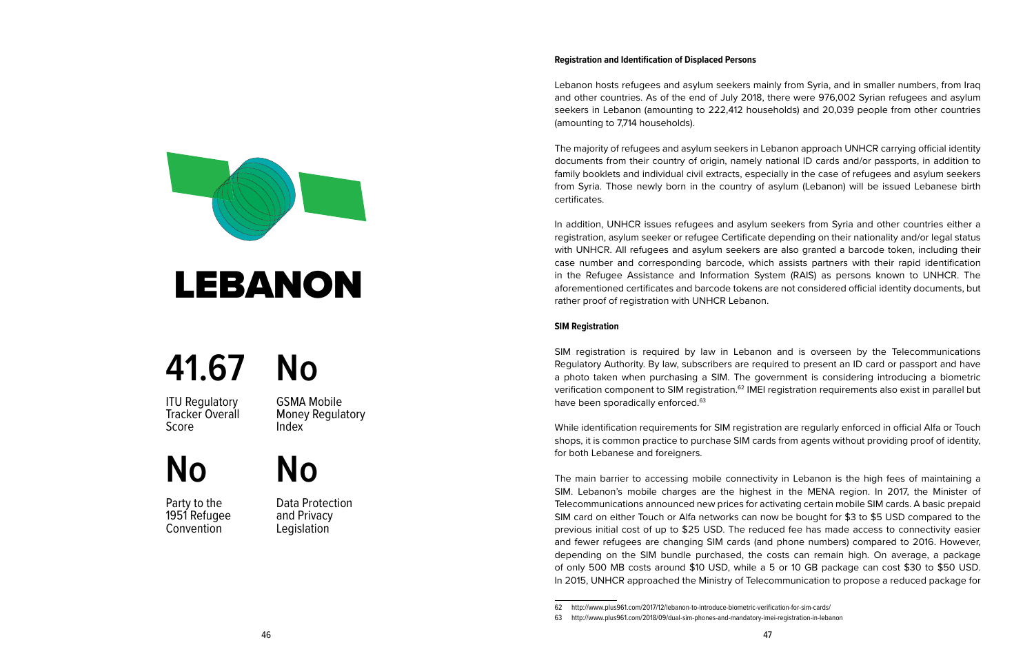# LEBANON

**41.67**
ITU Regulatory Tracker Overall Score

**No**
GSMA Mobile Money Regulatory Index

**No**
Party to the 1951 Refugee Convention

**No**
Data Protection and Privacy Legislation

**Registration and Identification of Displaced Persons**

Lebanon hosts refugees and asylum seekers mainly from Syria, and in smaller numbers, from Iraq and other countries. As of the end of July 2018, there were 976,002 Syrian refugees and asylum seekers in Lebanon (amounting to 222,412 households) and 20,039 people from other countries (amounting to 7,714 households).

The majority of refugees and asylum seekers in Lebanon approach UNHCR carrying official identity documents from their country of origin, namely national ID cards and/or passports, in addition to family booklets and individual civil extracts, especially in the case of refugees and asylum seekers from Syria. Those newly born in the country of asylum (Lebanon) will be issued Lebanese birth certificates.

In addition, UNHCR issues refugees and asylum seekers from Syria and other countries either a registration, asylum seeker or refugee Certificate depending on their nationality and/or legal status with UNHCR. All refugees and asylum seekers are also granted a barcode token, including their case number and corresponding barcode, which assists partners with their rapid identification in the Refugee Assistance and Information System (RAIS) as persons known to UNHCR. The aforementioned certificates and barcode tokens are not considered official identity documents, but rather proof of registration with UNHCR Lebanon.

**SIM Registration**

SIM registration is required by law in Lebanon and is overseen by the Telecommunications Regulatory Authority. By law, subscribers are required to present an ID card or passport and have a photo taken when purchasing a SIM. The government is considering introducing a biometric verification component to SIM registration.[62] IMEI registration requirements also exist in parallel but have been sporadically enforced.[63]

While identification requirements for SIM registration are regularly enforced in official Alfa or Touch shops, it is common practice to purchase SIM cards from agents without providing proof of identity, for both Lebanese and foreigners.

The main barrier to accessing mobile connectivity in Lebanon is the high fees of maintaining a SIM. Lebanon's mobile charges are the highest in the MENA region. In 2017, the Minister of Telecommunications announced new prices for activating certain mobile SIM cards. A basic prepaid SIM card on either Touch or Alfa networks can now be bought for $3 to $5 USD compared to the previous initial cost of up to $25 USD. The reduced fee has made access to connectivity easier and fewer refugees are changing SIM cards (and phone numbers) compared to 2016. However, depending on the SIM bundle purchased, the costs can remain high. On average, a package of only 500 MB costs around $10 USD, while a 5 or 10 GB package can cost $30 to $50 USD. In 2015, UNHCR approached the Ministry of Telecommunication to propose a reduced package for

62 http://www.plus961.com/2017/12/lebanon-to-introduce-biometric-verification-for-sim-cards/
63 http://www.plus961.com/2018/09/dual-sim-phones-and-mandatory-imei-registration-in-lebanon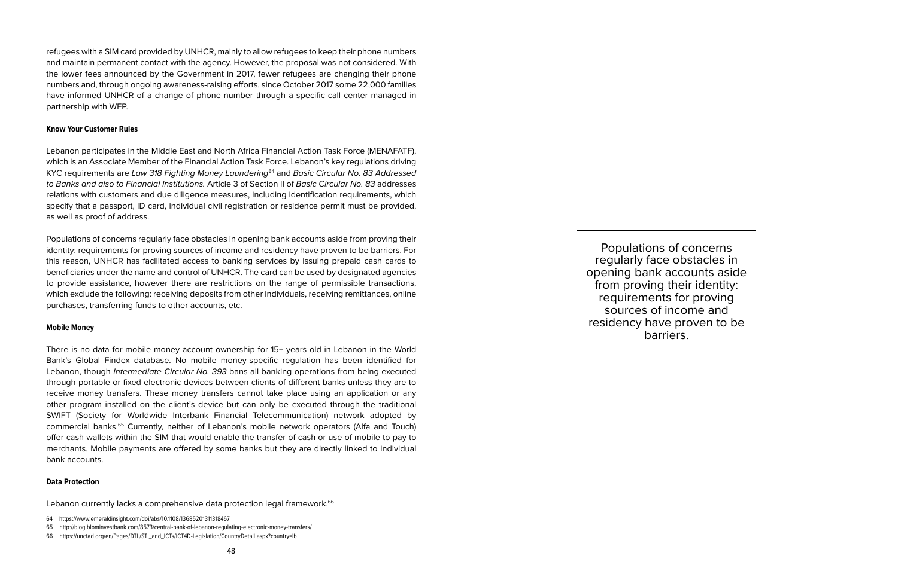refugees with a SIM card provided by UNHCR, mainly to allow refugees to keep their phone numbers and maintain permanent contact with the agency. However, the proposal was not considered. With the lower fees announced by the Government in 2017, fewer refugees are changing their phone numbers and, through ongoing awareness-raising efforts, since October 2017 some 22,000 families have informed UNHCR of a change of phone number through a specific call center managed in partnership with WFP.

#### Know Your Customer Rules

Lebanon participates in the Middle East and North Africa Financial Action Task Force (MENAFATF), which is an Associate Member of the Financial Action Task Force. Lebanon's key regulations driving KYC requirements are *Law 318 Fighting Money Laundering*[64] and *Basic Circular No. 83 Addressed to Banks and also to Financial Institutions.* Article 3 of Section II of *Basic Circular No. 83* addresses relations with customers and due diligence measures, including identification requirements, which specify that a passport, ID card, individual civil registration or residence permit must be provided, as well as proof of address.

Populations of concerns regularly face obstacles in opening bank accounts aside from proving their identity: requirements for proving sources of income and residency have proven to be barriers. For this reason, UNHCR has facilitated access to banking services by issuing prepaid cash cards to beneficiaries under the name and control of UNHCR. The card can be used by designated agencies to provide assistance, however there are restrictions on the range of permissible transactions, which exclude the following: receiving deposits from other individuals, receiving remittances, online purchases, transferring funds to other accounts, etc.

> Populations of concerns regularly face obstacles in opening bank accounts aside from proving their identity: requirements for proving sources of income and residency have proven to be barriers.

#### Mobile Money

There is no data for mobile money account ownership for 15+ years old in Lebanon in the World Bank's Global Findex database. No mobile money-specific regulation has been identified for Lebanon, though *Intermediate Circular No. 393* bans all banking operations from being executed through portable or fixed electronic devices between clients of different banks unless they are to receive money transfers. These money transfers cannot take place using an application or any other program installed on the client's device but can only be executed through the traditional SWIFT (Society for Worldwide Interbank Financial Telecommunication) network adopted by commercial banks.[65] Currently, neither of Lebanon's mobile network operators (Alfa and Touch) offer cash wallets within the SIM that would enable the transfer of cash or use of mobile to pay to merchants. Mobile payments are offered by some banks but they are directly linked to individual bank accounts.

#### Data Protection

Lebanon currently lacks a comprehensive data protection legal framework.[66]

---

64 https://www.emeraldinsight.com/doi/abs/10.1108/13685201311318467

65 http://blog.blominvestbank.com/8573/central-bank-of-lebanon-regulating-electronic-money-transfers/

66 https://unctad.org/en/Pages/DTL/STI_and_ICTs/ICT4D-Legislation/CountryDetail.aspx?country=lb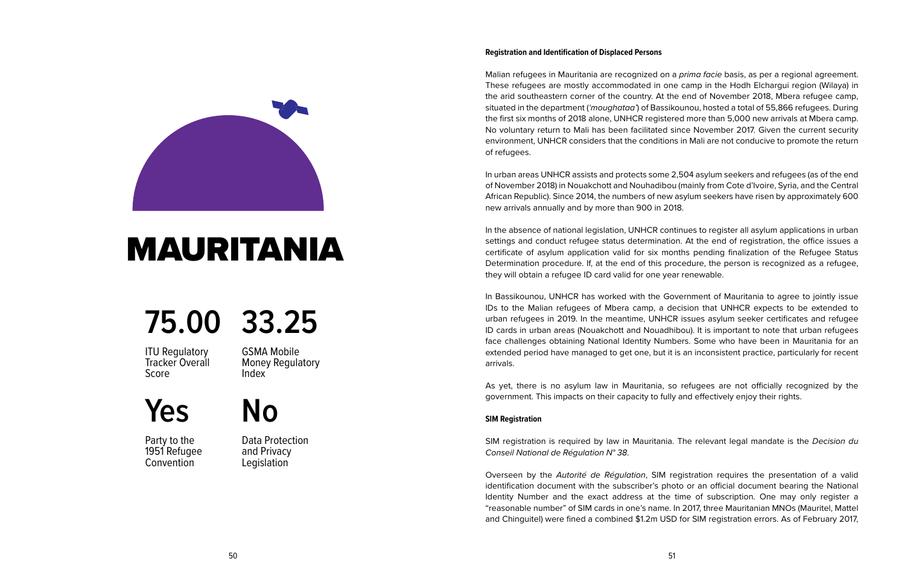# MAURITANIA

**75.00**
ITU Regulatory Tracker Overall Score

**33.25**
GSMA Mobile Money Regulatory Index

**Yes**
Party to the 1951 Refugee Convention

**No**
Data Protection and Privacy Legislation

**Registration and Identification of Displaced Persons**

Malian refugees in Mauritania are recognized on a *prima facie* basis, as per a regional agreement. These refugees are mostly accommodated in one camp in the Hodh Elchargui region (Wilaya) in the arid southeastern corner of the country. At the end of November 2018, Mbera refugee camp, situated in the department (*'moughataa'*) of Bassikounou, hosted a total of 55,866 refugees. During the first six months of 2018 alone, UNHCR registered more than 5,000 new arrivals at Mbera camp. No voluntary return to Mali has been facilitated since November 2017. Given the current security environment, UNHCR considers that the conditions in Mali are not conducive to promote the return of refugees.

In urban areas UNHCR assists and protects some 2,504 asylum seekers and refugees (as of the end of November 2018) in Nouakchott and Nouhadibou (mainly from Cote d'Ivoire, Syria, and the Central African Republic). Since 2014, the numbers of new asylum seekers have risen by approximately 600 new arrivals annually and by more than 900 in 2018.

In the absence of national legislation, UNHCR continues to register all asylum applications in urban settings and conduct refugee status determination. At the end of registration, the office issues a certificate of asylum application valid for six months pending finalization of the Refugee Status Determination procedure. If, at the end of this procedure, the person is recognized as a refugee, they will obtain a refugee ID card valid for one year renewable.

In Bassikounou, UNHCR has worked with the Government of Mauritania to agree to jointly issue IDs to the Malian refugees of Mbera camp, a decision that UNHCR expects to be extended to urban refugees in 2019. In the meantime, UNHCR issues asylum seeker certificates and refugee ID cards in urban areas (Nouakchott and Nouadhibou). It is important to note that urban refugees face challenges obtaining National Identity Numbers. Some who have been in Mauritania for an extended period have managed to get one, but it is an inconsistent practice, particularly for recent arrivals.

As yet, there is no asylum law in Mauritania, so refugees are not officially recognized by the government. This impacts on their capacity to fully and effectively enjoy their rights.

**SIM Registration**

SIM registration is required by law in Mauritania. The relevant legal mandate is the *Decision du Conseil National de Régulation N° 38*.

Overseen by the *Autorité de Régulation*, SIM registration requires the presentation of a valid identification document with the subscriber's photo or an official document bearing the National Identity Number and the exact address at the time of subscription. One may only register a "reasonable number" of SIM cards in one's name. In 2017, three Mauritanian MNOs (Mauritel, Mattel and Chinguitel) were fined a combined $1.2m USD for SIM registration errors. As of February 2017,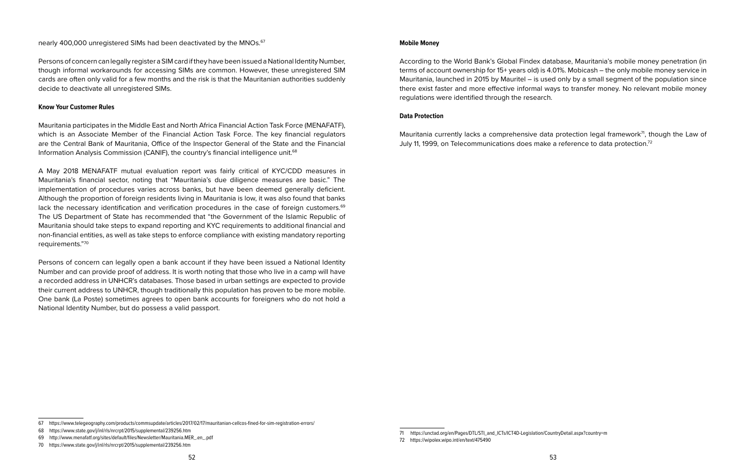nearly 400,000 unregistered SIMs had been deactivated by the MNOs.[67]

Persons of concern can legally register a SIM card if they have been issued a National Identity Number, though informal workarounds for accessing SIMs are common. However, these unregistered SIM cards are often only valid for a few months and the risk is that the Mauritanian authorities suddenly decide to deactivate all unregistered SIMs.

#### Know Your Customer Rules

Mauritania participates in the Middle East and North Africa Financial Action Task Force (MENAFATF), which is an Associate Member of the Financial Action Task Force. The key financial regulators are the Central Bank of Mauritania, Office of the Inspector General of the State and the Financial Information Analysis Commission (CANIF), the country's financial intelligence unit.[68]

A May 2018 MENAFATF mutual evaluation report was fairly critical of KYC/CDD measures in Mauritania's financial sector, noting that "Mauritania's due diligence measures are basic." The implementation of procedures varies across banks, but have been deemed generally deficient. Although the proportion of foreign residents living in Mauritania is low, it was also found that banks lack the necessary identification and verification procedures in the case of foreign customers.[69] The US Department of State has recommended that "the Government of the Islamic Republic of Mauritania should take steps to expand reporting and KYC requirements to additional financial and non-financial entities, as well as take steps to enforce compliance with existing mandatory reporting requirements."[70]

Persons of concern can legally open a bank account if they have been issued a National Identity Number and can provide proof of address. It is worth noting that those who live in a camp will have a recorded address in UNHCR's databases. Those based in urban settings are expected to provide their current address to UNHCR, though traditionally this population has proven to be more mobile. One bank (La Poste) sometimes agrees to open bank accounts for foreigners who do not hold a National Identity Number, but do possess a valid passport.

67 https://www.telegeography.com/products/commsupdate/articles/2017/02/17/mauritanian-cellcos-fined-for-sim-registration-errors/

68 https://www.state.gov/j/inl/rls/nrcrpt/2015/supplemental/239256.htm

69 http://www.menafatf.org/sites/default/files/Newsletter/Mauritania.MER_.en_.pdf

70 https://www.state.gov/j/inl/rls/nrcrpt/2015/supplemental/239256.htm

#### Mobile Money

According to the World Bank's Global Findex database, Mauritania's mobile money penetration (in terms of account ownership for 15+ years old) is 4.01%. Mobicash – the only mobile money service in Mauritania, launched in 2015 by Mauritel – is used only by a small segment of the population since there exist faster and more effective informal ways to transfer money. No relevant mobile money regulations were identified through the research.

#### Data Protection

Mauritania currently lacks a comprehensive data protection legal framework[71], though the Law of July 11, 1999, on Telecommunications does make a reference to data protection.[72]

71 https://unctad.org/en/Pages/DTL/STI_and_ICTs/ICT4D-Legislation/CountryDetail.aspx?country=m

72 https://wipolex.wipo.int/en/text/475490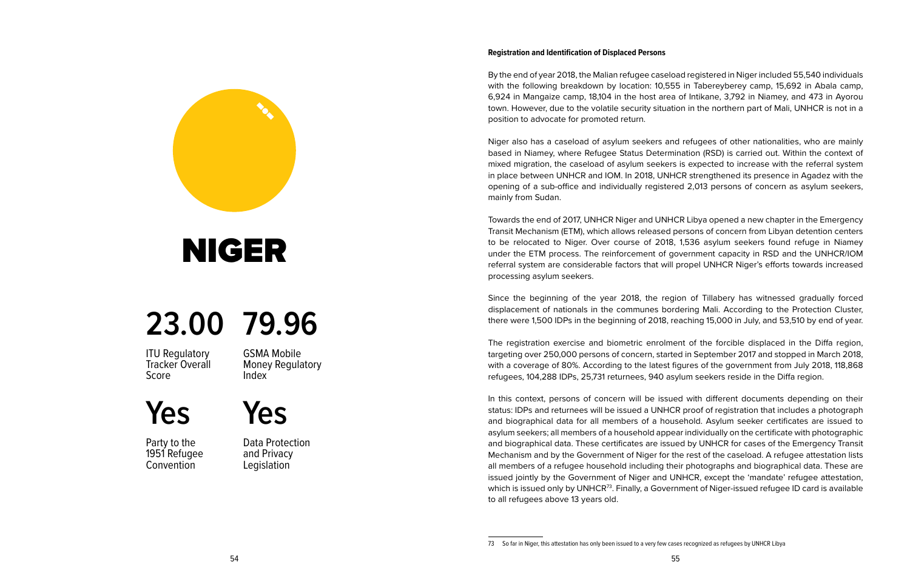# NIGER

**23.00** ITU Regulatory Tracker Overall Score

**79.96** GSMA Mobile Money Regulatory Index

**Yes** Party to the 1951 Refugee Convention

**Yes** Data Protection and Privacy Legislation

**Registration and Identification of Displaced Persons**

By the end of year 2018, the Malian refugee caseload registered in Niger included 55,540 individuals with the following breakdown by location: 10,555 in Tabereyberey camp, 15,692 in Abala camp, 6,924 in Mangaize camp, 18,104 in the host area of Intikane, 3,792 in Niamey, and 473 in Ayorou town. However, due to the volatile security situation in the northern part of Mali, UNHCR is not in a position to advocate for promoted return.

Niger also has a caseload of asylum seekers and refugees of other nationalities, who are mainly based in Niamey, where Refugee Status Determination (RSD) is carried out. Within the context of mixed migration, the caseload of asylum seekers is expected to increase with the referral system in place between UNHCR and IOM. In 2018, UNHCR strengthened its presence in Agadez with the opening of a sub-office and individually registered 2,013 persons of concern as asylum seekers, mainly from Sudan.

Towards the end of 2017, UNHCR Niger and UNHCR Libya opened a new chapter in the Emergency Transit Mechanism (ETM), which allows released persons of concern from Libyan detention centers to be relocated to Niger. Over course of 2018, 1,536 asylum seekers found refuge in Niamey under the ETM process. The reinforcement of government capacity in RSD and the UNHCR/IOM referral system are considerable factors that will propel UNHCR Niger's efforts towards increased processing asylum seekers.

Since the beginning of the year 2018, the region of Tillabery has witnessed gradually forced displacement of nationals in the communes bordering Mali. According to the Protection Cluster, there were 1,500 IDPs in the beginning of 2018, reaching 15,000 in July, and 53,510 by end of year.

The registration exercise and biometric enrolment of the forcible displaced in the Diffa region, targeting over 250,000 persons of concern, started in September 2017 and stopped in March 2018, with a coverage of 80%. According to the latest figures of the government from July 2018, 118,868 refugees, 104,288 IDPs, 25,731 returnees, 940 asylum seekers reside in the Diffa region.

In this context, persons of concern will be issued with different documents depending on their status: IDPs and returnees will be issued a UNHCR proof of registration that includes a photograph and biographical data for all members of a household. Asylum seeker certificates are issued to asylum seekers; all members of a household appear individually on the certificate with photographic and biographical data. These certificates are issued by UNHCR for cases of the Emergency Transit Mechanism and by the Government of Niger for the rest of the caseload. A refugee attestation lists all members of a refugee household including their photographs and biographical data. These are issued jointly by the Government of Niger and UNHCR, except the 'mandate' refugee attestation, which is issued only by UNHCR[73]. Finally, a Government of Niger-issued refugee ID card is available to all refugees above 13 years old.

---

73 So far in Niger, this attestation has only been issued to a very few cases recognized as refugees by UNHCR Libya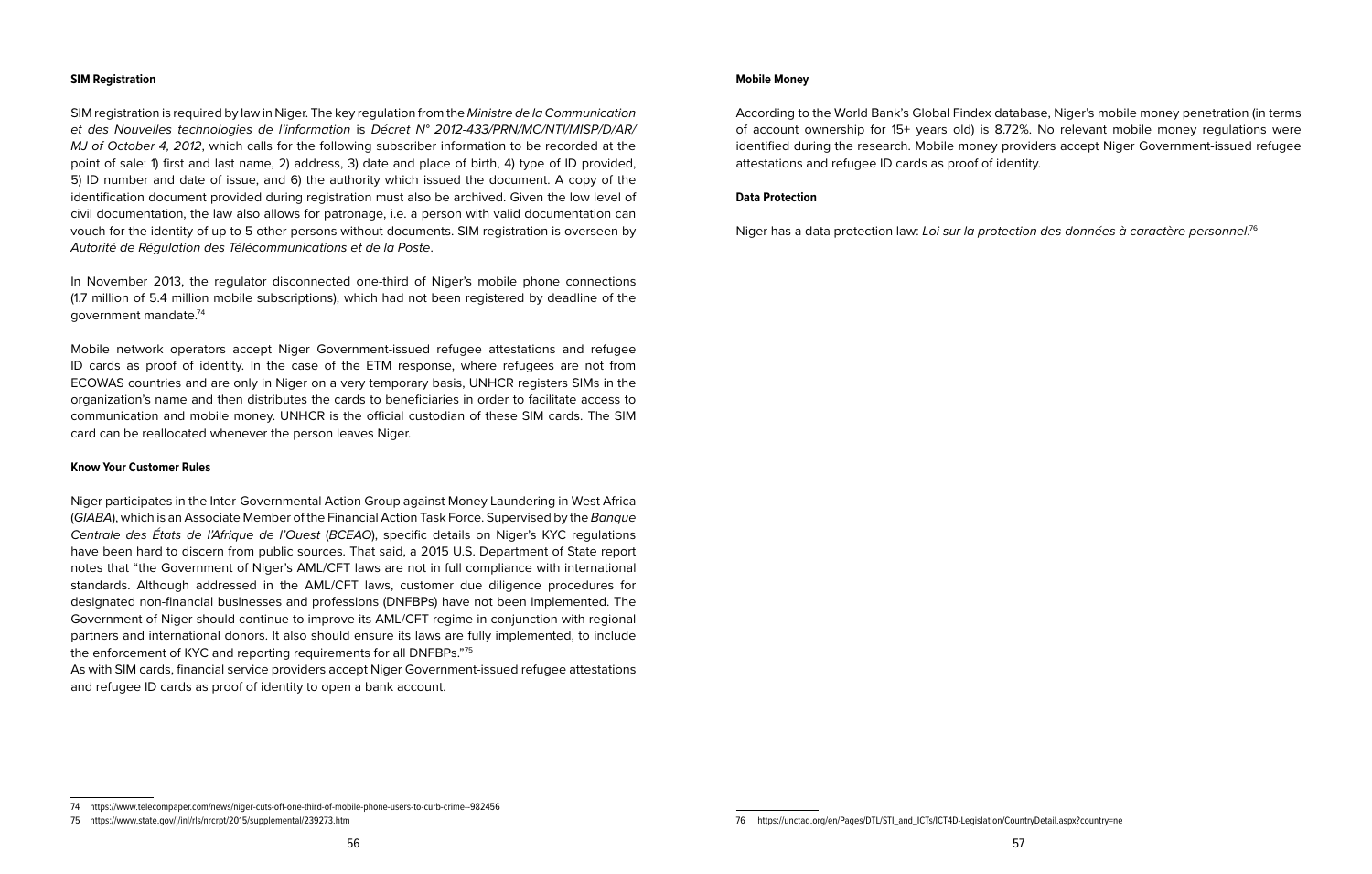### SIM Registration

SIM registration is required by law in Niger. The key regulation from the *Ministre de la Communication et des Nouvelles technologies de l'information* is *Décret N° 2012-433/PRN/MC/NTI/MISP/D/AR/MJ of October 4, 2012*, which calls for the following subscriber information to be recorded at the point of sale: 1) first and last name, 2) address, 3) date and place of birth, 4) type of ID provided, 5) ID number and date of issue, and 6) the authority which issued the document. A copy of the identification document provided during registration must also be archived. Given the low level of civil documentation, the law also allows for patronage, i.e. a person with valid documentation can vouch for the identity of up to 5 other persons without documents. SIM registration is overseen by *Autorité de Régulation des Télécommunications et de la Poste*.

In November 2013, the regulator disconnected one-third of Niger's mobile phone connections (1.7 million of 5.4 million mobile subscriptions), which had not been registered by deadline of the government mandate.[74]

Mobile network operators accept Niger Government-issued refugee attestations and refugee ID cards as proof of identity. In the case of the ETM response, where refugees are not from ECOWAS countries and are only in Niger on a very temporary basis, UNHCR registers SIMs in the organization's name and then distributes the cards to beneficiaries in order to facilitate access to communication and mobile money. UNHCR is the official custodian of these SIM cards. The SIM card can be reallocated whenever the person leaves Niger.

### Know Your Customer Rules

Niger participates in the Inter-Governmental Action Group against Money Laundering in West Africa (*GIABA*), which is an Associate Member of the Financial Action Task Force. Supervised by the *Banque Centrale des États de l'Afrique de l'Ouest* (*BCEAO*), specific details on Niger's KYC regulations have been hard to discern from public sources. That said, a 2015 U.S. Department of State report notes that "the Government of Niger's AML/CFT laws are not in full compliance with international standards. Although addressed in the AML/CFT laws, customer due diligence procedures for designated non-financial businesses and professions (DNFBPs) have not been implemented. The Government of Niger should continue to improve its AML/CFT regime in conjunction with regional partners and international donors. It also should ensure its laws are fully implemented, to include the enforcement of KYC and reporting requirements for all DNFBPs."[75]

As with SIM cards, financial service providers accept Niger Government-issued refugee attestations and refugee ID cards as proof of identity to open a bank account.

### Mobile Money

According to the World Bank's Global Findex database, Niger's mobile money penetration (in terms of account ownership for 15+ years old) is 8.72%. No relevant mobile money regulations were identified during the research. Mobile money providers accept Niger Government-issued refugee attestations and refugee ID cards as proof of identity.

### Data Protection

Niger has a data protection law: *Loi sur la protection des données à caractère personnel*.[76]

---

74 https://www.telecompaper.com/news/niger-cuts-off-one-third-of-mobile-phone-users-to-curb-crime--982456

75 https://www.state.gov/j/inl/rls/nrcrpt/2015/supplemental/239273.htm

76 https://unctad.org/en/Pages/DTL/STI_and_ICTs/ICT4D-Legislation/CountryDetail.aspx?country=ne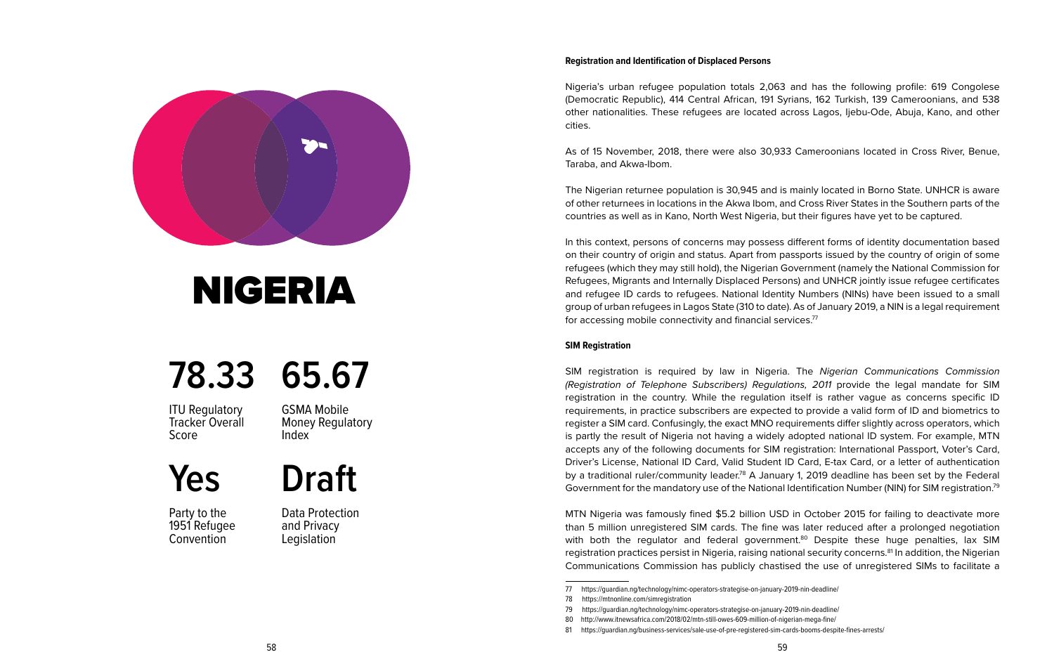# NIGERIA

**78.33**

ITU Regulatory Tracker Overall Score

**65.67**

GSMA Mobile Money Regulatory Index

**Yes**

Party to the 1951 Refugee Convention

**Draft**

Data Protection and Privacy Legislation

**Registration and Identification of Displaced Persons**

Nigeria's urban refugee population totals 2,063 and has the following profile: 619 Congolese (Democratic Republic), 414 Central African, 191 Syrians, 162 Turkish, 139 Cameroonians, and 538 other nationalities. These refugees are located across Lagos, Ijebu-Ode, Abuja, Kano, and other cities.

As of 15 November, 2018, there were also 30,933 Cameroonians located in Cross River, Benue, Taraba, and Akwa-Ibom.

The Nigerian returnee population is 30,945 and is mainly located in Borno State. UNHCR is aware of other returnees in locations in the Akwa Ibom, and Cross River States in the Southern parts of the countries as well as in Kano, North West Nigeria, but their figures have yet to be captured.

In this context, persons of concerns may possess different forms of identity documentation based on their country of origin and status. Apart from passports issued by the country of origin of some refugees (which they may still hold), the Nigerian Government (namely the National Commission for Refugees, Migrants and Internally Displaced Persons) and UNHCR jointly issue refugee certificates and refugee ID cards to refugees. National Identity Numbers (NINs) have been issued to a small group of urban refugees in Lagos State (310 to date). As of January 2019, a NIN is a legal requirement for accessing mobile connectivity and financial services.[77]

**SIM Registration**

SIM registration is required by law in Nigeria. The *Nigerian Communications Commission (Registration of Telephone Subscribers) Regulations, 2011* provide the legal mandate for SIM registration in the country. While the regulation itself is rather vague as concerns specific ID requirements, in practice subscribers are expected to provide a valid form of ID and biometrics to register a SIM card. Confusingly, the exact MNO requirements differ slightly across operators, which is partly the result of Nigeria not having a widely adopted national ID system. For example, MTN accepts any of the following documents for SIM registration: International Passport, Voter's Card, Driver's License, National ID Card, Valid Student ID Card, E-tax Card, or a letter of authentication by a traditional ruler/community leader.[78] A January 1, 2019 deadline has been set by the Federal Government for the mandatory use of the National Identification Number (NIN) for SIM registration.[79]

MTN Nigeria was famously fined $5.2 billion USD in October 2015 for failing to deactivate more than 5 million unregistered SIM cards. The fine was later reduced after a prolonged negotiation with both the regulator and federal government.[80] Despite these huge penalties, lax SIM registration practices persist in Nigeria, raising national security concerns.[81] In addition, the Nigerian Communications Commission has publicly chastised the use of unregistered SIMs to facilitate a

---

77 https://guardian.ng/technology/nimc-operators-strategise-on-january-2019-nin-deadline/

78 https://mtnonline.com/simregistration

79 https://guardian.ng/technology/nimc-operators-strategise-on-january-2019-nin-deadline/

80 http://www.itnewsafrica.com/2018/02/mtn-still-owes-609-million-of-nigerian-mega-fine/

81 https://guardian.ng/business-services/sale-use-of-pre-registered-sim-cards-booms-despite-fines-arrests/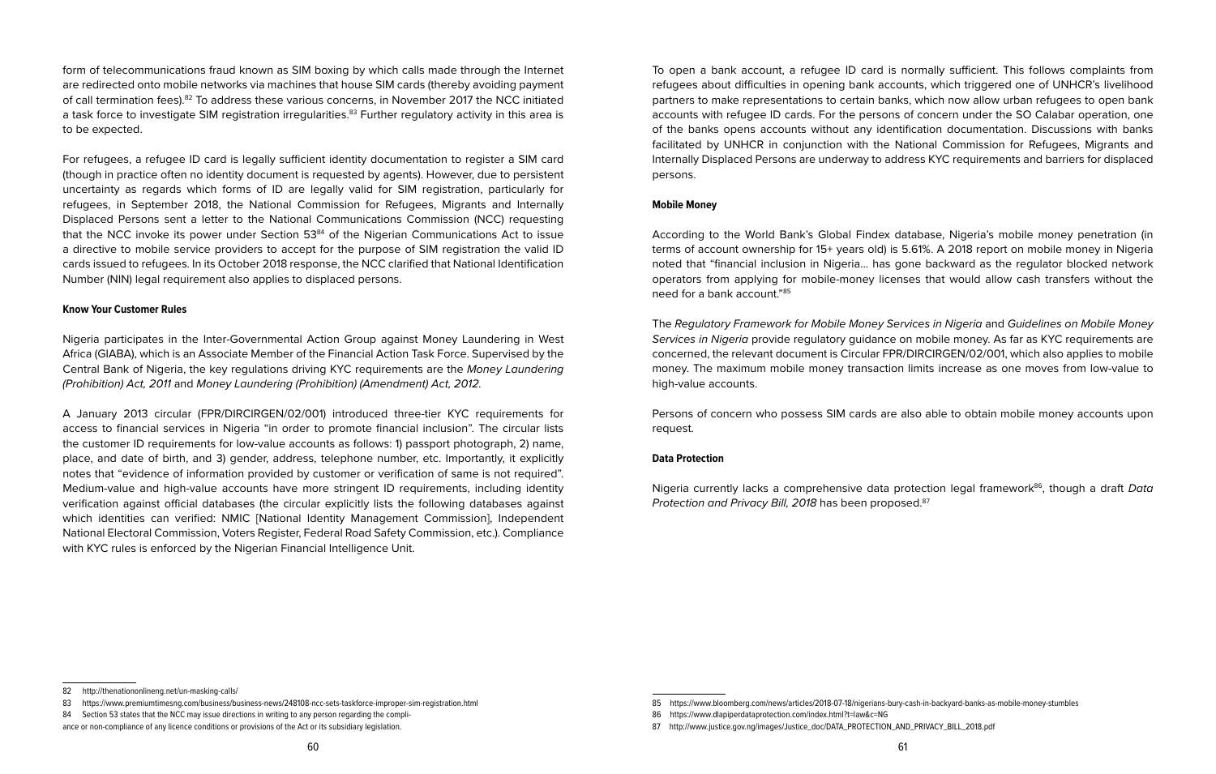form of telecommunications fraud known as SIM boxing by which calls made through the Internet are redirected onto mobile networks via machines that house SIM cards (thereby avoiding payment of call termination fees).[82] To address these various concerns, in November 2017 the NCC initiated a task force to investigate SIM registration irregularities.[83] Further regulatory activity in this area is to be expected.

For refugees, a refugee ID card is legally sufficient identity documentation to register a SIM card (though in practice often no identity document is requested by agents). However, due to persistent uncertainty as regards which forms of ID are legally valid for SIM registration, particularly for refugees, in September 2018, the National Commission for Refugees, Migrants and Internally Displaced Persons sent a letter to the National Communications Commission (NCC) requesting that the NCC invoke its power under Section 53[84] of the Nigerian Communications Act to issue a directive to mobile service providers to accept for the purpose of SIM registration the valid ID cards issued to refugees. In its October 2018 response, the NCC clarified that National Identification Number (NIN) legal requirement also applies to displaced persons.

#### Know Your Customer Rules

Nigeria participates in the Inter-Governmental Action Group against Money Laundering in West Africa (GIABA), which is an Associate Member of the Financial Action Task Force. Supervised by the Central Bank of Nigeria, the key regulations driving KYC requirements are the *Money Laundering (Prohibition) Act, 2011* and *Money Laundering (Prohibition) (Amendment) Act, 2012*.

A January 2013 circular (FPR/DIRCIRGEN/02/001) introduced three-tier KYC requirements for access to financial services in Nigeria "in order to promote financial inclusion". The circular lists the customer ID requirements for low-value accounts as follows: 1) passport photograph, 2) name, place, and date of birth, and 3) gender, address, telephone number, etc. Importantly, it explicitly notes that "evidence of information provided by customer or verification of same is not required". Medium-value and high-value accounts have more stringent ID requirements, including identity verification against official databases (the circular explicitly lists the following databases against which identities can verified: NMIC [National Identity Management Commission], Independent National Electoral Commission, Voters Register, Federal Road Safety Commission, etc.). Compliance with KYC rules is enforced by the Nigerian Financial Intelligence Unit.

To open a bank account, a refugee ID card is normally sufficient. This follows complaints from refugees about difficulties in opening bank accounts, which triggered one of UNHCR's livelihood partners to make representations to certain banks, which now allow urban refugees to open bank accounts with refugee ID cards. For the persons of concern under the SO Calabar operation, one of the banks opens accounts without any identification documentation. Discussions with banks facilitated by UNHCR in conjunction with the National Commission for Refugees, Migrants and Internally Displaced Persons are underway to address KYC requirements and barriers for displaced persons.

#### Mobile Money

According to the World Bank's Global Findex database, Nigeria's mobile money penetration (in terms of account ownership for 15+ years old) is 5.61%. A 2018 report on mobile money in Nigeria noted that "financial inclusion in Nigeria… has gone backward as the regulator blocked network operators from applying for mobile-money licenses that would allow cash transfers without the need for a bank account."[85]

The *Regulatory Framework for Mobile Money Services in Nigeria* and *Guidelines on Mobile Money Services in Nigeria* provide regulatory guidance on mobile money. As far as KYC requirements are concerned, the relevant document is Circular FPR/DIRCIRGEN/02/001, which also applies to mobile money. The maximum mobile money transaction limits increase as one moves from low-value to high-value accounts.

Persons of concern who possess SIM cards are also able to obtain mobile money accounts upon request.

#### Data Protection

Nigeria currently lacks a comprehensive data protection legal framework[86], though a draft *Data Protection and Privacy Bill, 2018* has been proposed.[87]

---

82 http://thenationonlineng.net/un-masking-calls/

83 https://www.premiumtimesng.com/business/business-news/248108-ncc-sets-taskforce-improper-sim-registration.html

84 Section 53 states that the NCC may issue directions in writing to any person regarding the compliance or non-compliance of any licence conditions or provisions of the Act or its subsidiary legislation.

85 https://www.bloomberg.com/news/articles/2018-07-18/nigerians-bury-cash-in-backyard-banks-as-mobile-money-stumbles

86 https://www.dlapiperdataprotection.com/index.html?t=law&c=NG

87 http://www.justice.gov.ng/images/Justice_doc/DATA_PROTECTION_AND_PRIVACY_BILL_2018.pdf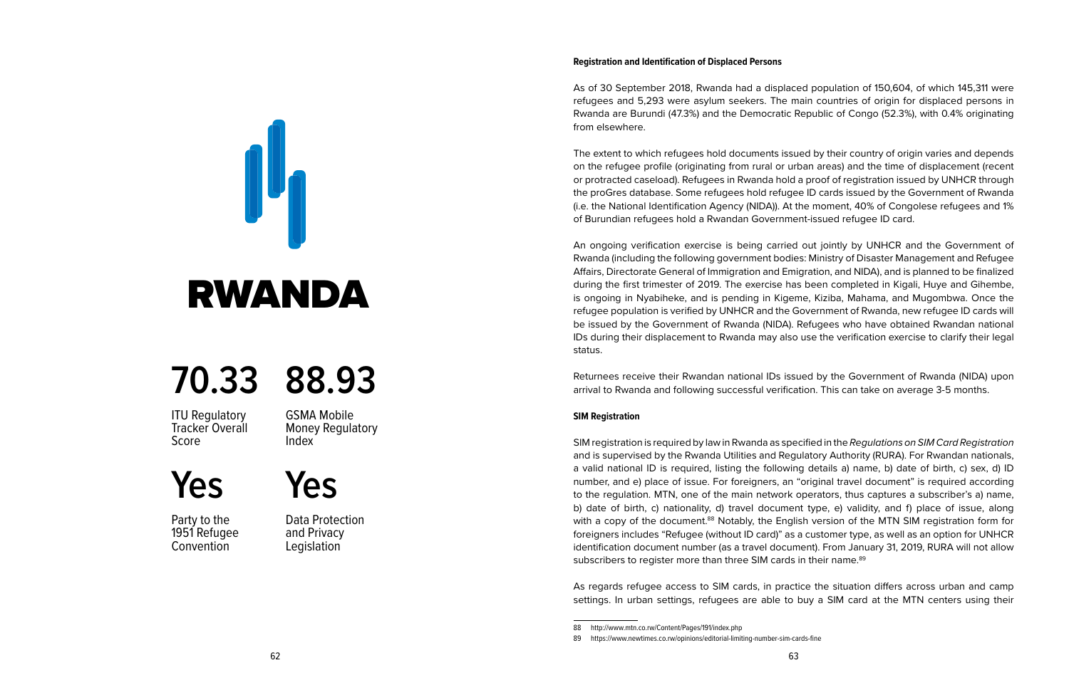# RWANDA

**70.33**

ITU Regulatory Tracker Overall Score

**88.93**

GSMA Mobile Money Regulatory Index

**Yes**

Party to the 1951 Refugee Convention

**Yes**

Data Protection and Privacy Legislation

**Registration and Identification of Displaced Persons**

As of 30 September 2018, Rwanda had a displaced population of 150,604, of which 145,311 were refugees and 5,293 were asylum seekers. The main countries of origin for displaced persons in Rwanda are Burundi (47.3%) and the Democratic Republic of Congo (52.3%), with 0.4% originating from elsewhere.

The extent to which refugees hold documents issued by their country of origin varies and depends on the refugee profile (originating from rural or urban areas) and the time of displacement (recent or protracted caseload). Refugees in Rwanda hold a proof of registration issued by UNHCR through the proGres database. Some refugees hold refugee ID cards issued by the Government of Rwanda (i.e. the National Identification Agency (NIDA)). At the moment, 40% of Congolese refugees and 1% of Burundian refugees hold a Rwandan Government-issued refugee ID card.

An ongoing verification exercise is being carried out jointly by UNHCR and the Government of Rwanda (including the following government bodies: Ministry of Disaster Management and Refugee Affairs, Directorate General of Immigration and Emigration, and NIDA), and is planned to be finalized during the first trimester of 2019. The exercise has been completed in Kigali, Huye and Gihembe, is ongoing in Nyabiheke, and is pending in Kigeme, Kiziba, Mahama, and Mugombwa. Once the refugee population is verified by UNHCR and the Government of Rwanda, new refugee ID cards will be issued by the Government of Rwanda (NIDA). Refugees who have obtained Rwandan national IDs during their displacement to Rwanda may also use the verification exercise to clarify their legal status.

Returnees receive their Rwandan national IDs issued by the Government of Rwanda (NIDA) upon arrival to Rwanda and following successful verification. This can take on average 3-5 months.

**SIM Registration**

SIM registration is required by law in Rwanda as specified in the *Regulations on SIM Card Registration* and is supervised by the Rwanda Utilities and Regulatory Authority (RURA). For Rwandan nationals, a valid national ID is required, listing the following details a) name, b) date of birth, c) sex, d) ID number, and e) place of issue. For foreigners, an "original travel document" is required according to the regulation. MTN, one of the main network operators, thus captures a subscriber's a) name, b) date of birth, c) nationality, d) travel document type, e) validity, and f) place of issue, along with a copy of the document.[88] Notably, the English version of the MTN SIM registration form for foreigners includes "Refugee (without ID card)" as a customer type, as well as an option for UNHCR identification document number (as a travel document). From January 31, 2019, RURA will not allow subscribers to register more than three SIM cards in their name.[89]

As regards refugee access to SIM cards, in practice the situation differs across urban and camp settings. In urban settings, refugees are able to buy a SIM card at the MTN centers using their

88 http://www.mtn.co.rw/Content/Pages/191/index.php

89 https://www.newtimes.co.rw/opinions/editorial-limiting-number-sim-cards-fine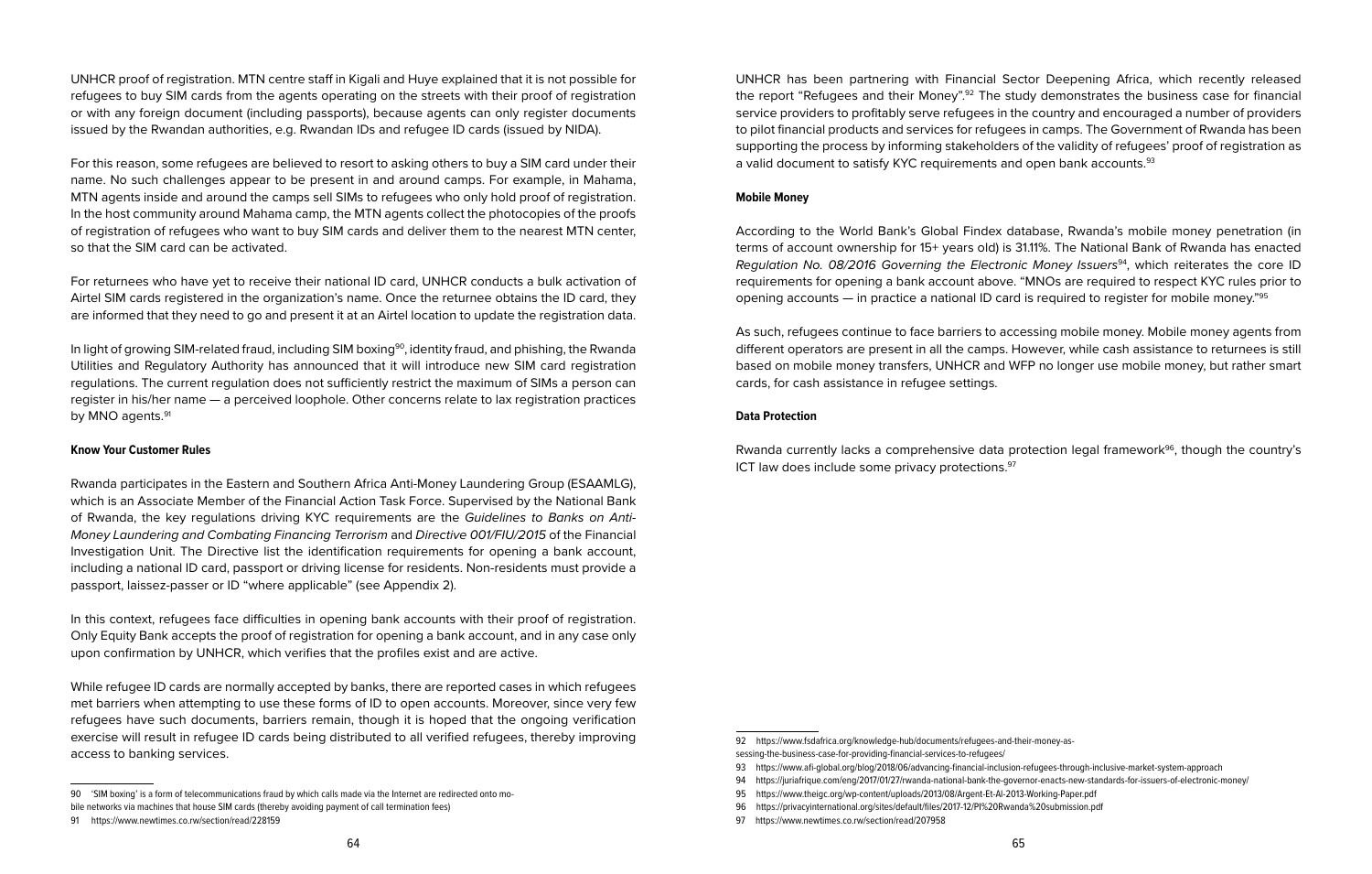UNHCR proof of registration. MTN centre staff in Kigali and Huye explained that it is not possible for refugees to buy SIM cards from the agents operating on the streets with their proof of registration or with any foreign document (including passports), because agents can only register documents issued by the Rwandan authorities, e.g. Rwandan IDs and refugee ID cards (issued by NIDA).

For this reason, some refugees are believed to resort to asking others to buy a SIM card under their name. No such challenges appear to be present in and around camps. For example, in Mahama, MTN agents inside and around the camps sell SIMs to refugees who only hold proof of registration. In the host community around Mahama camp, the MTN agents collect the photocopies of the proofs of registration of refugees who want to buy SIM cards and deliver them to the nearest MTN center, so that the SIM card can be activated.

For returnees who have yet to receive their national ID card, UNHCR conducts a bulk activation of Airtel SIM cards registered in the organization's name. Once the returnee obtains the ID card, they are informed that they need to go and present it at an Airtel location to update the registration data.

In light of growing SIM-related fraud, including SIM boxing[90], identity fraud, and phishing, the Rwanda Utilities and Regulatory Authority has announced that it will introduce new SIM card registration regulations. The current regulation does not sufficiently restrict the maximum of SIMs a person can register in his/her name — a perceived loophole. Other concerns relate to lax registration practices by MNO agents.[91]

#### Know Your Customer Rules

Rwanda participates in the Eastern and Southern Africa Anti-Money Laundering Group (ESAAMLG), which is an Associate Member of the Financial Action Task Force. Supervised by the National Bank of Rwanda, the key regulations driving KYC requirements are the *Guidelines to Banks on Anti-Money Laundering and Combating Financing Terrorism* and *Directive 001/FIU/2015* of the Financial Investigation Unit. The Directive list the identification requirements for opening a bank account, including a national ID card, passport or driving license for residents. Non-residents must provide a passport, laissez-passer or ID "where applicable" (see Appendix 2).

In this context, refugees face difficulties in opening bank accounts with their proof of registration. Only Equity Bank accepts the proof of registration for opening a bank account, and in any case only upon confirmation by UNHCR, which verifies that the profiles exist and are active.

While refugee ID cards are normally accepted by banks, there are reported cases in which refugees met barriers when attempting to use these forms of ID to open accounts. Moreover, since very few refugees have such documents, barriers remain, though it is hoped that the ongoing verification exercise will result in refugee ID cards being distributed to all verified refugees, thereby improving access to banking services.

90 'SIM boxing' is a form of telecommunications fraud by which calls made via the Internet are redirected onto mobile networks via machines that house SIM cards (thereby avoiding payment of call termination fees)

91 https://www.newtimes.co.rw/section/read/228159

UNHCR has been partnering with Financial Sector Deepening Africa, which recently released the report "Refugees and their Money".[92] The study demonstrates the business case for financial service providers to profitably serve refugees in the country and encouraged a number of providers to pilot financial products and services for refugees in camps. The Government of Rwanda has been supporting the process by informing stakeholders of the validity of refugees' proof of registration as a valid document to satisfy KYC requirements and open bank accounts.[93]

#### Mobile Money

According to the World Bank's Global Findex database, Rwanda's mobile money penetration (in terms of account ownership for 15+ years old) is 31.11%. The National Bank of Rwanda has enacted *Regulation No. 08/2016 Governing the Electronic Money Issuers*[94], which reiterates the core ID requirements for opening a bank account above. "MNOs are required to respect KYC rules prior to opening accounts — in practice a national ID card is required to register for mobile money."[95]

As such, refugees continue to face barriers to accessing mobile money. Mobile money agents from different operators are present in all the camps. However, while cash assistance to returnees is still based on mobile money transfers, UNHCR and WFP no longer use mobile money, but rather smart cards, for cash assistance in refugee settings.

#### Data Protection

Rwanda currently lacks a comprehensive data protection legal framework[96], though the country's ICT law does include some privacy protections.[97]

92 https://www.fsdafrica.org/knowledge-hub/documents/refugees-and-their-money-assessing-the-business-case-for-providing-financial-services-to-refugees/

93 https://www.afi-global.org/blog/2018/06/advancing-financial-inclusion-refugees-through-inclusive-market-system-approach

94 https://juriafrique.com/eng/2017/01/27/rwanda-national-bank-the-governor-enacts-new-standards-for-issuers-of-electronic-money/

95 https://www.theigc.org/wp-content/uploads/2013/08/Argent-Et-Al-2013-Working-Paper.pdf

96 https://privacyinternational.org/sites/default/files/2017-12/PI%20Rwanda%20submission.pdf

97 https://www.newtimes.co.rw/section/read/207958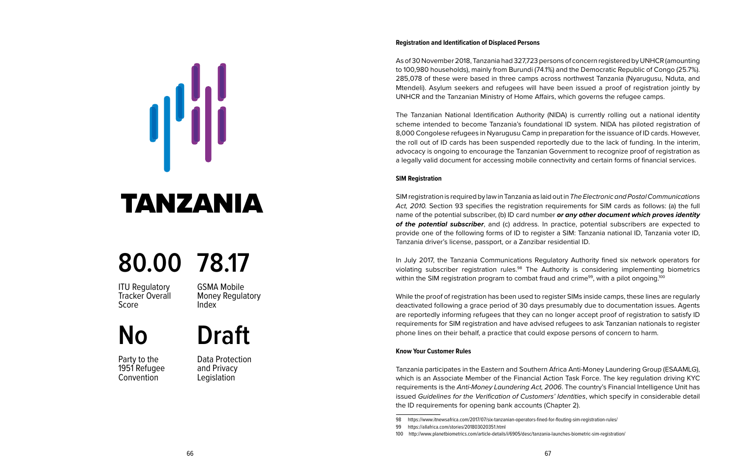# TANZANIA

**80.00**

ITU Regulatory Tracker Overall Score

**78.17**

GSMA Mobile Money Regulatory Index

**No**

Party to the 1951 Refugee Convention

**Draft**

Data Protection and Privacy Legislation

#### Registration and Identification of Displaced Persons

As of 30 November 2018, Tanzania had 327,723 persons of concern registered by UNHCR (amounting to 100,980 households), mainly from Burundi (74.1%) and the Democratic Republic of Congo (25.7%). 285,078 of these were based in three camps across northwest Tanzania (Nyarugusu, Nduta, and Mtendeli). Asylum seekers and refugees will have been issued a proof of registration jointly by UNHCR and the Tanzanian Ministry of Home Affairs, which governs the refugee camps.

The Tanzanian National Identification Authority (NIDA) is currently rolling out a national identity scheme intended to become Tanzania's foundational ID system. NIDA has piloted registration of 8,000 Congolese refugees in Nyarugusu Camp in preparation for the issuance of ID cards. However, the roll out of ID cards has been suspended reportedly due to the lack of funding. In the interim, advocacy is ongoing to encourage the Tanzanian Government to recognize proof of registration as a legally valid document for accessing mobile connectivity and certain forms of financial services.

#### SIM Registration

SIM registration is required by law in Tanzania as laid out in *The Electronic and Postal Communications Act, 2010*. Section 93 specifies the registration requirements for SIM cards as follows: (a) the full name of the potential subscriber, (b) ID card number ***or any other document which proves identity of the potential subscriber***, and (c) address. In practice, potential subscribers are expected to provide one of the following forms of ID to register a SIM: Tanzania national ID, Tanzania voter ID, Tanzania driver's license, passport, or a Zanzibar residential ID.

In July 2017, the Tanzania Communications Regulatory Authority fined six network operators for violating subscriber registration rules.[98] The Authority is considering implementing biometrics within the SIM registration program to combat fraud and crime[99], with a pilot ongoing.[100]

While the proof of registration has been used to register SIMs inside camps, these lines are regularly deactivated following a grace period of 30 days presumably due to documentation issues. Agents are reportedly informing refugees that they can no longer accept proof of registration to satisfy ID requirements for SIM registration and have advised refugees to ask Tanzanian nationals to register phone lines on their behalf, a practice that could expose persons of concern to harm.

#### Know Your Customer Rules

Tanzania participates in the Eastern and Southern Africa Anti-Money Laundering Group (ESAAMLG), which is an Associate Member of the Financial Action Task Force. The key regulation driving KYC requirements is the *Anti-Money Laundering Act, 2006*. The country's Financial Intelligence Unit has issued *Guidelines for the Verification of Customers' Identities*, which specify in considerable detail the ID requirements for opening bank accounts (Chapter 2).

---

98 https://www.itnewsafrica.com/2017/07/six-tanzanian-operators-fined-for-flouting-sim-registration-rules/

99 https://allafrica.com/stories/201803020351.html

100 http://www.planetbiometrics.com/article-details/i/6905/desc/tanzania-launches-biometric-sim-registration/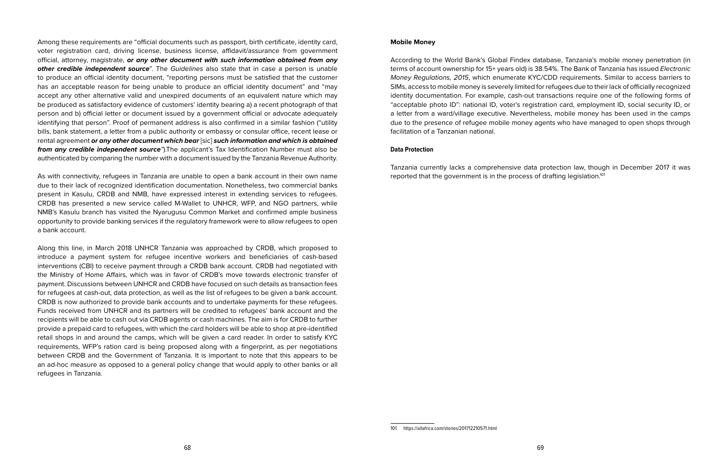Among these requirements are "official documents such as passport, birth certificate, identity card, voter registration card, driving license, business license, affidavit/assurance from government official, attorney, magistrate, ***or any other document with such information obtained from any other credible independent source***". The *Guidelines* also state that in case a person is unable to produce an official identity document, "reporting persons must be satisfied that the customer has an acceptable reason for being unable to produce an official identity document" and "may accept any other alternative valid and unexpired documents of an equivalent nature which may be produced as satisfactory evidence of customers' identity bearing a) a recent photograph of that person and b) official letter or document issued by a government official or advocate adequately identifying that person". Proof of permanent address is also confirmed in a similar fashion ("utility bills, bank statement, a letter from a public authority or embassy or consular office, recent lease or rental agreement ***or any other document which bear*** [sic] ***such information and which is obtained from any credible independent source***").The applicant's Tax Identification Number must also be authenticated by comparing the number with a document issued by the Tanzania Revenue Authority.

As with connectivity, refugees in Tanzania are unable to open a bank account in their own name due to their lack of recognized identification documentation. Nonetheless, two commercial banks present in Kasulu, CRDB and NMB, have expressed interest in extending services to refugees. CRDB has presented a new service called M-Wallet to UNHCR, WFP, and NGO partners, while NMB's Kasulu branch has visited the Nyarugusu Common Market and confirmed ample business opportunity to provide banking services if the regulatory framework were to allow refugees to open a bank account.

Along this line, in March 2018 UNHCR Tanzania was approached by CRDB, which proposed to introduce a payment system for refugee incentive workers and beneficiaries of cash-based interventions (CBI) to receive payment through a CRDB bank account. CRDB had negotiated with the Ministry of Home Affairs, which was in favor of CRDB's move towards electronic transfer of payment. Discussions between UNHCR and CRDB have focused on such details as transaction fees for refugees at cash-out, data protection, as well as the list of refugees to be given a bank account. CRDB is now authorized to provide bank accounts and to undertake payments for these refugees. Funds received from UNHCR and its partners will be credited to refugees' bank account and the recipients will be able to cash out via CRDB agents or cash machines. The aim is for CRDB to further provide a prepaid card to refugees, with which the card holders will be able to shop at pre-identified retail shops in and around the camps, which will be given a card reader. In order to satisfy KYC requirements, WFP's ration card is being proposed along with a fingerprint, as per negotiations between CRDB and the Government of Tanzania. It is important to note that this appears to be an ad-hoc measure as opposed to a general policy change that would apply to other banks or all refugees in Tanzania.

**Mobile Money**

According to the World Bank's Global Findex database, Tanzania's mobile money penetration (in terms of account ownership for 15+ years old) is 38.54%. The Bank of Tanzania has issued *Electronic Money Regulations, 2015*, which enumerate KYC/CDD requirements. Similar to access barriers to SIMs, access to mobile money is severely limited for refugees due to their lack of officially recognized identity documentation. For example, cash-out transactions require one of the following forms of "acceptable photo ID": national ID, voter's registration card, employment ID, social security ID, or a letter from a ward/village executive. Nevertheless, mobile money has been used in the camps due to the presence of refugee mobile money agents who have managed to open shops through facilitation of a Tanzanian national.

**Data Protection**

Tanzania currently lacks a comprehensive data protection law, though in December 2017 it was reported that the government is in the process of drafting legislation.[101]

101 https://allafrica.com/stories/201712210571.html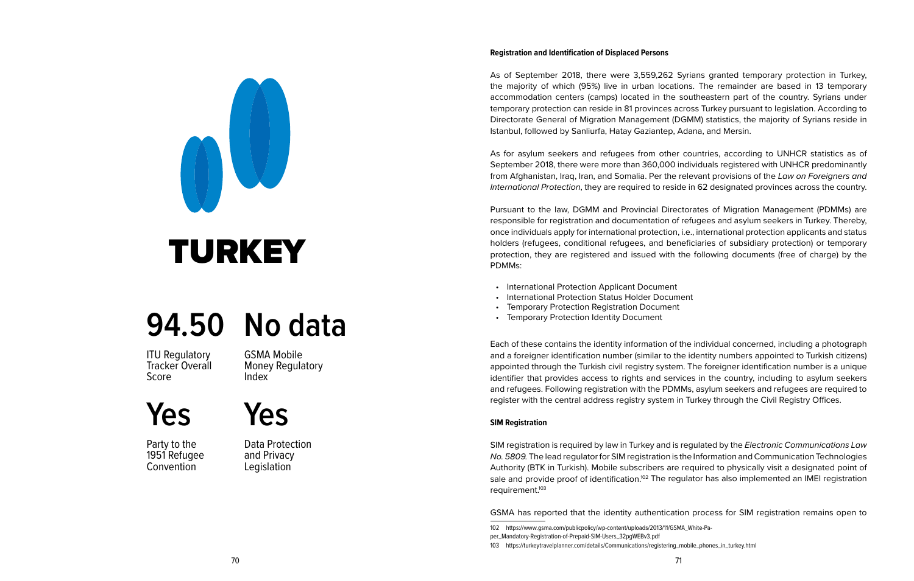# TURKEY

**94.50**
ITU Regulatory Tracker Overall Score

**No data**
GSMA Mobile Money Regulatory Index

**Yes**
Party to the 1951 Refugee Convention

**Yes**
Data Protection and Privacy Legislation

**Registration and Identification of Displaced Persons**

As of September 2018, there were 3,559,262 Syrians granted temporary protection in Turkey, the majority of which (95%) live in urban locations. The remainder are based in 13 temporary accommodation centers (camps) located in the southeastern part of the country. Syrians under temporary protection can reside in 81 provinces across Turkey pursuant to legislation. According to Directorate General of Migration Management (DGMM) statistics, the majority of Syrians reside in Istanbul, followed by Sanliurfa, Hatay Gaziantep, Adana, and Mersin.

As for asylum seekers and refugees from other countries, according to UNHCR statistics as of September 2018, there were more than 360,000 individuals registered with UNHCR predominantly from Afghanistan, Iraq, Iran, and Somalia. Per the relevant provisions of the *Law on Foreigners and International Protection*, they are required to reside in 62 designated provinces across the country.

Pursuant to the law, DGMM and Provincial Directorates of Migration Management (PDMMs) are responsible for registration and documentation of refugees and asylum seekers in Turkey. Thereby, once individuals apply for international protection, i.e., international protection applicants and status holders (refugees, conditional refugees, and beneficiaries of subsidiary protection) or temporary protection, they are registered and issued with the following documents (free of charge) by the PDMMs:

- International Protection Applicant Document
- International Protection Status Holder Document
- Temporary Protection Registration Document
- Temporary Protection Identity Document

Each of these contains the identity information of the individual concerned, including a photograph and a foreigner identification number (similar to the identity numbers appointed to Turkish citizens) appointed through the Turkish civil registry system. The foreigner identification number is a unique identifier that provides access to rights and services in the country, including to asylum seekers and refugees. Following registration with the PDMMs, asylum seekers and refugees are required to register with the central address registry system in Turkey through the Civil Registry Offices.

**SIM Registration**

SIM registration is required by law in Turkey and is regulated by the *Electronic Communications Law No. 5809.* The lead regulator for SIM registration is the Information and Communication Technologies Authority (BTK in Turkish). Mobile subscribers are required to physically visit a designated point of sale and provide proof of identification.[102] The regulator has also implemented an IMEI registration requirement.[103]

GSMA has reported that the identity authentication process for SIM registration remains open to

102 https://www.gsma.com/publicpolicy/wp-content/uploads/2013/11/GSMA_White-Paper_Mandatory-Registration-of-Prepaid-SIM-Users_32pgWEBv3.pdf

103 https://turkeytravelplanner.com/details/Communications/registering_mobile_phones_in_turkey.html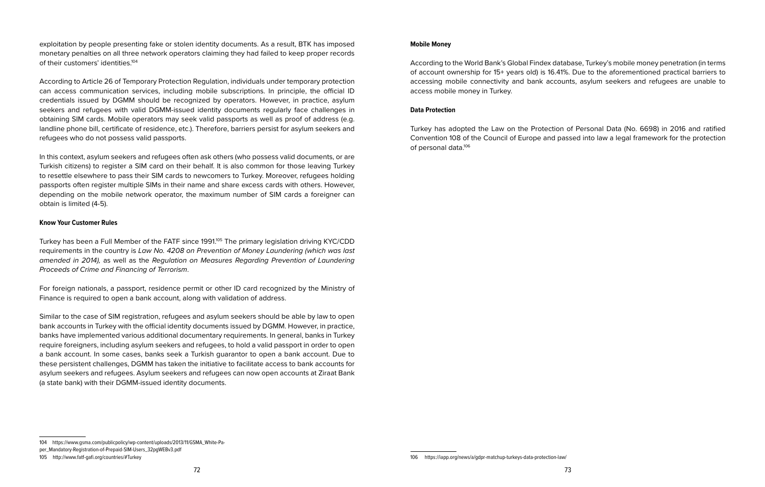exploitation by people presenting fake or stolen identity documents. As a result, BTK has imposed monetary penalties on all three network operators claiming they had failed to keep proper records of their customers' identities.[104]

According to Article 26 of Temporary Protection Regulation, individuals under temporary protection can access communication services, including mobile subscriptions. In principle, the official ID credentials issued by DGMM should be recognized by operators. However, in practice, asylum seekers and refugees with valid DGMM-issued identity documents regularly face challenges in obtaining SIM cards. Mobile operators may seek valid passports as well as proof of address (e.g. landline phone bill, certificate of residence, etc.). Therefore, barriers persist for asylum seekers and refugees who do not possess valid passports.

In this context, asylum seekers and refugees often ask others (who possess valid documents, or are Turkish citizens) to register a SIM card on their behalf. It is also common for those leaving Turkey to resettle elsewhere to pass their SIM cards to newcomers to Turkey. Moreover, refugees holding passports often register multiple SIMs in their name and share excess cards with others. However, depending on the mobile network operator, the maximum number of SIM cards a foreigner can obtain is limited (4-5).

#### Know Your Customer Rules

Turkey has been a Full Member of the FATF since 1991.[105] The primary legislation driving KYC/CDD requirements in the country is *Law No. 4208 on Prevention of Money Laundering (which was last amended in 2014),* as well as the *Regulation on Measures Regarding Prevention of Laundering Proceeds of Crime and Financing of Terrorism*.

For foreign nationals, a passport, residence permit or other ID card recognized by the Ministry of Finance is required to open a bank account, along with validation of address.

Similar to the case of SIM registration, refugees and asylum seekers should be able by law to open bank accounts in Turkey with the official identity documents issued by DGMM. However, in practice, banks have implemented various additional documentary requirements. In general, banks in Turkey require foreigners, including asylum seekers and refugees, to hold a valid passport in order to open a bank account. In some cases, banks seek a Turkish guarantor to open a bank account. Due to these persistent challenges, DGMM has taken the initiative to facilitate access to bank accounts for asylum seekers and refugees. Asylum seekers and refugees can now open accounts at Ziraat Bank (a state bank) with their DGMM-issued identity documents.

104 https://www.gsma.com/publicpolicy/wp-content/uploads/2013/11/GSMA_White-Paper_Mandatory-Registration-of-Prepaid-SIM-Users_32pgWEBv3.pdf

105 http://www.fatf-gafi.org/countries/#Turkey

#### Mobile Money

According to the World Bank's Global Findex database, Turkey's mobile money penetration (in terms of account ownership for 15+ years old) is 16.41%. Due to the aforementioned practical barriers to accessing mobile connectivity and bank accounts, asylum seekers and refugees are unable to access mobile money in Turkey.

#### Data Protection

Turkey has adopted the Law on the Protection of Personal Data (No. 6698) in 2016 and ratified Convention 108 of the Council of Europe and passed into law a legal framework for the protection of personal data.[106]

106 https://iapp.org/news/a/gdpr-matchup-turkeys-data-protection-law/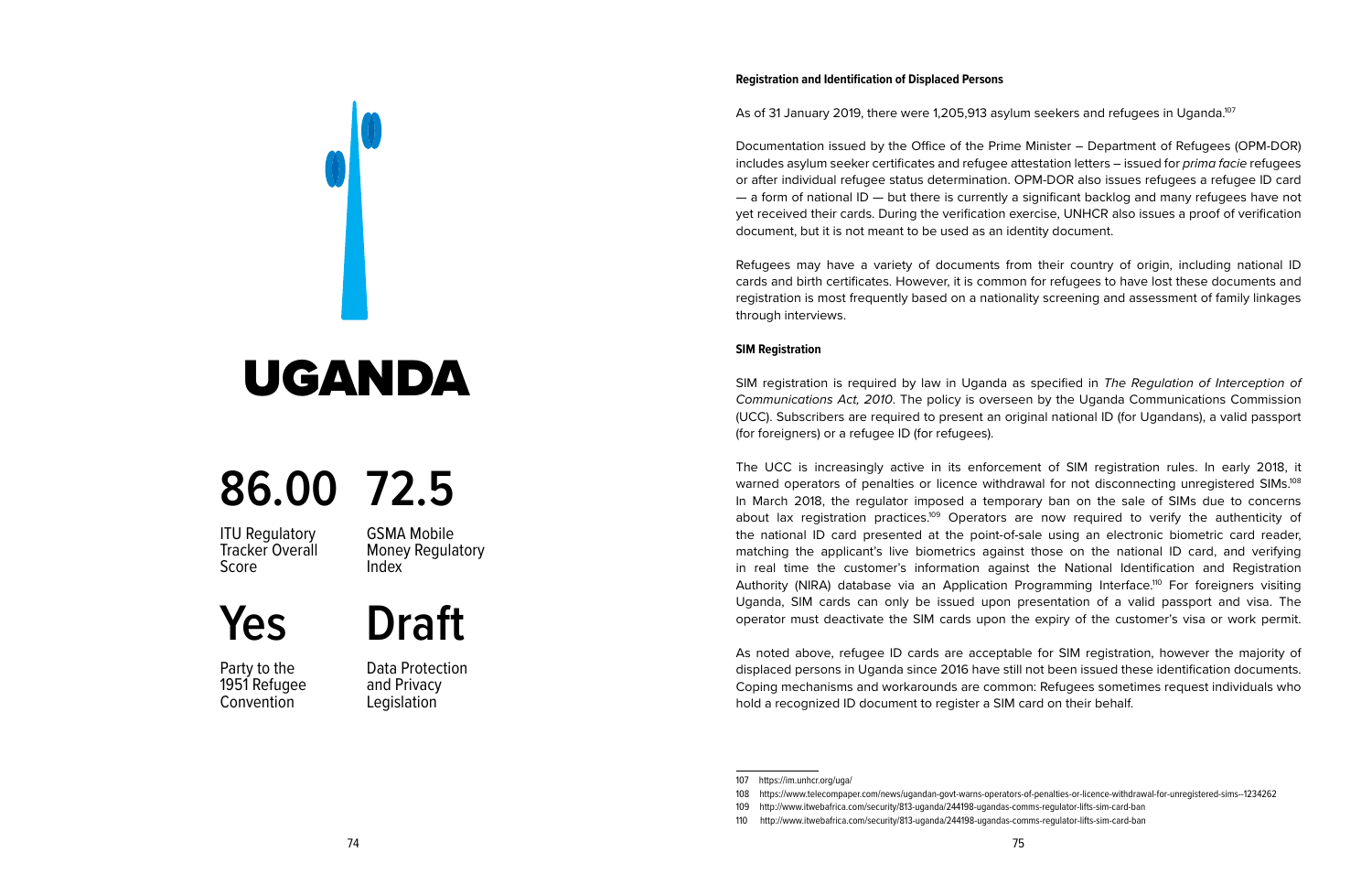# UGANDA

**86.00** ITU Regulatory Tracker Overall Score

**72.5** GSMA Mobile Money Regulatory Index

**Yes** Party to the 1951 Refugee Convention

**Draft** Data Protection and Privacy Legislation

**Registration and Identification of Displaced Persons**

As of 31 January 2019, there were 1,205,913 asylum seekers and refugees in Uganda.[107]

Documentation issued by the Office of the Prime Minister – Department of Refugees (OPM-DOR) includes asylum seeker certificates and refugee attestation letters – issued for *prima facie* refugees or after individual refugee status determination. OPM-DOR also issues refugees a refugee ID card — a form of national ID — but there is currently a significant backlog and many refugees have not yet received their cards. During the verification exercise, UNHCR also issues a proof of verification document, but it is not meant to be used as an identity document.

Refugees may have a variety of documents from their country of origin, including national ID cards and birth certificates. However, it is common for refugees to have lost these documents and registration is most frequently based on a nationality screening and assessment of family linkages through interviews.

**SIM Registration**

SIM registration is required by law in Uganda as specified in *The Regulation of Interception of Communications Act, 2010*. The policy is overseen by the Uganda Communications Commission (UCC). Subscribers are required to present an original national ID (for Ugandans), a valid passport (for foreigners) or a refugee ID (for refugees).

The UCC is increasingly active in its enforcement of SIM registration rules. In early 2018, it warned operators of penalties or licence withdrawal for not disconnecting unregistered SIMs.[108] In March 2018, the regulator imposed a temporary ban on the sale of SIMs due to concerns about lax registration practices.[109] Operators are now required to verify the authenticity of the national ID card presented at the point-of-sale using an electronic biometric card reader, matching the applicant's live biometrics against those on the national ID card, and verifying in real time the customer's information against the National Identification and Registration Authority (NIRA) database via an Application Programming Interface.[110] For foreigners visiting Uganda, SIM cards can only be issued upon presentation of a valid passport and visa. The operator must deactivate the SIM cards upon the expiry of the customer's visa or work permit.

As noted above, refugee ID cards are acceptable for SIM registration, however the majority of displaced persons in Uganda since 2016 have still not been issued these identification documents. Coping mechanisms and workarounds are common: Refugees sometimes request individuals who hold a recognized ID document to register a SIM card on their behalf.

---

107 https://im.unhcr.org/uga/

108 https://www.telecompaper.com/news/ugandan-govt-warns-operators-of-penalties-or-licence-withdrawal-for-unregistered-sims--1234262

109 http://www.itwebafrica.com/security/813-uganda/244198-ugandas-comms-regulator-lifts-sim-card-ban

110 http://www.itwebafrica.com/security/813-uganda/244198-ugandas-comms-regulator-lifts-sim-card-ban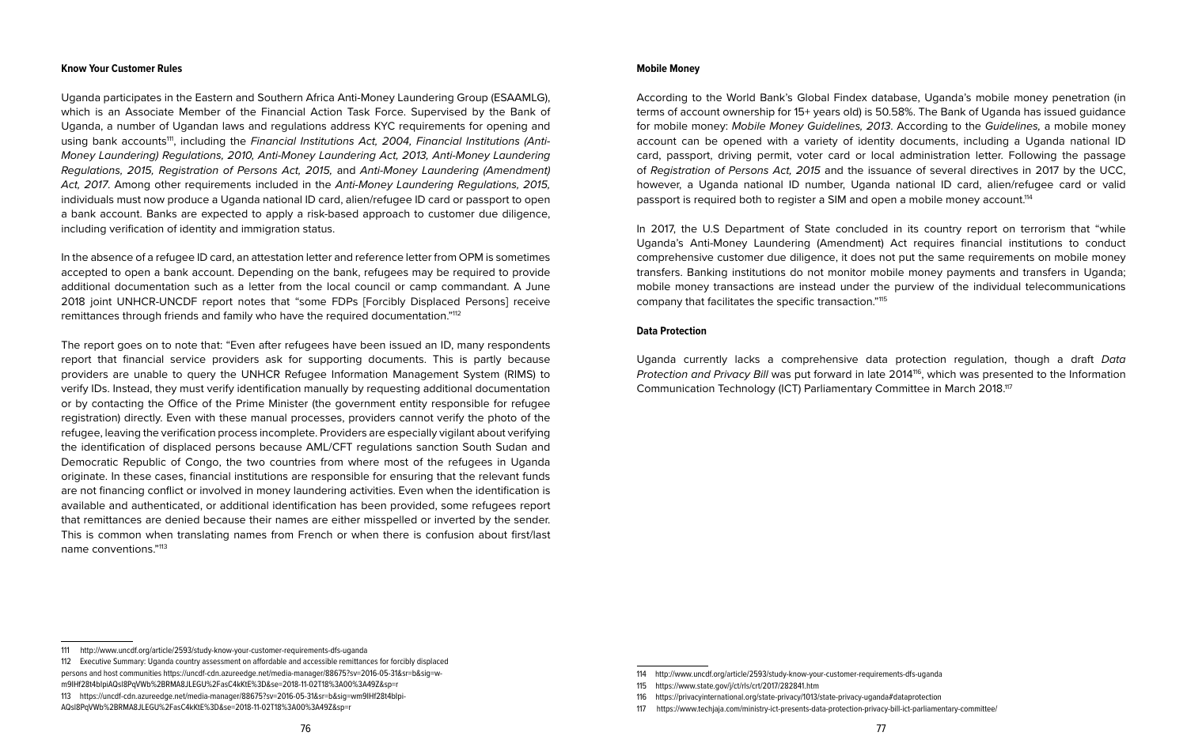### Know Your Customer Rules

Uganda participates in the Eastern and Southern Africa Anti-Money Laundering Group (ESAAMLG), which is an Associate Member of the Financial Action Task Force. Supervised by the Bank of Uganda, a number of Ugandan laws and regulations address KYC requirements for opening and using bank accounts[111], including the *Financial Institutions Act, 2004*, *Financial Institutions (Anti-Money Laundering) Regulations, 2010*, *Anti-Money Laundering Act, 2013*, *Anti-Money Laundering Regulations, 2015*, *Registration of Persons Act, 2015*, and *Anti-Money Laundering (Amendment) Act, 2017*. Among other requirements included in the *Anti-Money Laundering Regulations, 2015*, individuals must now produce a Uganda national ID card, alien/refugee ID card or passport to open a bank account. Banks are expected to apply a risk-based approach to customer due diligence, including verification of identity and immigration status.

In the absence of a refugee ID card, an attestation letter and reference letter from OPM is sometimes accepted to open a bank account. Depending on the bank, refugees may be required to provide additional documentation such as a letter from the local council or camp commandant. A June 2018 joint UNHCR-UNCDF report notes that "some FDPs [Forcibly Displaced Persons] receive remittances through friends and family who have the required documentation."[112]

The report goes on to note that: "Even after refugees have been issued an ID, many respondents report that financial service providers ask for supporting documents. This is partly because providers are unable to query the UNHCR Refugee Information Management System (RIMS) to verify IDs. Instead, they must verify identification manually by requesting additional documentation or by contacting the Office of the Prime Minister (the government entity responsible for refugee registration) directly. Even with these manual processes, providers cannot verify the photo of the refugee, leaving the verification process incomplete. Providers are especially vigilant about verifying the identification of displaced persons because AML/CFT regulations sanction South Sudan and Democratic Republic of Congo, the two countries from where most of the refugees in Uganda originate. In these cases, financial institutions are responsible for ensuring that the relevant funds are not financing conflict or involved in money laundering activities. Even when the identification is available and authenticated, or additional identification has been provided, some refugees report that remittances are denied because their names are either misspelled or inverted by the sender. This is common when translating names from French or when there is confusion about first/last name conventions."[113]

### Mobile Money

According to the World Bank's Global Findex database, Uganda's mobile money penetration (in terms of account ownership for 15+ years old) is 50.58%. The Bank of Uganda has issued guidance for mobile money: *Mobile Money Guidelines, 2013*. According to the *Guidelines*, a mobile money account can be opened with a variety of identity documents, including a Uganda national ID card, passport, driving permit, voter card or local administration letter. Following the passage of *Registration of Persons Act, 2015* and the issuance of several directives in 2017 by the UCC, however, a Uganda national ID number, Uganda national ID card, alien/refugee card or valid passport is required both to register a SIM and open a mobile money account.[114]

In 2017, the U.S Department of State concluded in its country report on terrorism that "while Uganda's Anti-Money Laundering (Amendment) Act requires financial institutions to conduct comprehensive customer due diligence, it does not put the same requirements on mobile money transfers. Banking institutions do not monitor mobile money payments and transfers in Uganda; mobile money transactions are instead under the purview of the individual telecommunications company that facilitates the specific transaction."[115]

### Data Protection

Uganda currently lacks a comprehensive data protection regulation, though a draft *Data Protection and Privacy Bill* was put forward in late 2014[116], which was presented to the Information Communication Technology (ICT) Parliamentary Committee in March 2018.[117]

---

111 http://www.uncdf.org/article/2593/study-know-your-customer-requirements-dfs-uganda

112 Executive Summary: Uganda country assessment on affordable and accessible remittances for forcibly displaced persons and host communities https://uncdf-cdn.azureedge.net/media-manager/88675?sv=2016-05-31&sr=b&sig=wm9lHf28t4bIpiAQsI8PqVWb%2BRMA8JLEGU%2FasC4kKtE%3D&se=2018-11-02T18%3A00%3A49Z&sp=r

113 https://uncdf-cdn.azureedge.net/media-manager/88675?sv=2016-05-31&sr=b&sig=wm9lHf28t4bIpi-AQsI8PqVWb%2BRMA8JLEGU%2FasC4kKtE%3D&se=2018-11-02T18%3A00%3A49Z&sp=r

114 http://www.uncdf.org/article/2593/study-know-your-customer-requirements-dfs-uganda

115 https://www.state.gov/j/ct/rls/crt/2017/282841.htm

116 https://privacyinternational.org/state-privacy/1013/state-privacy-uganda#dataprotection

117 https://www.techjaja.com/ministry-ict-presents-data-protection-privacy-bill-ict-parliamentary-committee/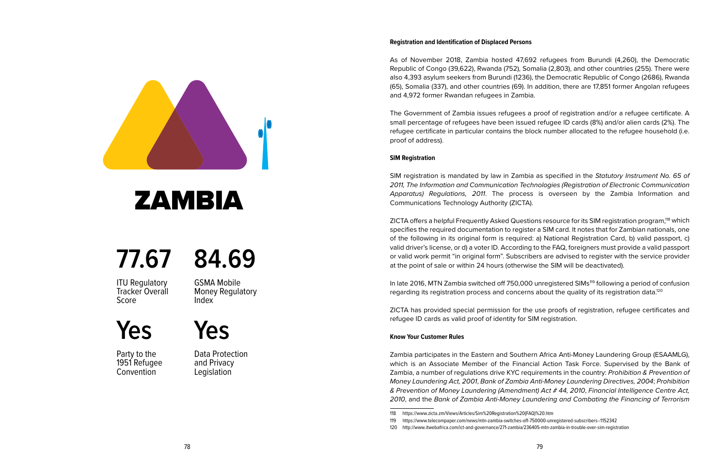# ZAMBIA

**77.67**

ITU Regulatory Tracker Overall Score

**84.69**

GSMA Mobile Money Regulatory Index

**Yes**

Party to the 1951 Refugee Convention

**Yes**

Data Protection and Privacy Legislation

**Registration and Identification of Displaced Persons**

As of November 2018, Zambia hosted 47,692 refugees from Burundi (4,260), the Democratic Republic of Congo (39,622), Rwanda (752), Somalia (2,803), and other countries (255). There were also 4,393 asylum seekers from Burundi (1236), the Democratic Republic of Congo (2686), Rwanda (65), Somalia (337), and other countries (69). In addition, there are 17,851 former Angolan refugees and 4,972 former Rwandan refugees in Zambia.

The Government of Zambia issues refugees a proof of registration and/or a refugee certificate. A small percentage of refugees have been issued refugee ID cards (8%) and/or alien cards (2%). The refugee certificate in particular contains the block number allocated to the refugee household (i.e. proof of address).

**SIM Registration**

SIM registration is mandated by law in Zambia as specified in the *Statutory Instrument No. 65 of 2011, The Information and Communication Technologies (Registration of Electronic Communication Apparatus) Regulations, 2011*. The process is overseen by the Zambia Information and Communications Technology Authority (ZICTA).

ZICTA offers a helpful Frequently Asked Questions resource for its SIM registration program,[118] which specifies the required documentation to register a SIM card. It notes that for Zambian nationals, one of the following in its original form is required: a) National Registration Card, b) valid passport, c) valid driver's license, or d) a voter ID. According to the FAQ, foreigners must provide a valid passport or valid work permit "in original form". Subscribers are advised to register with the service provider at the point of sale or within 24 hours (otherwise the SIM will be deactivated).

In late 2016, MTN Zambia switched off 750,000 unregistered SIMs[119] following a period of confusion regarding its registration process and concerns about the quality of its registration data.[120]

ZICTA has provided special permission for the use proofs of registration, refugee certificates and refugee ID cards as valid proof of identity for SIM registration.

**Know Your Customer Rules**

Zambia participates in the Eastern and Southern Africa Anti-Money Laundering Group (ESAAMLG), which is an Associate Member of the Financial Action Task Force. Supervised by the Bank of Zambia, a number of regulations drive KYC requirements in the country: *Prohibition & Prevention of Money Laundering Act, 2001*, *Bank of Zambia Anti-Money Laundering Directives, 2004*; *Prohibition & Prevention of Money Laundering (Amendment) Act # 44, 2010*, *Financial Intelligence Centre Act, 2010*, and the *Bank of Zambia Anti-Money Laundering and Combating the Financing of Terrorism*

---

118 https://www.zicta.zm/Views/Articles/Sim%20Registration%20(FAQ)%20.htm

119 https://www.telecompaper.com/news/mtn-zambia-switches-off-750000-unregistered-subscribers--1152342

120 http://www.itwebafrica.com/ict-and-governance/271-zambia/236405-mtn-zambia-in-trouble-over-sim-registration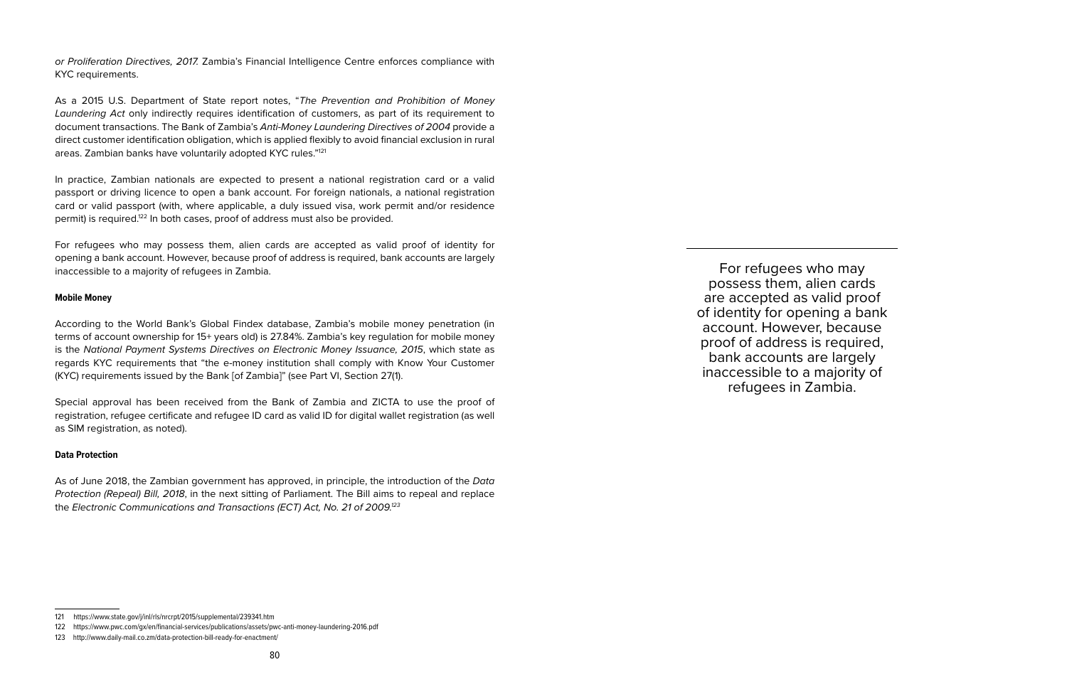*or Proliferation Directives, 2017.* Zambia's Financial Intelligence Centre enforces compliance with KYC requirements.

As a 2015 U.S. Department of State report notes, "*The Prevention and Prohibition of Money Laundering Act* only indirectly requires identification of customers, as part of its requirement to document transactions. The Bank of Zambia's *Anti-Money Laundering Directives of 2004* provide a direct customer identification obligation, which is applied flexibly to avoid financial exclusion in rural areas. Zambian banks have voluntarily adopted KYC rules."[121]

In practice, Zambian nationals are expected to present a national registration card or a valid passport or driving licence to open a bank account. For foreign nationals, a national registration card or valid passport (with, where applicable, a duly issued visa, work permit and/or residence permit) is required.[122] In both cases, proof of address must also be provided.

For refugees who may possess them, alien cards are accepted as valid proof of identity for opening a bank account. However, because proof of address is required, bank accounts are largely inaccessible to a majority of refugees in Zambia.

> For refugees who may possess them, alien cards are accepted as valid proof of identity for opening a bank account. However, because proof of address is required, bank accounts are largely inaccessible to a majority of refugees in Zambia.

#### Mobile Money

According to the World Bank's Global Findex database, Zambia's mobile money penetration (in terms of account ownership for 15+ years old) is 27.84%. Zambia's key regulation for mobile money is the *National Payment Systems Directives on Electronic Money Issuance, 2015*, which state as regards KYC requirements that "the e-money institution shall comply with Know Your Customer (KYC) requirements issued by the Bank [of Zambia]" (see Part VI, Section 27(1).

Special approval has been received from the Bank of Zambia and ZICTA to use the proof of registration, refugee certificate and refugee ID card as valid ID for digital wallet registration (as well as SIM registration, as noted).

#### Data Protection

As of June 2018, the Zambian government has approved, in principle, the introduction of the *Data Protection (Repeal) Bill, 2018*, in the next sitting of Parliament. The Bill aims to repeal and replace the *Electronic Communications and Transactions (ECT) Act, No. 21 of 2009.*[123]

---

121 https://www.state.gov/j/inl/rls/nrcrpt/2015/supplemental/239341.htm

122 https://www.pwc.com/gx/en/financial-services/publications/assets/pwc-anti-money-laundering-2016.pdf

123 http://www.daily-mail.co.zm/data-protection-bill-ready-for-enactment/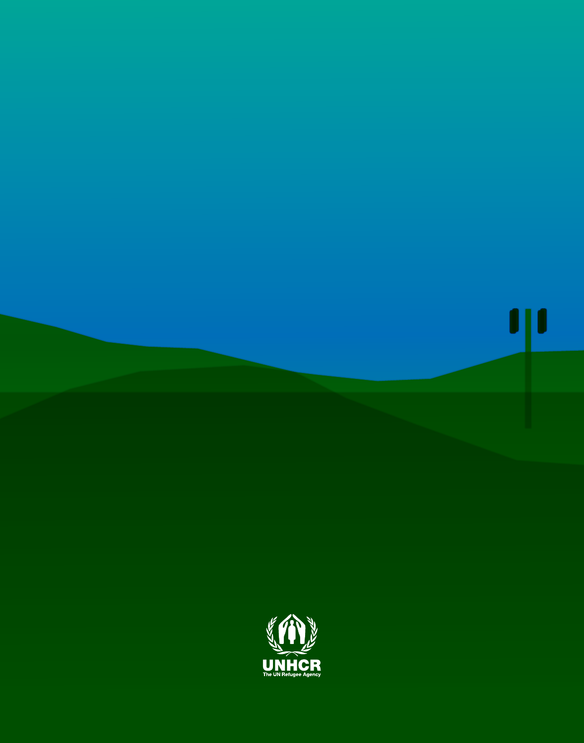UNHCR

The UN Refugee Agency